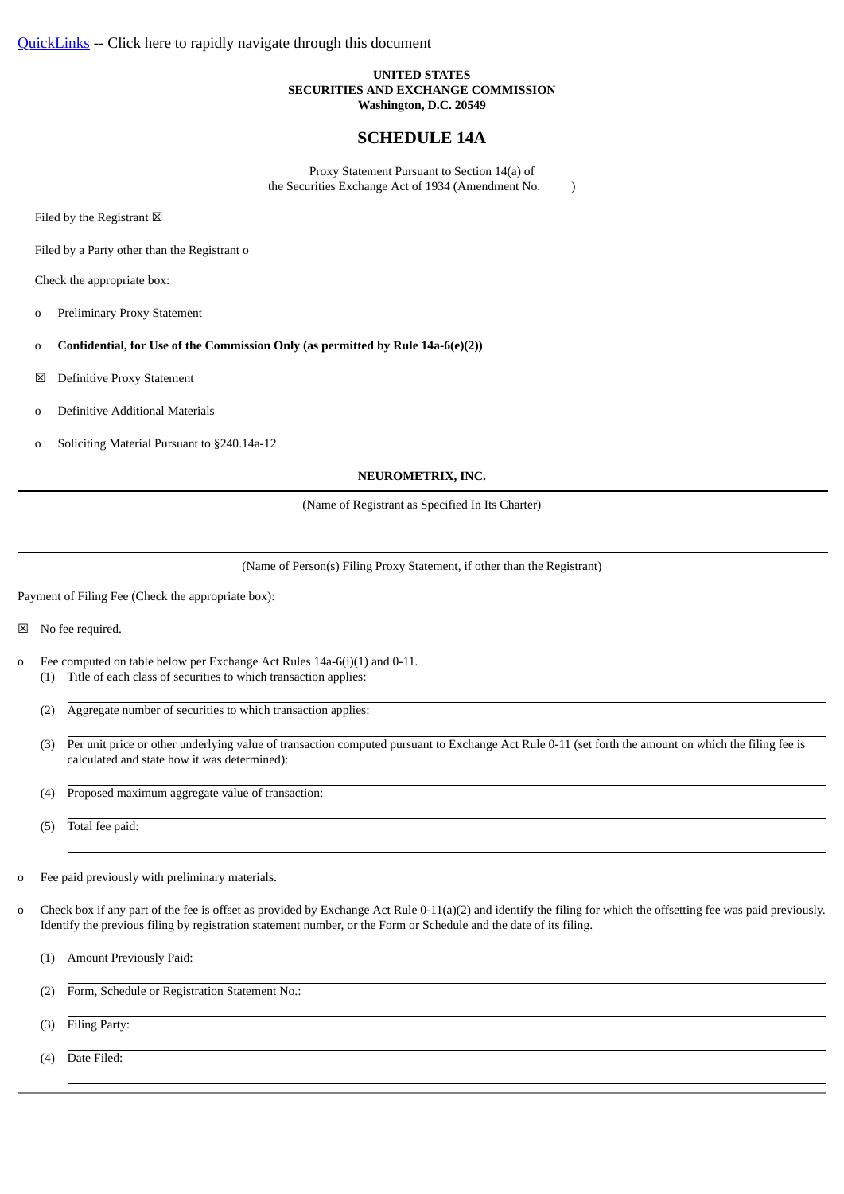QuickLinks -- Click here to rapidly navigate through this document

**UNITED STATES**
**SECURITIES AND EXCHANGE COMMISSION**
**Washington, D.C. 20549**

## SCHEDULE 14A

Proxy Statement Pursuant to Section 14(a) of
the Securities Exchange Act of 1934 (Amendment No. )

Filed by the Registrant ☒

Filed by a Party other than the Registrant o

Check the appropriate box:

o Preliminary Proxy Statement

o **Confidential, for Use of the Commission Only (as permitted by Rule 14a-6(e)(2))**

☒ Definitive Proxy Statement

o Definitive Additional Materials

o Soliciting Material Pursuant to §240.14a-12

**NEUROMETRIX, INC.**

(Name of Registrant as Specified In Its Charter)

(Name of Person(s) Filing Proxy Statement, if other than the Registrant)

Payment of Filing Fee (Check the appropriate box):

☒ No fee required.

o Fee computed on table below per Exchange Act Rules 14a-6(i)(1) and 0-11.

(1) Title of each class of securities to which transaction applies:

(2) Aggregate number of securities to which transaction applies:

(3) Per unit price or other underlying value of transaction computed pursuant to Exchange Act Rule 0-11 (set forth the amount on which the filing fee is calculated and state how it was determined):

(4) Proposed maximum aggregate value of transaction:

(5) Total fee paid:

o Fee paid previously with preliminary materials.

o Check box if any part of the fee is offset as provided by Exchange Act Rule 0-11(a)(2) and identify the filing for which the offsetting fee was paid previously. Identify the previous filing by registration statement number, or the Form or Schedule and the date of its filing.

(1) Amount Previously Paid:

(2) Form, Schedule or Registration Statement No.:

(3) Filing Party:

(4) Date Filed: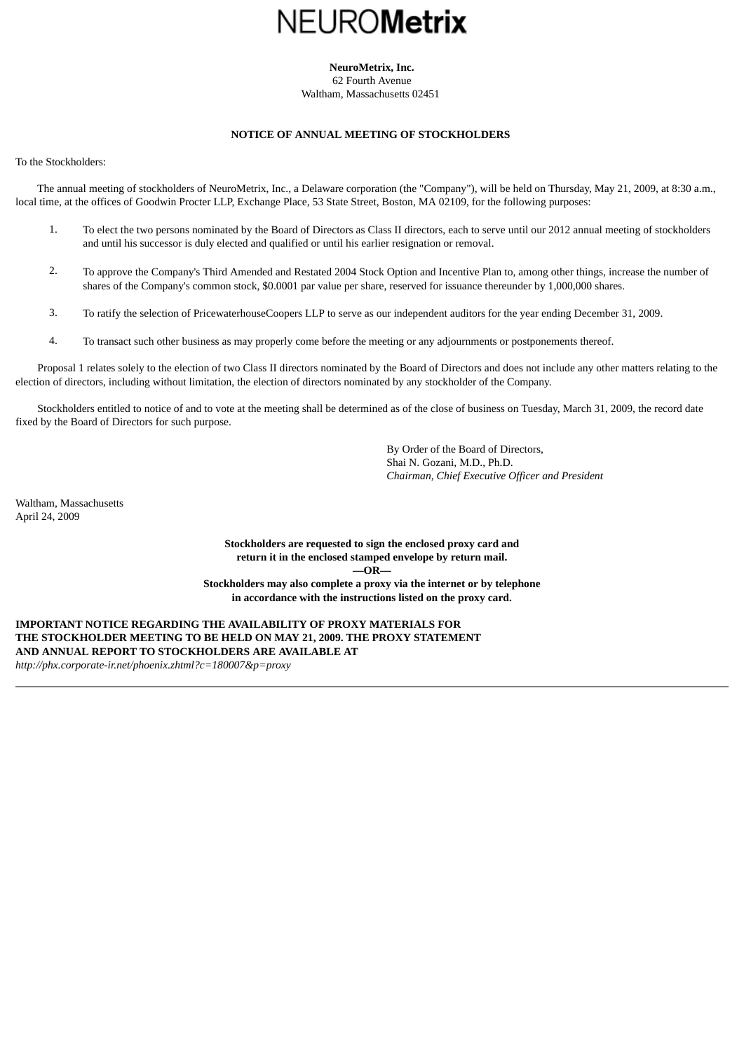# NEUROMetrix

**NeuroMetrix, Inc.**
62 Fourth Avenue
Waltham, Massachusetts 02451

**NOTICE OF ANNUAL MEETING OF STOCKHOLDERS**

To the Stockholders:

The annual meeting of stockholders of NeuroMetrix, Inc., a Delaware corporation (the "Company"), will be held on Thursday, May 21, 2009, at 8:30 a.m., local time, at the offices of Goodwin Procter LLP, Exchange Place, 53 State Street, Boston, MA 02109, for the following purposes:

1. To elect the two persons nominated by the Board of Directors as Class II directors, each to serve until our 2012 annual meeting of stockholders and until his successor is duly elected and qualified or until his earlier resignation or removal.

2. To approve the Company's Third Amended and Restated 2004 Stock Option and Incentive Plan to, among other things, increase the number of shares of the Company's common stock, $0.0001 par value per share, reserved for issuance thereunder by 1,000,000 shares.

3. To ratify the selection of PricewaterhouseCoopers LLP to serve as our independent auditors for the year ending December 31, 2009.

4. To transact such other business as may properly come before the meeting or any adjournments or postponements thereof.

Proposal 1 relates solely to the election of two Class II directors nominated by the Board of Directors and does not include any other matters relating to the election of directors, including without limitation, the election of directors nominated by any stockholder of the Company.

Stockholders entitled to notice of and to vote at the meeting shall be determined as of the close of business on Tuesday, March 31, 2009, the record date fixed by the Board of Directors for such purpose.

By Order of the Board of Directors,
Shai N. Gozani, M.D., Ph.D.
*Chairman, Chief Executive Officer and President*

Waltham, Massachusetts
April 24, 2009

**Stockholders are requested to sign the enclosed proxy card and return it in the enclosed stamped envelope by return mail.**
**—OR—**
**Stockholders may also complete a proxy via the internet or by telephone in accordance with the instructions listed on the proxy card.**

**IMPORTANT NOTICE REGARDING THE AVAILABILITY OF PROXY MATERIALS FOR THE STOCKHOLDER MEETING TO BE HELD ON MAY 21, 2009. THE PROXY STATEMENT AND ANNUAL REPORT TO STOCKHOLDERS ARE AVAILABLE AT**
*http://phx.corporate-ir.net/phoenix.zhtml?c=180007&p=proxy*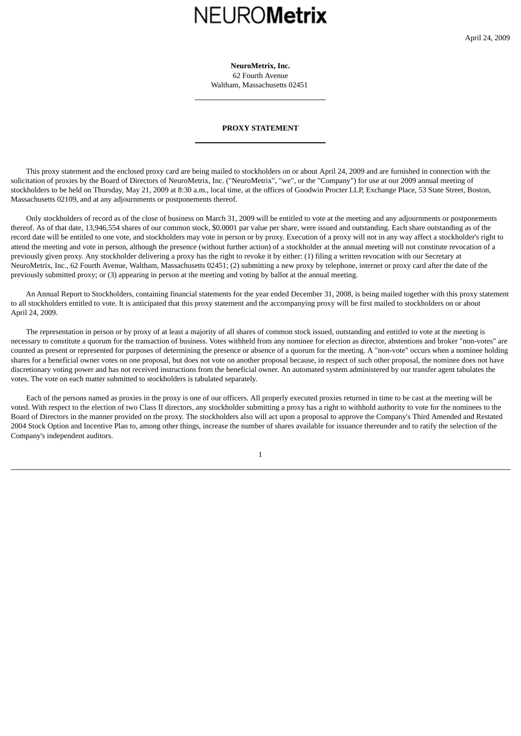NEUROMetrix

April 24, 2009

**NeuroMetrix, Inc.**
62 Fourth Avenue
Waltham, Massachusetts 02451

---

**PROXY STATEMENT**

---

This proxy statement and the enclosed proxy card are being mailed to stockholders on or about April 24, 2009 and are furnished in connection with the solicitation of proxies by the Board of Directors of NeuroMetrix, Inc. ("NeuroMetrix", "we", or the "Company") for use at our 2009 annual meeting of stockholders to be held on Thursday, May 21, 2009 at 8:30 a.m., local time, at the offices of Goodwin Procter LLP, Exchange Place, 53 State Street, Boston, Massachusetts 02109, and at any adjournments or postponements thereof.

Only stockholders of record as of the close of business on March 31, 2009 will be entitled to vote at the meeting and any adjournments or postponements thereof. As of that date, 13,946,554 shares of our common stock, $0.0001 par value per share, were issued and outstanding. Each share outstanding as of the record date will be entitled to one vote, and stockholders may vote in person or by proxy. Execution of a proxy will not in any way affect a stockholder's right to attend the meeting and vote in person, although the presence (without further action) of a stockholder at the annual meeting will not constitute revocation of a previously given proxy. Any stockholder delivering a proxy has the right to revoke it by either: (1) filing a written revocation with our Secretary at NeuroMetrix, Inc., 62 Fourth Avenue, Waltham, Massachusetts 02451; (2) submitting a new proxy by telephone, internet or proxy card after the date of the previously submitted proxy; or (3) appearing in person at the meeting and voting by ballot at the annual meeting.

An Annual Report to Stockholders, containing financial statements for the year ended December 31, 2008, is being mailed together with this proxy statement to all stockholders entitled to vote. It is anticipated that this proxy statement and the accompanying proxy will be first mailed to stockholders on or about April 24, 2009.

The representation in person or by proxy of at least a majority of all shares of common stock issued, outstanding and entitled to vote at the meeting is necessary to constitute a quorum for the transaction of business. Votes withheld from any nominee for election as director, abstentions and broker "non-votes" are counted as present or represented for purposes of determining the presence or absence of a quorum for the meeting. A "non-vote" occurs when a nominee holding shares for a beneficial owner votes on one proposal, but does not vote on another proposal because, in respect of such other proposal, the nominee does not have discretionary voting power and has not received instructions from the beneficial owner. An automated system administered by our transfer agent tabulates the votes. The vote on each matter submitted to stockholders is tabulated separately.

Each of the persons named as proxies in the proxy is one of our officers. All properly executed proxies returned in time to be cast at the meeting will be voted. With respect to the election of two Class II directors, any stockholder submitting a proxy has a right to withhold authority to vote for the nominees to the Board of Directors in the manner provided on the proxy. The stockholders also will act upon a proposal to approve the Company's Third Amended and Restated 2004 Stock Option and Incentive Plan to, among other things, increase the number of shares available for issuance thereunder and to ratify the selection of the Company's independent auditors.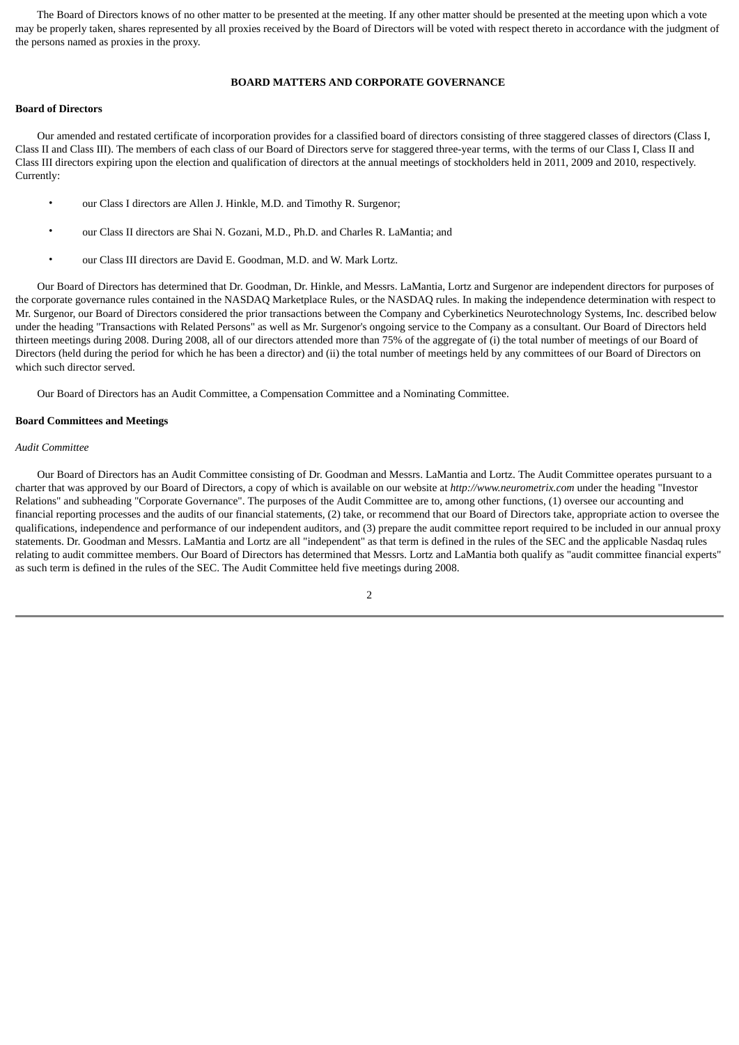The Board of Directors knows of no other matter to be presented at the meeting. If any other matter should be presented at the meeting upon which a vote may be properly taken, shares represented by all proxies received by the Board of Directors will be voted with respect thereto in accordance with the judgment of the persons named as proxies in the proxy.

## BOARD MATTERS AND CORPORATE GOVERNANCE

**Board of Directors**

Our amended and restated certificate of incorporation provides for a classified board of directors consisting of three staggered classes of directors (Class I, Class II and Class III). The members of each class of our Board of Directors serve for staggered three-year terms, with the terms of our Class I, Class II and Class III directors expiring upon the election and qualification of directors at the annual meetings of stockholders held in 2011, 2009 and 2010, respectively. Currently:

- our Class I directors are Allen J. Hinkle, M.D. and Timothy R. Surgenor;
- our Class II directors are Shai N. Gozani, M.D., Ph.D. and Charles R. LaMantia; and
- our Class III directors are David E. Goodman, M.D. and W. Mark Lortz.

Our Board of Directors has determined that Dr. Goodman, Dr. Hinkle, and Messrs. LaMantia, Lortz and Surgenor are independent directors for purposes of the corporate governance rules contained in the NASDAQ Marketplace Rules, or the NASDAQ rules. In making the independence determination with respect to Mr. Surgenor, our Board of Directors considered the prior transactions between the Company and Cyberkinetics Neurotechnology Systems, Inc. described below under the heading "Transactions with Related Persons" as well as Mr. Surgenor's ongoing service to the Company as a consultant. Our Board of Directors held thirteen meetings during 2008. During 2008, all of our directors attended more than 75% of the aggregate of (i) the total number of meetings of our Board of Directors (held during the period for which he has been a director) and (ii) the total number of meetings held by any committees of our Board of Directors on which such director served.

Our Board of Directors has an Audit Committee, a Compensation Committee and a Nominating Committee.

**Board Committees and Meetings**

*Audit Committee*

Our Board of Directors has an Audit Committee consisting of Dr. Goodman and Messrs. LaMantia and Lortz. The Audit Committee operates pursuant to a charter that was approved by our Board of Directors, a copy of which is available on our website at *http://www.neurometrix.com* under the heading "Investor Relations" and subheading "Corporate Governance". The purposes of the Audit Committee are to, among other functions, (1) oversee our accounting and financial reporting processes and the audits of our financial statements, (2) take, or recommend that our Board of Directors take, appropriate action to oversee the qualifications, independence and performance of our independent auditors, and (3) prepare the audit committee report required to be included in our annual proxy statements. Dr. Goodman and Messrs. LaMantia and Lortz are all "independent" as that term is defined in the rules of the SEC and the applicable Nasdaq rules relating to audit committee members. Our Board of Directors has determined that Messrs. Lortz and LaMantia both qualify as "audit committee financial experts" as such term is defined in the rules of the SEC. The Audit Committee held five meetings during 2008.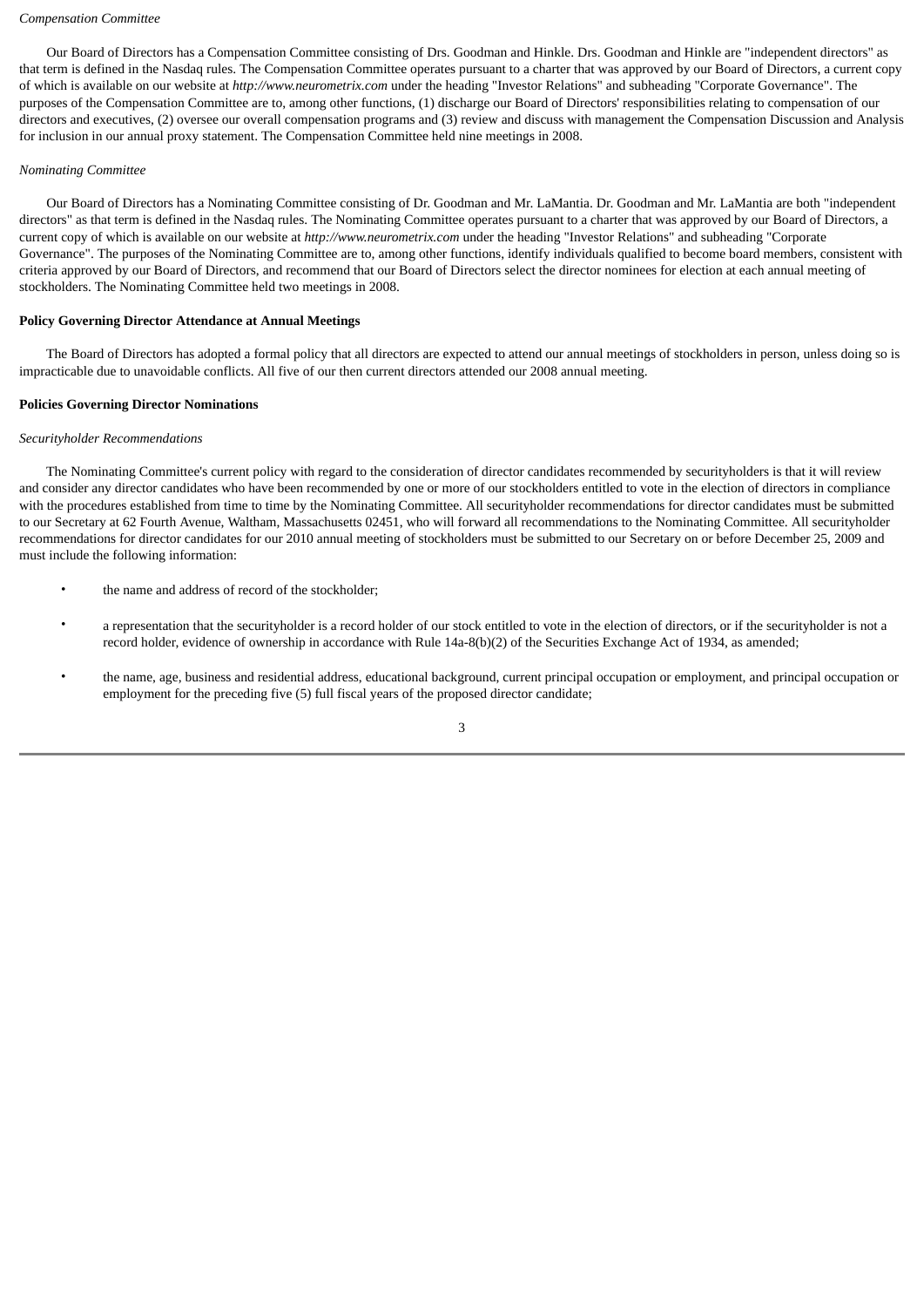*Compensation Committee*

Our Board of Directors has a Compensation Committee consisting of Drs. Goodman and Hinkle. Drs. Goodman and Hinkle are "independent directors" as that term is defined in the Nasdaq rules. The Compensation Committee operates pursuant to a charter that was approved by our Board of Directors, a current copy of which is available on our website at *http://www.neurometrix.com* under the heading "Investor Relations" and subheading "Corporate Governance". The purposes of the Compensation Committee are to, among other functions, (1) discharge our Board of Directors' responsibilities relating to compensation of our directors and executives, (2) oversee our overall compensation programs and (3) review and discuss with management the Compensation Discussion and Analysis for inclusion in our annual proxy statement. The Compensation Committee held nine meetings in 2008.

*Nominating Committee*

Our Board of Directors has a Nominating Committee consisting of Dr. Goodman and Mr. LaMantia. Dr. Goodman and Mr. LaMantia are both "independent directors" as that term is defined in the Nasdaq rules. The Nominating Committee operates pursuant to a charter that was approved by our Board of Directors, a current copy of which is available on our website at *http://www.neurometrix.com* under the heading "Investor Relations" and subheading "Corporate Governance". The purposes of the Nominating Committee are to, among other functions, identify individuals qualified to become board members, consistent with criteria approved by our Board of Directors, and recommend that our Board of Directors select the director nominees for election at each annual meeting of stockholders. The Nominating Committee held two meetings in 2008.

**Policy Governing Director Attendance at Annual Meetings**

The Board of Directors has adopted a formal policy that all directors are expected to attend our annual meetings of stockholders in person, unless doing so is impracticable due to unavoidable conflicts. All five of our then current directors attended our 2008 annual meeting.

**Policies Governing Director Nominations**

*Securityholder Recommendations*

The Nominating Committee's current policy with regard to the consideration of director candidates recommended by securityholders is that it will review and consider any director candidates who have been recommended by one or more of our stockholders entitled to vote in the election of directors in compliance with the procedures established from time to time by the Nominating Committee. All securityholder recommendations for director candidates must be submitted to our Secretary at 62 Fourth Avenue, Waltham, Massachusetts 02451, who will forward all recommendations to the Nominating Committee. All securityholder recommendations for director candidates for our 2010 annual meeting of stockholders must be submitted to our Secretary on or before December 25, 2009 and must include the following information:

- the name and address of record of the stockholder;
- a representation that the securityholder is a record holder of our stock entitled to vote in the election of directors, or if the securityholder is not a record holder, evidence of ownership in accordance with Rule 14a-8(b)(2) of the Securities Exchange Act of 1934, as amended;
- the name, age, business and residential address, educational background, current principal occupation or employment, and principal occupation or employment for the preceding five (5) full fiscal years of the proposed director candidate;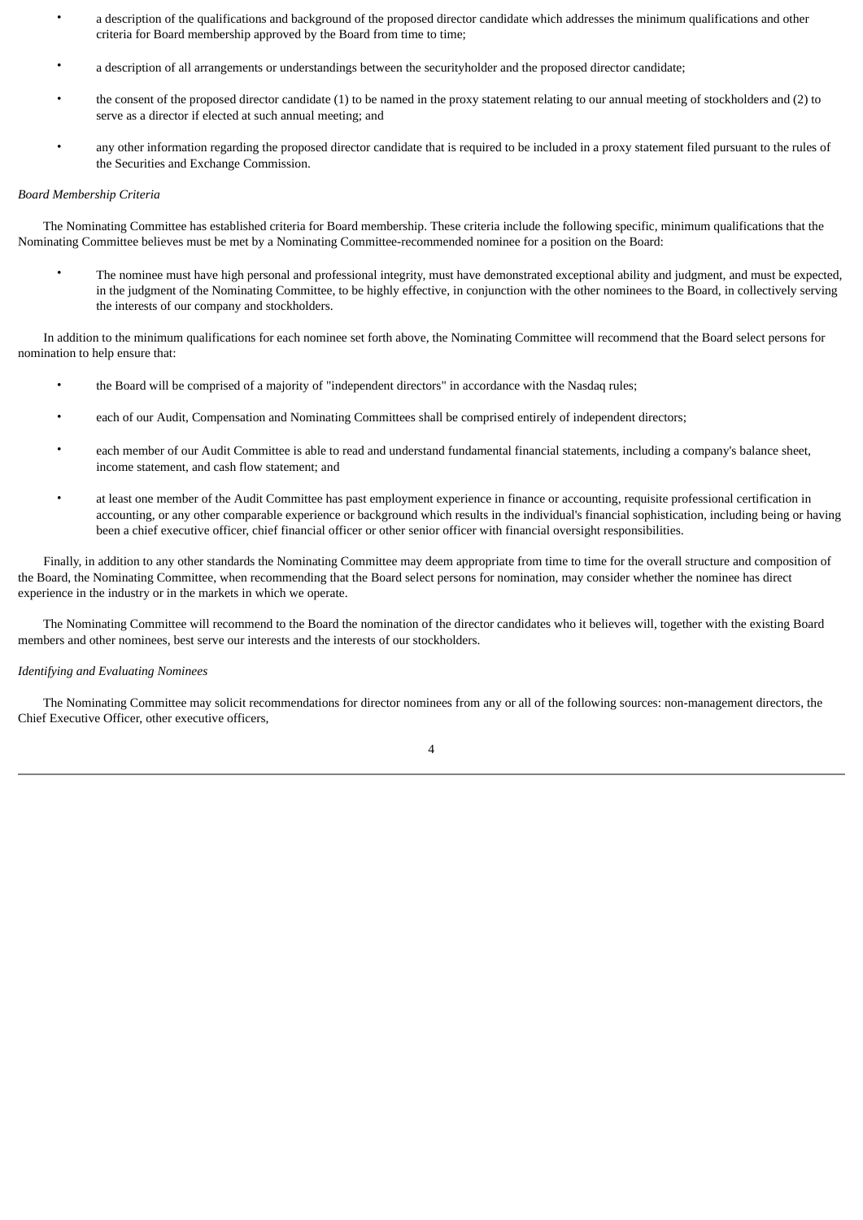- a description of the qualifications and background of the proposed director candidate which addresses the minimum qualifications and other criteria for Board membership approved by the Board from time to time;
- a description of all arrangements or understandings between the securityholder and the proposed director candidate;
- the consent of the proposed director candidate (1) to be named in the proxy statement relating to our annual meeting of stockholders and (2) to serve as a director if elected at such annual meeting; and
- any other information regarding the proposed director candidate that is required to be included in a proxy statement filed pursuant to the rules of the Securities and Exchange Commission.

*Board Membership Criteria*

The Nominating Committee has established criteria for Board membership. These criteria include the following specific, minimum qualifications that the Nominating Committee believes must be met by a Nominating Committee-recommended nominee for a position on the Board:

- The nominee must have high personal and professional integrity, must have demonstrated exceptional ability and judgment, and must be expected, in the judgment of the Nominating Committee, to be highly effective, in conjunction with the other nominees to the Board, in collectively serving the interests of our company and stockholders.

In addition to the minimum qualifications for each nominee set forth above, the Nominating Committee will recommend that the Board select persons for nomination to help ensure that:

- the Board will be comprised of a majority of "independent directors" in accordance with the Nasdaq rules;
- each of our Audit, Compensation and Nominating Committees shall be comprised entirely of independent directors;
- each member of our Audit Committee is able to read and understand fundamental financial statements, including a company's balance sheet, income statement, and cash flow statement; and
- at least one member of the Audit Committee has past employment experience in finance or accounting, requisite professional certification in accounting, or any other comparable experience or background which results in the individual's financial sophistication, including being or having been a chief executive officer, chief financial officer or other senior officer with financial oversight responsibilities.

Finally, in addition to any other standards the Nominating Committee may deem appropriate from time to time for the overall structure and composition of the Board, the Nominating Committee, when recommending that the Board select persons for nomination, may consider whether the nominee has direct experience in the industry or in the markets in which we operate.

The Nominating Committee will recommend to the Board the nomination of the director candidates who it believes will, together with the existing Board members and other nominees, best serve our interests and the interests of our stockholders.

*Identifying and Evaluating Nominees*

The Nominating Committee may solicit recommendations for director nominees from any or all of the following sources: non-management directors, the Chief Executive Officer, other executive officers,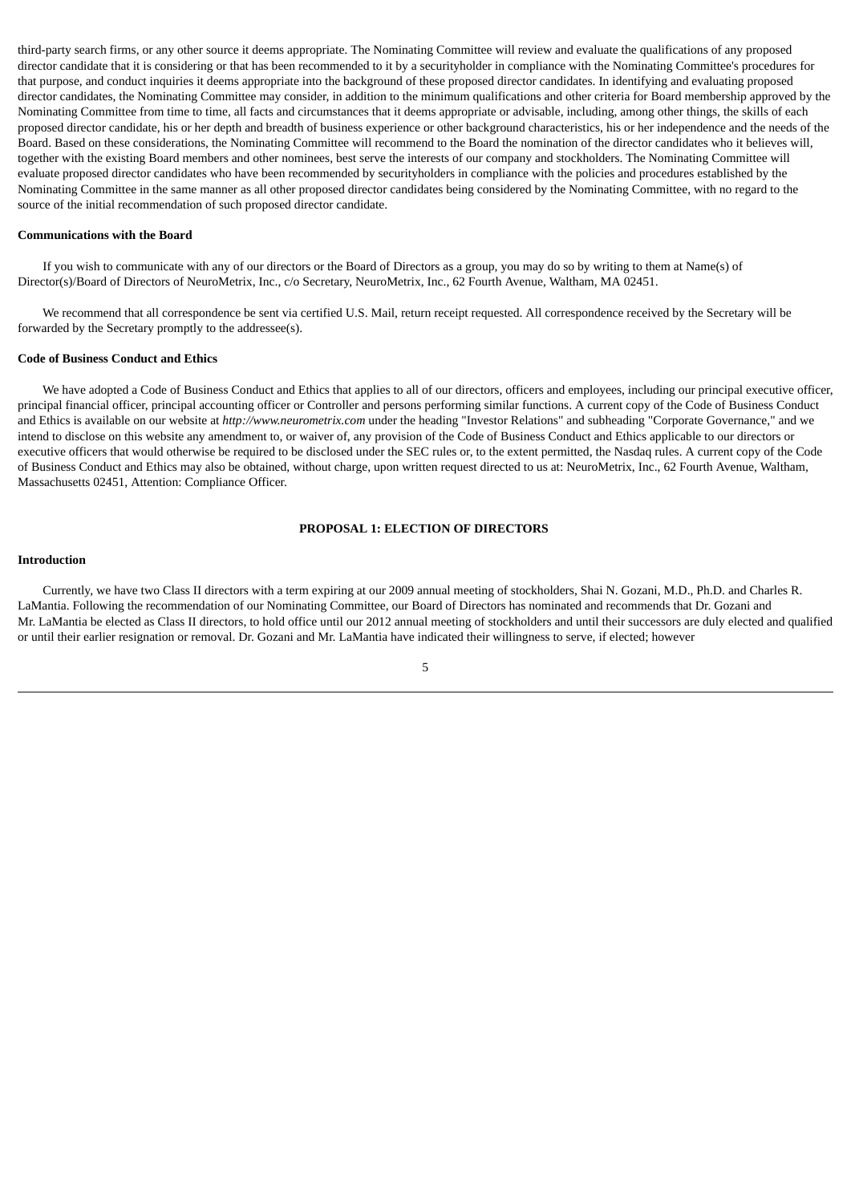third-party search firms, or any other source it deems appropriate. The Nominating Committee will review and evaluate the qualifications of any proposed director candidate that it is considering or that has been recommended to it by a securityholder in compliance with the Nominating Committee's procedures for that purpose, and conduct inquiries it deems appropriate into the background of these proposed director candidates. In identifying and evaluating proposed director candidates, the Nominating Committee may consider, in addition to the minimum qualifications and other criteria for Board membership approved by the Nominating Committee from time to time, all facts and circumstances that it deems appropriate or advisable, including, among other things, the skills of each proposed director candidate, his or her depth and breadth of business experience or other background characteristics, his or her independence and the needs of the Board. Based on these considerations, the Nominating Committee will recommend to the Board the nomination of the director candidates who it believes will, together with the existing Board members and other nominees, best serve the interests of our company and stockholders. The Nominating Committee will evaluate proposed director candidates who have been recommended by securityholders in compliance with the policies and procedures established by the Nominating Committee in the same manner as all other proposed director candidates being considered by the Nominating Committee, with no regard to the source of the initial recommendation of such proposed director candidate.

**Communications with the Board**

If you wish to communicate with any of our directors or the Board of Directors as a group, you may do so by writing to them at Name(s) of Director(s)/Board of Directors of NeuroMetrix, Inc., c/o Secretary, NeuroMetrix, Inc., 62 Fourth Avenue, Waltham, MA 02451.

We recommend that all correspondence be sent via certified U.S. Mail, return receipt requested. All correspondence received by the Secretary will be forwarded by the Secretary promptly to the addressee(s).

**Code of Business Conduct and Ethics**

We have adopted a Code of Business Conduct and Ethics that applies to all of our directors, officers and employees, including our principal executive officer, principal financial officer, principal accounting officer or Controller and persons performing similar functions. A current copy of the Code of Business Conduct and Ethics is available on our website at *http://www.neurometrix.com* under the heading "Investor Relations" and subheading "Corporate Governance," and we intend to disclose on this website any amendment to, or waiver of, any provision of the Code of Business Conduct and Ethics applicable to our directors or executive officers that would otherwise be required to be disclosed under the SEC rules or, to the extent permitted, the Nasdaq rules. A current copy of the Code of Business Conduct and Ethics may also be obtained, without charge, upon written request directed to us at: NeuroMetrix, Inc., 62 Fourth Avenue, Waltham, Massachusetts 02451, Attention: Compliance Officer.

## PROPOSAL 1: ELECTION OF DIRECTORS

**Introduction**

Currently, we have two Class II directors with a term expiring at our 2009 annual meeting of stockholders, Shai N. Gozani, M.D., Ph.D. and Charles R. LaMantia. Following the recommendation of our Nominating Committee, our Board of Directors has nominated and recommends that Dr. Gozani and Mr. LaMantia be elected as Class II directors, to hold office until our 2012 annual meeting of stockholders and until their successors are duly elected and qualified or until their earlier resignation or removal. Dr. Gozani and Mr. LaMantia have indicated their willingness to serve, if elected; however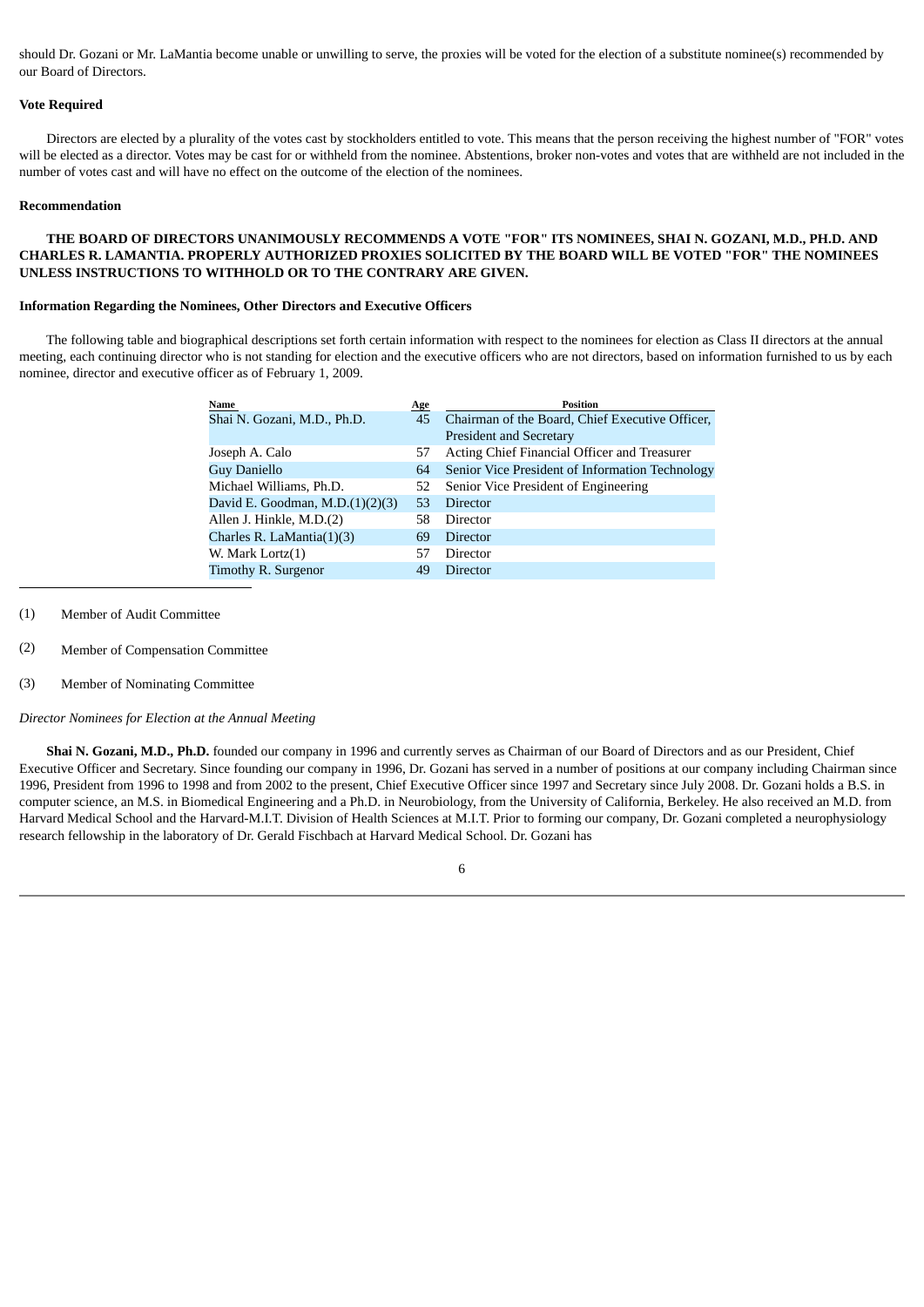should Dr. Gozani or Mr. LaMantia become unable or unwilling to serve, the proxies will be voted for the election of a substitute nominee(s) recommended by our Board of Directors.

**Vote Required**

Directors are elected by a plurality of the votes cast by stockholders entitled to vote. This means that the person receiving the highest number of "FOR" votes will be elected as a director. Votes may be cast for or withheld from the nominee. Abstentions, broker non-votes and votes that are withheld are not included in the number of votes cast and will have no effect on the outcome of the election of the nominees.

**Recommendation**

**THE BOARD OF DIRECTORS UNANIMOUSLY RECOMMENDS A VOTE "FOR" ITS NOMINEES, SHAI N. GOZANI, M.D., PH.D. AND CHARLES R. LAMANTIA. PROPERLY AUTHORIZED PROXIES SOLICITED BY THE BOARD WILL BE VOTED "FOR" THE NOMINEES UNLESS INSTRUCTIONS TO WITHHOLD OR TO THE CONTRARY ARE GIVEN.**

**Information Regarding the Nominees, Other Directors and Executive Officers**

The following table and biographical descriptions set forth certain information with respect to the nominees for election as Class II directors at the annual meeting, each continuing director who is not standing for election and the executive officers who are not directors, based on information furnished to us by each nominee, director and executive officer as of February 1, 2009.

| Name | Age | Position |
|---|---|---|
| Shai N. Gozani, M.D., Ph.D. | 45 | Chairman of the Board, Chief Executive Officer, President and Secretary |
| Joseph A. Calo | 57 | Acting Chief Financial Officer and Treasurer |
| Guy Daniello | 64 | Senior Vice President of Information Technology |
| Michael Williams, Ph.D. | 52 | Senior Vice President of Engineering |
| David E. Goodman, M.D.(1)(2)(3) | 53 | Director |
| Allen J. Hinkle, M.D.(2) | 58 | Director |
| Charles R. LaMantia(1)(3) | 69 | Director |
| W. Mark Lortz(1) | 57 | Director |
| Timothy R. Surgenor | 49 | Director |

(1) Member of Audit Committee

(2) Member of Compensation Committee

(3) Member of Nominating Committee

*Director Nominees for Election at the Annual Meeting*

**Shai N. Gozani, M.D., Ph.D.** founded our company in 1996 and currently serves as Chairman of our Board of Directors and as our President, Chief Executive Officer and Secretary. Since founding our company in 1996, Dr. Gozani has served in a number of positions at our company including Chairman since 1996, President from 1996 to 1998 and from 2002 to the present, Chief Executive Officer since 1997 and Secretary since July 2008. Dr. Gozani holds a B.S. in computer science, an M.S. in Biomedical Engineering and a Ph.D. in Neurobiology, from the University of California, Berkeley. He also received an M.D. from Harvard Medical School and the Harvard-M.I.T. Division of Health Sciences at M.I.T. Prior to forming our company, Dr. Gozani completed a neurophysiology research fellowship in the laboratory of Dr. Gerald Fischbach at Harvard Medical School. Dr. Gozani has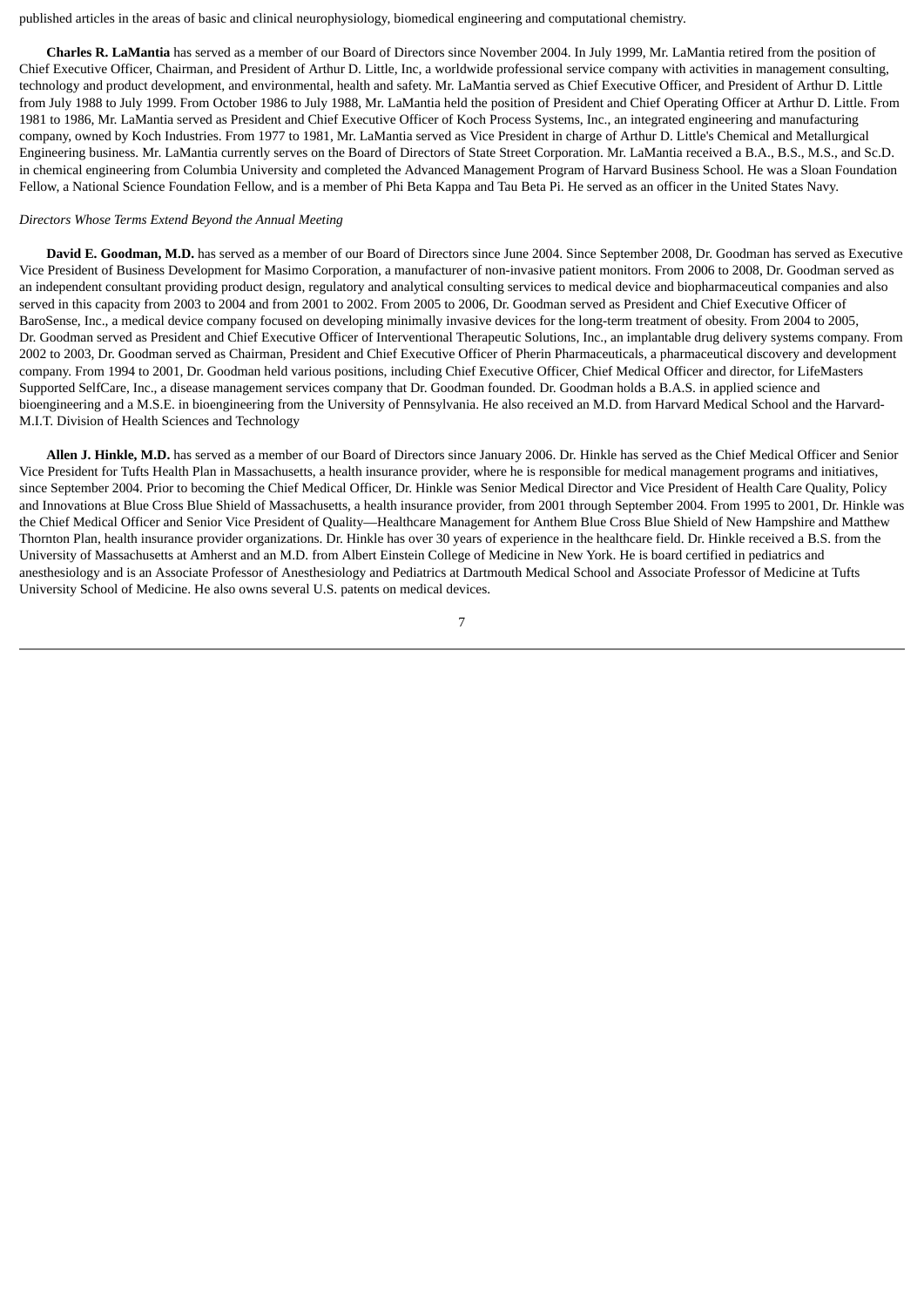published articles in the areas of basic and clinical neurophysiology, biomedical engineering and computational chemistry.

**Charles R. LaMantia** has served as a member of our Board of Directors since November 2004. In July 1999, Mr. LaMantia retired from the position of Chief Executive Officer, Chairman, and President of Arthur D. Little, Inc, a worldwide professional service company with activities in management consulting, technology and product development, and environmental, health and safety. Mr. LaMantia served as Chief Executive Officer, and President of Arthur D. Little from July 1988 to July 1999. From October 1986 to July 1988, Mr. LaMantia held the position of President and Chief Operating Officer at Arthur D. Little. From 1981 to 1986, Mr. LaMantia served as President and Chief Executive Officer of Koch Process Systems, Inc., an integrated engineering and manufacturing company, owned by Koch Industries. From 1977 to 1981, Mr. LaMantia served as Vice President in charge of Arthur D. Little's Chemical and Metallurgical Engineering business. Mr. LaMantia currently serves on the Board of Directors of State Street Corporation. Mr. LaMantia received a B.A., B.S., M.S., and Sc.D. in chemical engineering from Columbia University and completed the Advanced Management Program of Harvard Business School. He was a Sloan Foundation Fellow, a National Science Foundation Fellow, and is a member of Phi Beta Kappa and Tau Beta Pi. He served as an officer in the United States Navy.

*Directors Whose Terms Extend Beyond the Annual Meeting*

**David E. Goodman, M.D.** has served as a member of our Board of Directors since June 2004. Since September 2008, Dr. Goodman has served as Executive Vice President of Business Development for Masimo Corporation, a manufacturer of non-invasive patient monitors. From 2006 to 2008, Dr. Goodman served as an independent consultant providing product design, regulatory and analytical consulting services to medical device and biopharmaceutical companies and also served in this capacity from 2003 to 2004 and from 2001 to 2002. From 2005 to 2006, Dr. Goodman served as President and Chief Executive Officer of BaroSense, Inc., a medical device company focused on developing minimally invasive devices for the long-term treatment of obesity. From 2004 to 2005, Dr. Goodman served as President and Chief Executive Officer of Interventional Therapeutic Solutions, Inc., an implantable drug delivery systems company. From 2002 to 2003, Dr. Goodman served as Chairman, President and Chief Executive Officer of Pherin Pharmaceuticals, a pharmaceutical discovery and development company. From 1994 to 2001, Dr. Goodman held various positions, including Chief Executive Officer, Chief Medical Officer and director, for LifeMasters Supported SelfCare, Inc., a disease management services company that Dr. Goodman founded. Dr. Goodman holds a B.A.S. in applied science and bioengineering and a M.S.E. in bioengineering from the University of Pennsylvania. He also received an M.D. from Harvard Medical School and the Harvard-M.I.T. Division of Health Sciences and Technology

**Allen J. Hinkle, M.D.** has served as a member of our Board of Directors since January 2006. Dr. Hinkle has served as the Chief Medical Officer and Senior Vice President for Tufts Health Plan in Massachusetts, a health insurance provider, where he is responsible for medical management programs and initiatives, since September 2004. Prior to becoming the Chief Medical Officer, Dr. Hinkle was Senior Medical Director and Vice President of Health Care Quality, Policy and Innovations at Blue Cross Blue Shield of Massachusetts, a health insurance provider, from 2001 through September 2004. From 1995 to 2001, Dr. Hinkle was the Chief Medical Officer and Senior Vice President of Quality—Healthcare Management for Anthem Blue Cross Blue Shield of New Hampshire and Matthew Thornton Plan, health insurance provider organizations. Dr. Hinkle has over 30 years of experience in the healthcare field. Dr. Hinkle received a B.S. from the University of Massachusetts at Amherst and an M.D. from Albert Einstein College of Medicine in New York. He is board certified in pediatrics and anesthesiology and is an Associate Professor of Anesthesiology and Pediatrics at Dartmouth Medical School and Associate Professor of Medicine at Tufts University School of Medicine. He also owns several U.S. patents on medical devices.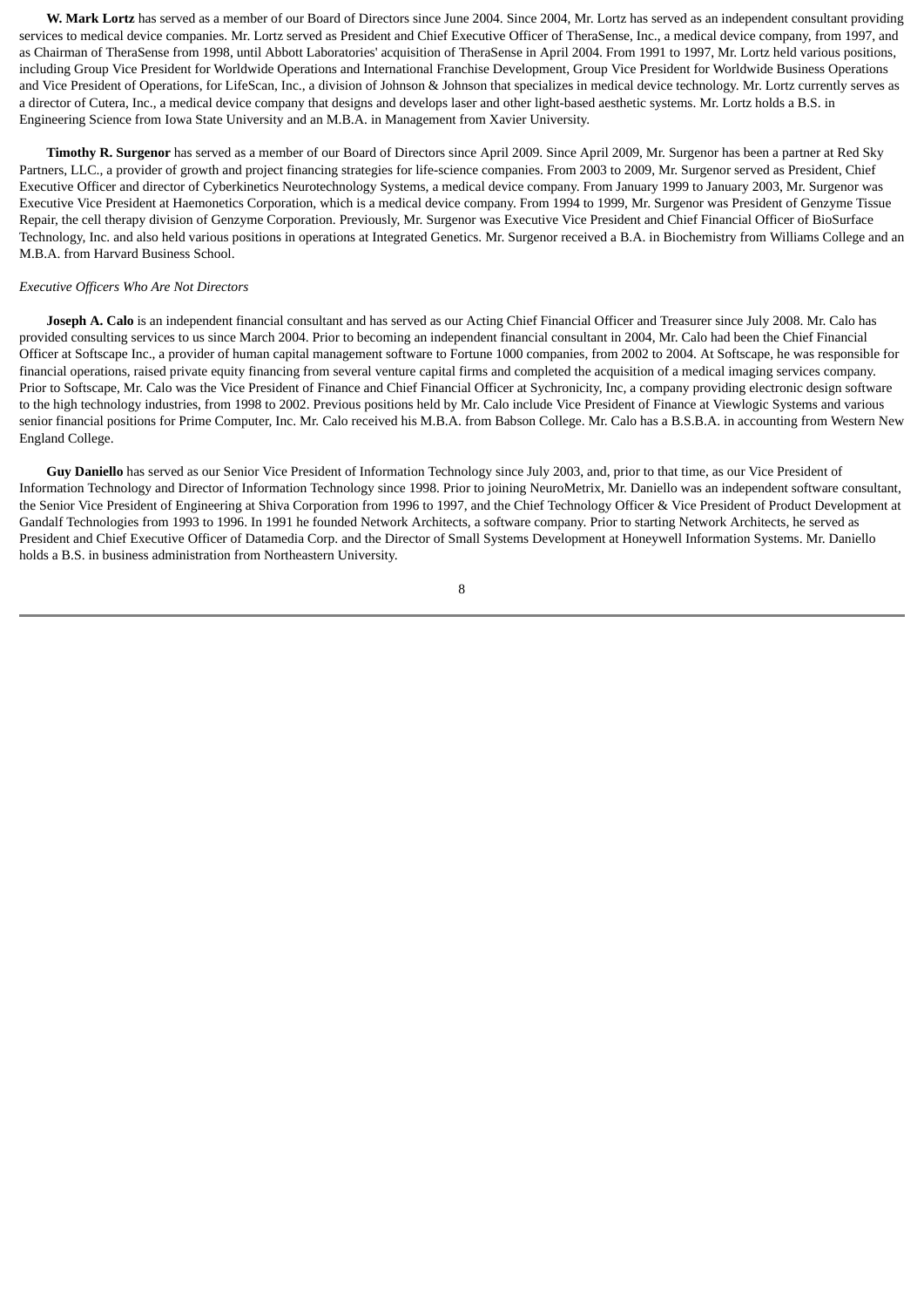**W. Mark Lortz** has served as a member of our Board of Directors since June 2004. Since 2004, Mr. Lortz has served as an independent consultant providing services to medical device companies. Mr. Lortz served as President and Chief Executive Officer of TheraSense, Inc., a medical device company, from 1997, and as Chairman of TheraSense from 1998, until Abbott Laboratories' acquisition of TheraSense in April 2004. From 1991 to 1997, Mr. Lortz held various positions, including Group Vice President for Worldwide Operations and International Franchise Development, Group Vice President for Worldwide Business Operations and Vice President of Operations, for LifeScan, Inc., a division of Johnson & Johnson that specializes in medical device technology. Mr. Lortz currently serves as a director of Cutera, Inc., a medical device company that designs and develops laser and other light-based aesthetic systems. Mr. Lortz holds a B.S. in Engineering Science from Iowa State University and an M.B.A. in Management from Xavier University.

**Timothy R. Surgenor** has served as a member of our Board of Directors since April 2009. Since April 2009, Mr. Surgenor has been a partner at Red Sky Partners, LLC., a provider of growth and project financing strategies for life-science companies. From 2003 to 2009, Mr. Surgenor served as President, Chief Executive Officer and director of Cyberkinetics Neurotechnology Systems, a medical device company. From January 1999 to January 2003, Mr. Surgenor was Executive Vice President at Haemonetics Corporation, which is a medical device company. From 1994 to 1999, Mr. Surgenor was President of Genzyme Tissue Repair, the cell therapy division of Genzyme Corporation. Previously, Mr. Surgenor was Executive Vice President and Chief Financial Officer of BioSurface Technology, Inc. and also held various positions in operations at Integrated Genetics. Mr. Surgenor received a B.A. in Biochemistry from Williams College and an M.B.A. from Harvard Business School.

*Executive Officers Who Are Not Directors*

**Joseph A. Calo** is an independent financial consultant and has served as our Acting Chief Financial Officer and Treasurer since July 2008. Mr. Calo has provided consulting services to us since March 2004. Prior to becoming an independent financial consultant in 2004, Mr. Calo had been the Chief Financial Officer at Softscape Inc., a provider of human capital management software to Fortune 1000 companies, from 2002 to 2004. At Softscape, he was responsible for financial operations, raised private equity financing from several venture capital firms and completed the acquisition of a medical imaging services company. Prior to Softscape, Mr. Calo was the Vice President of Finance and Chief Financial Officer at Sychronicity, Inc, a company providing electronic design software to the high technology industries, from 1998 to 2002. Previous positions held by Mr. Calo include Vice President of Finance at Viewlogic Systems and various senior financial positions for Prime Computer, Inc. Mr. Calo received his M.B.A. from Babson College. Mr. Calo has a B.S.B.A. in accounting from Western New England College.

**Guy Daniello** has served as our Senior Vice President of Information Technology since July 2003, and, prior to that time, as our Vice President of Information Technology and Director of Information Technology since 1998. Prior to joining NeuroMetrix, Mr. Daniello was an independent software consultant, the Senior Vice President of Engineering at Shiva Corporation from 1996 to 1997, and the Chief Technology Officer & Vice President of Product Development at Gandalf Technologies from 1993 to 1996. In 1991 he founded Network Architects, a software company. Prior to starting Network Architects, he served as President and Chief Executive Officer of Datamedia Corp. and the Director of Small Systems Development at Honeywell Information Systems. Mr. Daniello holds a B.S. in business administration from Northeastern University.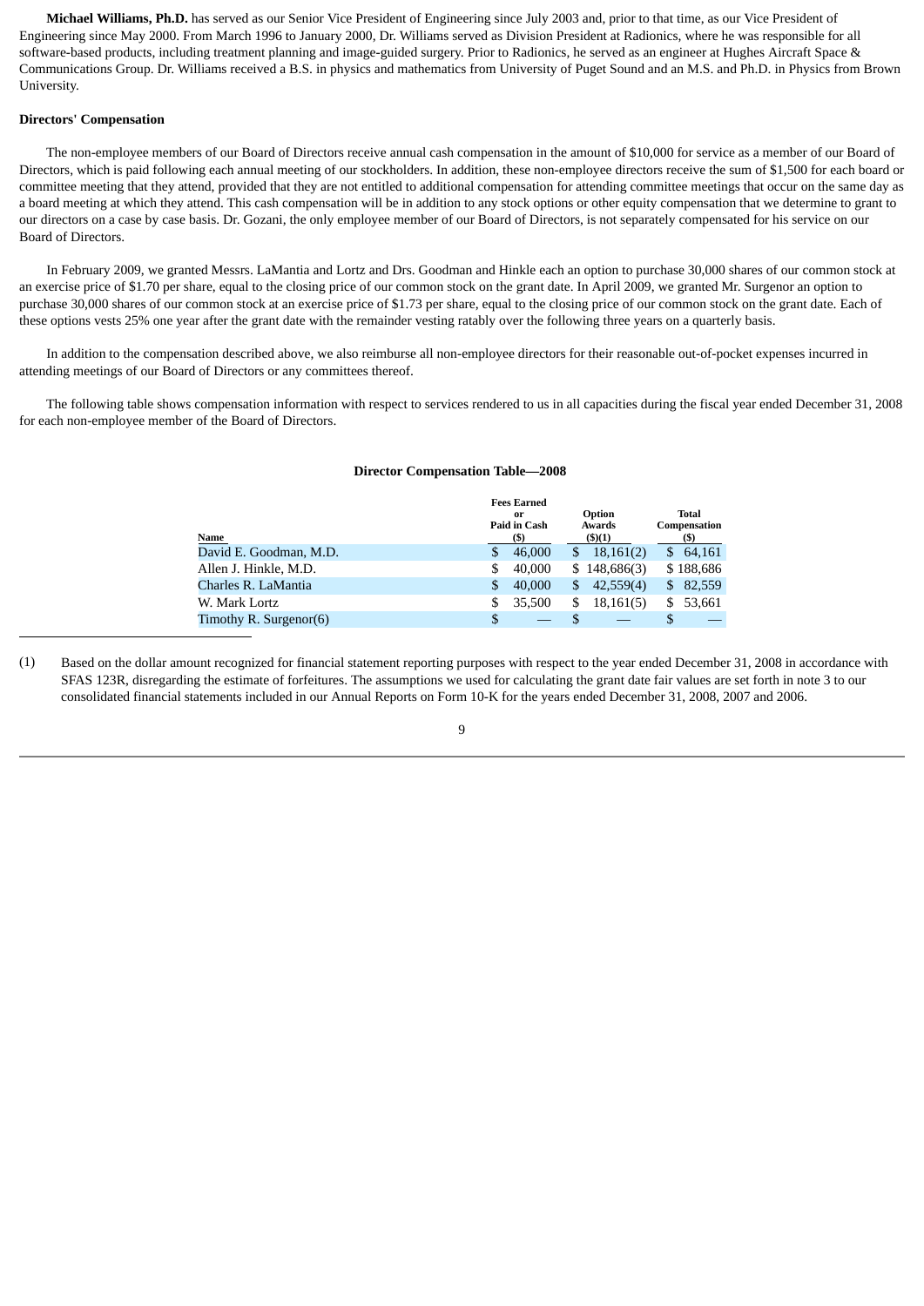**Michael Williams, Ph.D.** has served as our Senior Vice President of Engineering since July 2003 and, prior to that time, as our Vice President of Engineering since May 2000. From March 1996 to January 2000, Dr. Williams served as Division President at Radionics, where he was responsible for all software-based products, including treatment planning and image-guided surgery. Prior to Radionics, he served as an engineer at Hughes Aircraft Space & Communications Group. Dr. Williams received a B.S. in physics and mathematics from University of Puget Sound and an M.S. and Ph.D. in Physics from Brown University.

**Directors' Compensation**

The non-employee members of our Board of Directors receive annual cash compensation in the amount of $10,000 for service as a member of our Board of Directors, which is paid following each annual meeting of our stockholders. In addition, these non-employee directors receive the sum of $1,500 for each board or committee meeting that they attend, provided that they are not entitled to additional compensation for attending committee meetings that occur on the same day as a board meeting at which they attend. This cash compensation will be in addition to any stock options or other equity compensation that we determine to grant to our directors on a case by case basis. Dr. Gozani, the only employee member of our Board of Directors, is not separately compensated for his service on our Board of Directors.

In February 2009, we granted Messrs. LaMantia and Lortz and Drs. Goodman and Hinkle each an option to purchase 30,000 shares of our common stock at an exercise price of $1.70 per share, equal to the closing price of our common stock on the grant date. In April 2009, we granted Mr. Surgenor an option to purchase 30,000 shares of our common stock at an exercise price of $1.73 per share, equal to the closing price of our common stock on the grant date. Each of these options vests 25% one year after the grant date with the remainder vesting ratably over the following three years on a quarterly basis.

In addition to the compensation described above, we also reimburse all non-employee directors for their reasonable out-of-pocket expenses incurred in attending meetings of our Board of Directors or any committees thereof.

The following table shows compensation information with respect to services rendered to us in all capacities during the fiscal year ended December 31, 2008 for each non-employee member of the Board of Directors.

**Director Compensation Table—2008**

| Name | Fees Earned or Paid in Cash ($) | Option Awards ($)(1) | Total Compensation ($) |
|---|---|---|---|
| David E. Goodman, M.D. | $ 46,000 | $ 18,161(2) | $ 64,161 |
| Allen J. Hinkle, M.D. | $ 40,000 | $ 148,686(3) | $ 188,686 |
| Charles R. LaMantia | $ 40,000 | $ 42,559(4) | $ 82,559 |
| W. Mark Lortz | $ 35,500 | $ 18,161(5) | $ 53,661 |
| Timothy R. Surgenor(6) | $ — | $ — | $ — |

(1) Based on the dollar amount recognized for financial statement reporting purposes with respect to the year ended December 31, 2008 in accordance with SFAS 123R, disregarding the estimate of forfeitures. The assumptions we used for calculating the grant date fair values are set forth in note 3 to our consolidated financial statements included in our Annual Reports on Form 10-K for the years ended December 31, 2008, 2007 and 2006.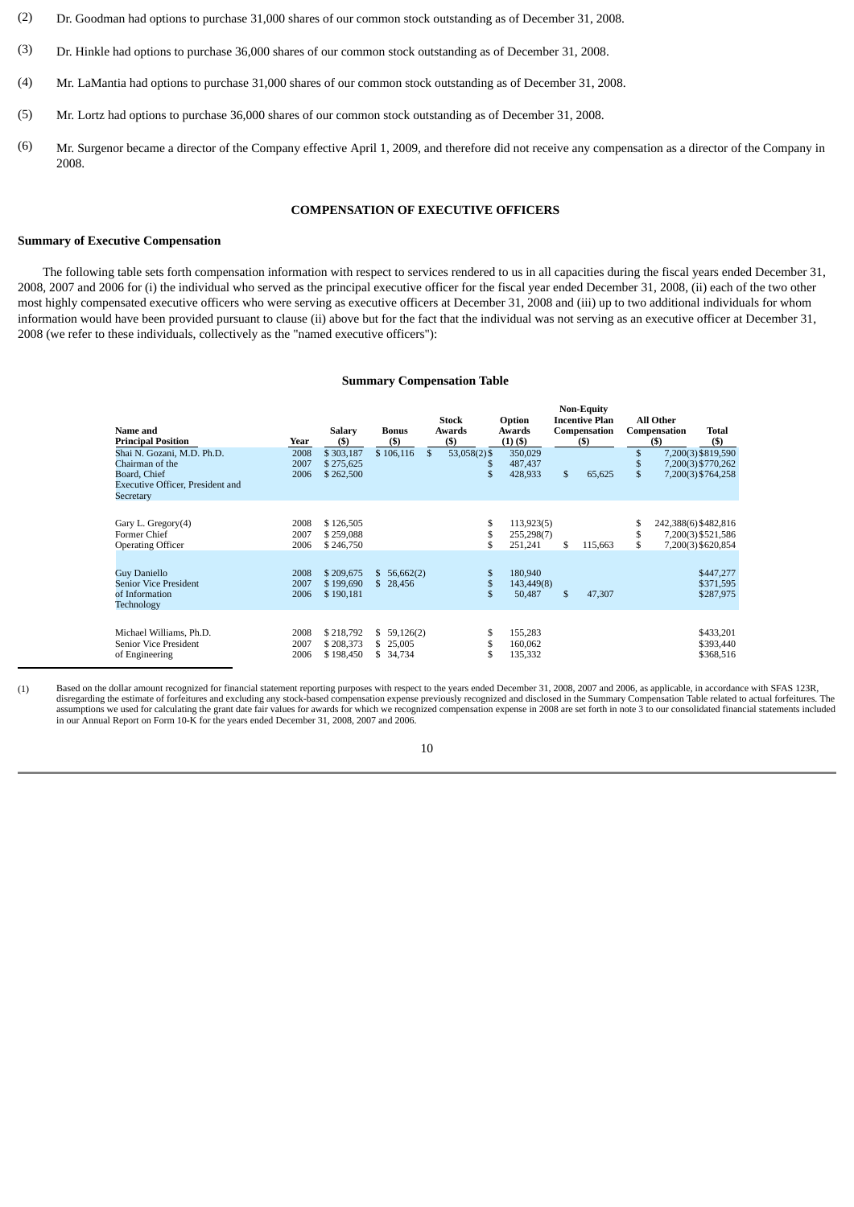(2) Dr. Goodman had options to purchase 31,000 shares of our common stock outstanding as of December 31, 2008.

(3) Dr. Hinkle had options to purchase 36,000 shares of our common stock outstanding as of December 31, 2008.

(4) Mr. LaMantia had options to purchase 31,000 shares of our common stock outstanding as of December 31, 2008.

(5) Mr. Lortz had options to purchase 36,000 shares of our common stock outstanding as of December 31, 2008.

(6) Mr. Surgenor became a director of the Company effective April 1, 2009, and therefore did not receive any compensation as a director of the Company in 2008.

## COMPENSATION OF EXECUTIVE OFFICERS

### Summary of Executive Compensation

The following table sets forth compensation information with respect to services rendered to us in all capacities during the fiscal years ended December 31, 2008, 2007 and 2006 for (i) the individual who served as the principal executive officer for the fiscal year ended December 31, 2008, (ii) each of the two other most highly compensated executive officers who were serving as executive officers at December 31, 2008 and (iii) up to two additional individuals for whom information would have been provided pursuant to clause (ii) above but for the fact that the individual was not serving as an executive officer at December 31, 2008 (we refer to these individuals, collectively as the "named executive officers"):

**Summary Compensation Table**

| Name and Principal Position | Year | Salary ($) | Bonus ($) | Stock Awards ($) | Option Awards (1) ($) | Non-Equity Incentive Plan Compensation ($) | All Other Compensation ($) | Total ($) |
|---|---|---|---|---|---|---|---|---|
| Shai N. Gozani, M.D. Ph.D. Chairman of the Board, Chief Executive Officer, President and Secretary | 2008 | $ 303,187 | $ 106,116 | $ 53,058(2) | $ 350,029 | | $ 7,200(3) | $819,590 |
| | 2007 | $ 275,625 | | | $ 487,437 | | $ 7,200(3) | $770,262 |
| | 2006 | $ 262,500 | | | $ 428,933 | $ 65,625 | $ 7,200(3) | $764,258 |
| Gary L. Gregory(4) Former Chief Operating Officer | 2008 | $ 126,505 | | | $ 113,923(5) | | $ 242,388(6) | $482,816 |
| | 2007 | $ 259,088 | | | $ 255,298(7) | | $ 7,200(3) | $521,586 |
| | 2006 | $ 246,750 | | | $ 251,241 | $ 115,663 | $ 7,200(3) | $620,854 |
| Guy Daniello Senior Vice President of Information Technology | 2008 | $ 209,675 | $ 56,662(2) | | $ 180,940 | | | $447,277 |
| | 2007 | $ 199,690 | $ 28,456 | | $ 143,449(8) | | | $371,595 |
| | 2006 | $ 190,181 | | | $ 50,487 | $ 47,307 | | $287,975 |
| Michael Williams, Ph.D. Senior Vice President of Engineering | 2008 | $ 218,792 | $ 59,126(2) | | $ 155,283 | | | $433,201 |
| | 2007 | $ 208,373 | $ 25,005 | | $ 160,062 | | | $393,440 |
| | 2006 | $ 198,450 | $ 34,734 | | $ 135,332 | | | $368,516 |

(1) Based on the dollar amount recognized for financial statement reporting purposes with respect to the years ended December 31, 2008, 2007 and 2006, as applicable, in accordance with SFAS 123R, disregarding the estimate of forfeitures and excluding any stock-based compensation expense previously recognized and disclosed in the Summary Compensation Table related to actual forfeitures. The assumptions we used for calculating the grant date fair values for awards for which we recognized compensation expense in 2008 are set forth in note 3 to our consolidated financial statements included in our Annual Report on Form 10-K for the years ended December 31, 2008, 2007 and 2006.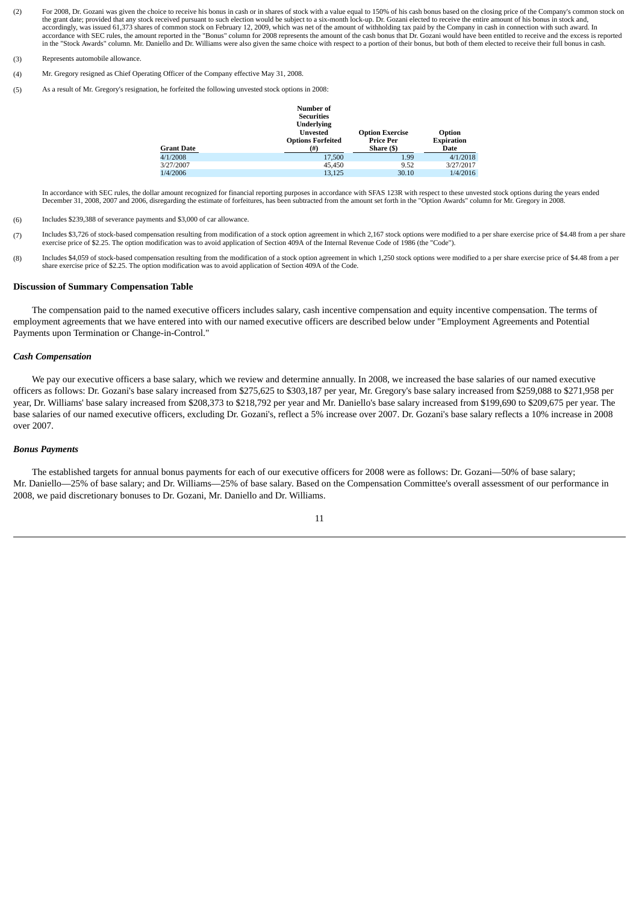(2) For 2008, Dr. Gozani was given the choice to receive his bonus in cash or in shares of stock with a value equal to 150% of his cash bonus based on the closing price of the Company's common stock on the grant date; provided that any stock received pursuant to such election would be subject to a six-month lock-up. Dr. Gozani elected to receive the entire amount of his bonus in stock and, accordingly, was issued 61,373 shares of common stock on February 12, 2009, which was net of the amount of withholding tax paid by the Company in cash in connection with such award. In accordance with SEC rules, the amount reported in the "Bonus" column for 2008 represents the amount of the cash bonus that Dr. Gozani would have been entitled to receive and the excess is reported in the "Stock Awards" column. Mr. Daniello and Dr. Williams were also given the same choice with respect to a portion of their bonus, but both of them elected to receive their full bonus in cash.

(3) Represents automobile allowance.

(4) Mr. Gregory resigned as Chief Operating Officer of the Company effective May 31, 2008.

(5) As a result of Mr. Gregory's resignation, he forfeited the following unvested stock options in 2008:

| Grant Date | Number of Securities Underlying Unvested Options Forfeited (#) | Option Exercise Price Per Share ($) | Option Expiration Date |
|---|---|---|---|
| 4/1/2008 | 17,500 | 1.99 | 4/1/2018 |
| 3/27/2007 | 45,450 | 9.52 | 3/27/2017 |
| 1/4/2006 | 13,125 | 30.10 | 1/4/2016 |

In accordance with SEC rules, the dollar amount recognized for financial reporting purposes in accordance with SFAS 123R with respect to these unvested stock options during the years ended December 31, 2008, 2007 and 2006, disregarding the estimate of forfeitures, has been subtracted from the amount set forth in the "Option Awards" column for Mr. Gregory in 2008.

(6) Includes $239,388 of severance payments and $3,000 of car allowance.

(7) Includes $3,726 of stock-based compensation resulting from modification of a stock option agreement in which 2,167 stock options were modified to a per share exercise price of $4.48 from a per share exercise price of $2.25. The option modification was to avoid application of Section 409A of the Internal Revenue Code of 1986 (the "Code").

(8) Includes $4,059 of stock-based compensation resulting from the modification of a stock option agreement in which 1,250 stock options were modified to a per share exercise price of $4.48 from a per share exercise price of $2.25. The option modification was to avoid application of Section 409A of the Code.

### Discussion of Summary Compensation Table

The compensation paid to the named executive officers includes salary, cash incentive compensation and equity incentive compensation. The terms of employment agreements that we have entered into with our named executive officers are described below under "Employment Agreements and Potential Payments upon Termination or Change-in-Control."

#### *Cash Compensation*

We pay our executive officers a base salary, which we review and determine annually. In 2008, we increased the base salaries of our named executive officers as follows: Dr. Gozani's base salary increased from $275,625 to $303,187 per year, Mr. Gregory's base salary increased from $259,088 to $271,958 per year, Dr. Williams' base salary increased from $208,373 to $218,792 per year and Mr. Daniello's base salary increased from $199,690 to $209,675 per year. The base salaries of our named executive officers, excluding Dr. Gozani's, reflect a 5% increase over 2007. Dr. Gozani's base salary reflects a 10% increase in 2008 over 2007.

#### *Bonus Payments*

The established targets for annual bonus payments for each of our executive officers for 2008 were as follows: Dr. Gozani—50% of base salary; Mr. Daniello—25% of base salary; and Dr. Williams—25% of base salary. Based on the Compensation Committee's overall assessment of our performance in 2008, we paid discretionary bonuses to Dr. Gozani, Mr. Daniello and Dr. Williams.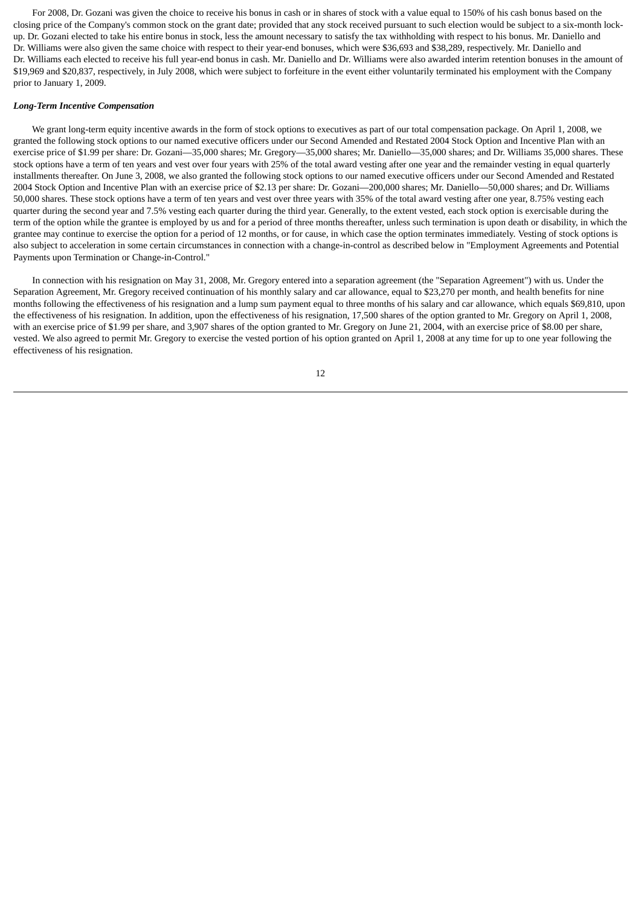For 2008, Dr. Gozani was given the choice to receive his bonus in cash or in shares of stock with a value equal to 150% of his cash bonus based on the closing price of the Company's common stock on the grant date; provided that any stock received pursuant to such election would be subject to a six-month lock-up. Dr. Gozani elected to take his entire bonus in stock, less the amount necessary to satisfy the tax withholding with respect to his bonus. Mr. Daniello and Dr. Williams were also given the same choice with respect to their year-end bonuses, which were $36,693 and $38,289, respectively. Mr. Daniello and Dr. Williams each elected to receive his full year-end bonus in cash. Mr. Daniello and Dr. Williams were also awarded interim retention bonuses in the amount of $19,969 and $20,837, respectively, in July 2008, which were subject to forfeiture in the event either voluntarily terminated his employment with the Company prior to January 1, 2009.

***Long-Term Incentive Compensation***

We grant long-term equity incentive awards in the form of stock options to executives as part of our total compensation package. On April 1, 2008, we granted the following stock options to our named executive officers under our Second Amended and Restated 2004 Stock Option and Incentive Plan with an exercise price of $1.99 per share: Dr. Gozani—35,000 shares; Mr. Gregory—35,000 shares; Mr. Daniello—35,000 shares; and Dr. Williams 35,000 shares. These stock options have a term of ten years and vest over four years with 25% of the total award vesting after one year and the remainder vesting in equal quarterly installments thereafter. On June 3, 2008, we also granted the following stock options to our named executive officers under our Second Amended and Restated 2004 Stock Option and Incentive Plan with an exercise price of $2.13 per share: Dr. Gozani—200,000 shares; Mr. Daniello—50,000 shares; and Dr. Williams 50,000 shares. These stock options have a term of ten years and vest over three years with 35% of the total award vesting after one year, 8.75% vesting each quarter during the second year and 7.5% vesting each quarter during the third year. Generally, to the extent vested, each stock option is exercisable during the term of the option while the grantee is employed by us and for a period of three months thereafter, unless such termination is upon death or disability, in which the grantee may continue to exercise the option for a period of 12 months, or for cause, in which case the option terminates immediately. Vesting of stock options is also subject to acceleration in some certain circumstances in connection with a change-in-control as described below in "Employment Agreements and Potential Payments upon Termination or Change-in-Control."

In connection with his resignation on May 31, 2008, Mr. Gregory entered into a separation agreement (the "Separation Agreement") with us. Under the Separation Agreement, Mr. Gregory received continuation of his monthly salary and car allowance, equal to $23,270 per month, and health benefits for nine months following the effectiveness of his resignation and a lump sum payment equal to three months of his salary and car allowance, which equals $69,810, upon the effectiveness of his resignation. In addition, upon the effectiveness of his resignation, 17,500 shares of the option granted to Mr. Gregory on April 1, 2008, with an exercise price of $1.99 per share, and 3,907 shares of the option granted to Mr. Gregory on June 21, 2004, with an exercise price of $8.00 per share, vested. We also agreed to permit Mr. Gregory to exercise the vested portion of his option granted on April 1, 2008 at any time for up to one year following the effectiveness of his resignation.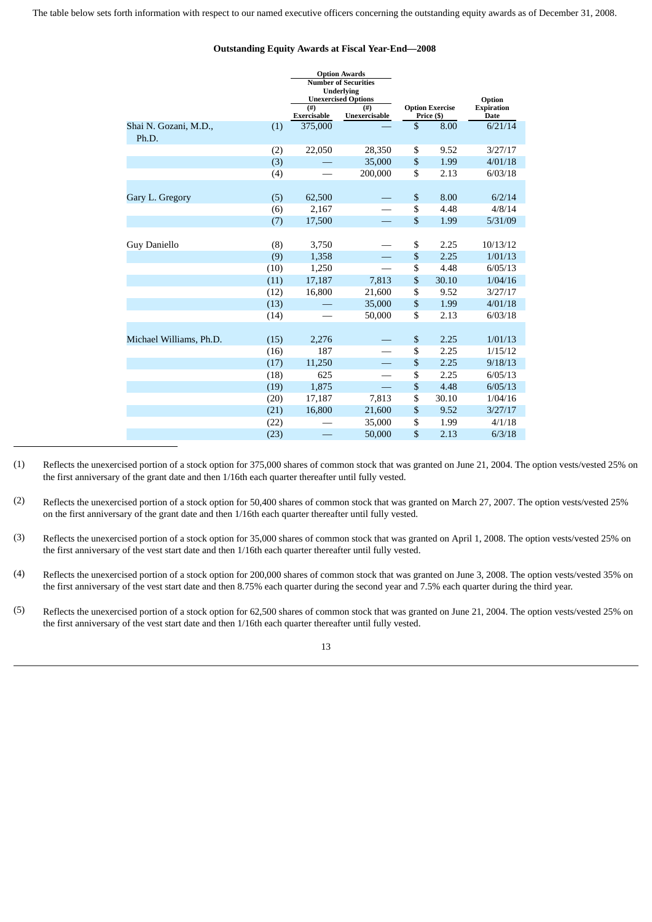The table below sets forth information with respect to our named executive officers concerning the outstanding equity awards as of December 31, 2008.

**Outstanding Equity Awards at Fiscal Year-End—2008**

| | | Option Awards Number of Securities Underlying Unexercised Options | | | |
|---|---|---|---|---|---|
| | | (#) Exercisable | (#) Unexercisable | Option Exercise Price ($) | Option Expiration Date |
| Shai N. Gozani, M.D., Ph.D. | (1) | 375,000 | — | $ 8.00 | 6/21/14 |
| | (2) | 22,050 | 28,350 | $ 9.52 | 3/27/17 |
| | (3) | — | 35,000 | $ 1.99 | 4/01/18 |
| | (4) | — | 200,000 | $ 2.13 | 6/03/18 |
| Gary L. Gregory | (5) | 62,500 | — | $ 8.00 | 6/2/14 |
| | (6) | 2,167 | — | $ 4.48 | 4/8/14 |
| | (7) | 17,500 | — | $ 1.99 | 5/31/09 |
| Guy Daniello | (8) | 3,750 | — | $ 2.25 | 10/13/12 |
| | (9) | 1,358 | — | $ 2.25 | 1/01/13 |
| | (10) | 1,250 | — | $ 4.48 | 6/05/13 |
| | (11) | 17,187 | 7,813 | $ 30.10 | 1/04/16 |
| | (12) | 16,800 | 21,600 | $ 9.52 | 3/27/17 |
| | (13) | — | 35,000 | $ 1.99 | 4/01/18 |
| | (14) | — | 50,000 | $ 2.13 | 6/03/18 |
| Michael Williams, Ph.D. | (15) | 2,276 | — | $ 2.25 | 1/01/13 |
| | (16) | 187 | — | $ 2.25 | 1/15/12 |
| | (17) | 11,250 | — | $ 2.25 | 9/18/13 |
| | (18) | 625 | — | $ 2.25 | 6/05/13 |
| | (19) | 1,875 | — | $ 4.48 | 6/05/13 |
| | (20) | 17,187 | 7,813 | $ 30.10 | 1/04/16 |
| | (21) | 16,800 | 21,600 | $ 9.52 | 3/27/17 |
| | (22) | — | 35,000 | $ 1.99 | 4/1/18 |
| | (23) | — | 50,000 | $ 2.13 | 6/3/18 |

(1) Reflects the unexercised portion of a stock option for 375,000 shares of common stock that was granted on June 21, 2004. The option vests/vested 25% on the first anniversary of the grant date and then 1/16th each quarter thereafter until fully vested.

(2) Reflects the unexercised portion of a stock option for 50,400 shares of common stock that was granted on March 27, 2007. The option vests/vested 25% on the first anniversary of the grant date and then 1/16th each quarter thereafter until fully vested.

(3) Reflects the unexercised portion of a stock option for 35,000 shares of common stock that was granted on April 1, 2008. The option vests/vested 25% on the first anniversary of the vest start date and then 1/16th each quarter thereafter until fully vested.

(4) Reflects the unexercised portion of a stock option for 200,000 shares of common stock that was granted on June 3, 2008. The option vests/vested 35% on the first anniversary of the vest start date and then 8.75% each quarter during the second year and 7.5% each quarter during the third year.

(5) Reflects the unexercised portion of a stock option for 62,500 shares of common stock that was granted on June 21, 2004. The option vests/vested 25% on the first anniversary of the vest start date and then 1/16th each quarter thereafter until fully vested.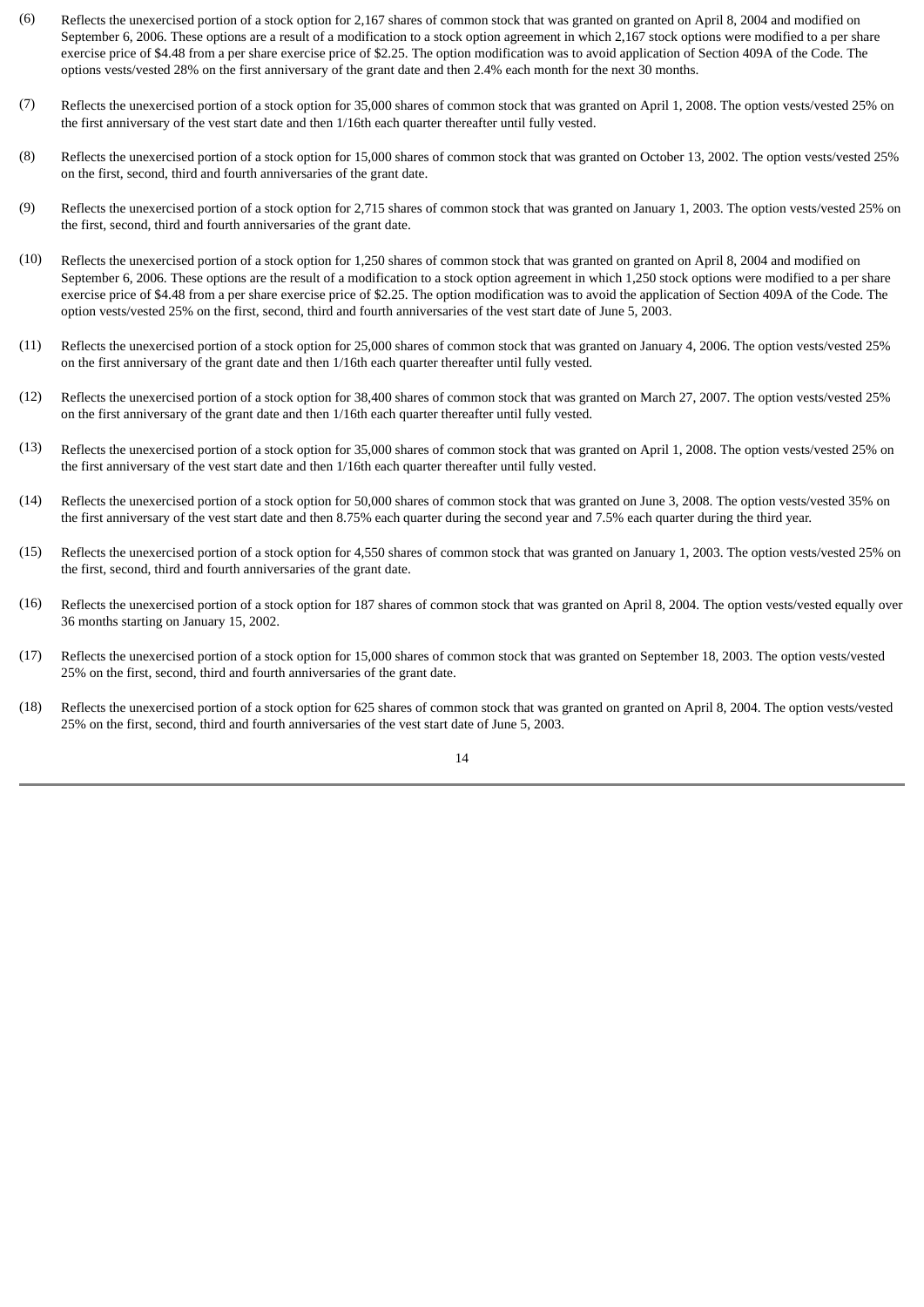(6) Reflects the unexercised portion of a stock option for 2,167 shares of common stock that was granted on granted on April 8, 2004 and modified on September 6, 2006. These options are a result of a modification to a stock option agreement in which 2,167 stock options were modified to a per share exercise price of $4.48 from a per share exercise price of $2.25. The option modification was to avoid application of Section 409A of the Code. The options vests/vested 28% on the first anniversary of the grant date and then 2.4% each month for the next 30 months.

(7) Reflects the unexercised portion of a stock option for 35,000 shares of common stock that was granted on April 1, 2008. The option vests/vested 25% on the first anniversary of the vest start date and then 1/16th each quarter thereafter until fully vested.

(8) Reflects the unexercised portion of a stock option for 15,000 shares of common stock that was granted on October 13, 2002. The option vests/vested 25% on the first, second, third and fourth anniversaries of the grant date.

(9) Reflects the unexercised portion of a stock option for 2,715 shares of common stock that was granted on January 1, 2003. The option vests/vested 25% on the first, second, third and fourth anniversaries of the grant date.

(10) Reflects the unexercised portion of a stock option for 1,250 shares of common stock that was granted on granted on April 8, 2004 and modified on September 6, 2006. These options are the result of a modification to a stock option agreement in which 1,250 stock options were modified to a per share exercise price of $4.48 from a per share exercise price of $2.25. The option modification was to avoid the application of Section 409A of the Code. The option vests/vested 25% on the first, second, third and fourth anniversaries of the vest start date of June 5, 2003.

(11) Reflects the unexercised portion of a stock option for 25,000 shares of common stock that was granted on January 4, 2006. The option vests/vested 25% on the first anniversary of the grant date and then 1/16th each quarter thereafter until fully vested.

(12) Reflects the unexercised portion of a stock option for 38,400 shares of common stock that was granted on March 27, 2007. The option vests/vested 25% on the first anniversary of the grant date and then 1/16th each quarter thereafter until fully vested.

(13) Reflects the unexercised portion of a stock option for 35,000 shares of common stock that was granted on April 1, 2008. The option vests/vested 25% on the first anniversary of the vest start date and then 1/16th each quarter thereafter until fully vested.

(14) Reflects the unexercised portion of a stock option for 50,000 shares of common stock that was granted on June 3, 2008. The option vests/vested 35% on the first anniversary of the vest start date and then 8.75% each quarter during the second year and 7.5% each quarter during the third year.

(15) Reflects the unexercised portion of a stock option for 4,550 shares of common stock that was granted on January 1, 2003. The option vests/vested 25% on the first, second, third and fourth anniversaries of the grant date.

(16) Reflects the unexercised portion of a stock option for 187 shares of common stock that was granted on April 8, 2004. The option vests/vested equally over 36 months starting on January 15, 2002.

(17) Reflects the unexercised portion of a stock option for 15,000 shares of common stock that was granted on September 18, 2003. The option vests/vested 25% on the first, second, third and fourth anniversaries of the grant date.

(18) Reflects the unexercised portion of a stock option for 625 shares of common stock that was granted on granted on April 8, 2004. The option vests/vested 25% on the first, second, third and fourth anniversaries of the vest start date of June 5, 2003.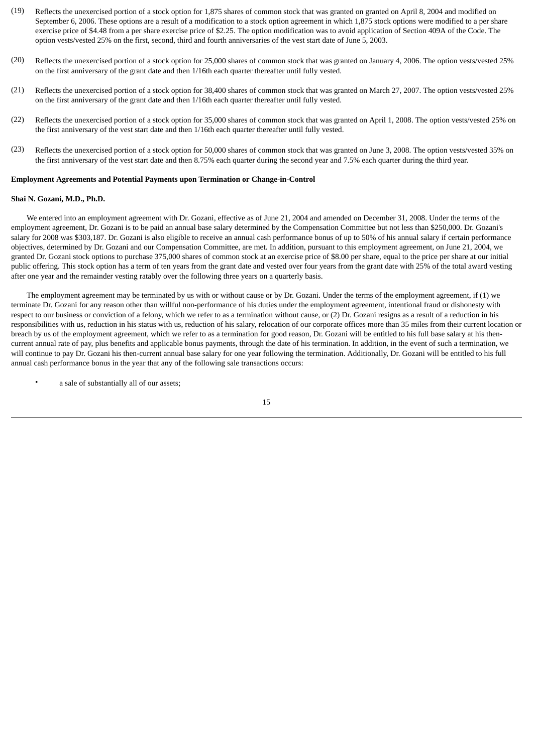(19) Reflects the unexercised portion of a stock option for 1,875 shares of common stock that was granted on granted on April 8, 2004 and modified on September 6, 2006. These options are a result of a modification to a stock option agreement in which 1,875 stock options were modified to a per share exercise price of $4.48 from a per share exercise price of $2.25. The option modification was to avoid application of Section 409A of the Code. The option vests/vested 25% on the first, second, third and fourth anniversaries of the vest start date of June 5, 2003.

(20) Reflects the unexercised portion of a stock option for 25,000 shares of common stock that was granted on January 4, 2006. The option vests/vested 25% on the first anniversary of the grant date and then 1/16th each quarter thereafter until fully vested.

(21) Reflects the unexercised portion of a stock option for 38,400 shares of common stock that was granted on March 27, 2007. The option vests/vested 25% on the first anniversary of the grant date and then 1/16th each quarter thereafter until fully vested.

(22) Reflects the unexercised portion of a stock option for 35,000 shares of common stock that was granted on April 1, 2008. The option vests/vested 25% on the first anniversary of the vest start date and then 1/16th each quarter thereafter until fully vested.

(23) Reflects the unexercised portion of a stock option for 50,000 shares of common stock that was granted on June 3, 2008. The option vests/vested 35% on the first anniversary of the vest start date and then 8.75% each quarter during the second year and 7.5% each quarter during the third year.

**Employment Agreements and Potential Payments upon Termination or Change-in-Control**

**Shai N. Gozani, M.D., Ph.D.**

We entered into an employment agreement with Dr. Gozani, effective as of June 21, 2004 and amended on December 31, 2008. Under the terms of the employment agreement, Dr. Gozani is to be paid an annual base salary determined by the Compensation Committee but not less than $250,000. Dr. Gozani's salary for 2008 was $303,187. Dr. Gozani is also eligible to receive an annual cash performance bonus of up to 50% of his annual salary if certain performance objectives, determined by Dr. Gozani and our Compensation Committee, are met. In addition, pursuant to this employment agreement, on June 21, 2004, we granted Dr. Gozani stock options to purchase 375,000 shares of common stock at an exercise price of $8.00 per share, equal to the price per share at our initial public offering. This stock option has a term of ten years from the grant date and vested over four years from the grant date with 25% of the total award vesting after one year and the remainder vesting ratably over the following three years on a quarterly basis.

The employment agreement may be terminated by us with or without cause or by Dr. Gozani. Under the terms of the employment agreement, if (1) we terminate Dr. Gozani for any reason other than willful non-performance of his duties under the employment agreement, intentional fraud or dishonesty with respect to our business or conviction of a felony, which we refer to as a termination without cause, or (2) Dr. Gozani resigns as a result of a reduction in his responsibilities with us, reduction in his status with us, reduction of his salary, relocation of our corporate offices more than 35 miles from their current location or breach by us of the employment agreement, which we refer to as a termination for good reason, Dr. Gozani will be entitled to his full base salary at his then-current annual rate of pay, plus benefits and applicable bonus payments, through the date of his termination. In addition, in the event of such a termination, we will continue to pay Dr. Gozani his then-current annual base salary for one year following the termination. Additionally, Dr. Gozani will be entitled to his full annual cash performance bonus in the year that any of the following sale transactions occurs:

- a sale of substantially all of our assets;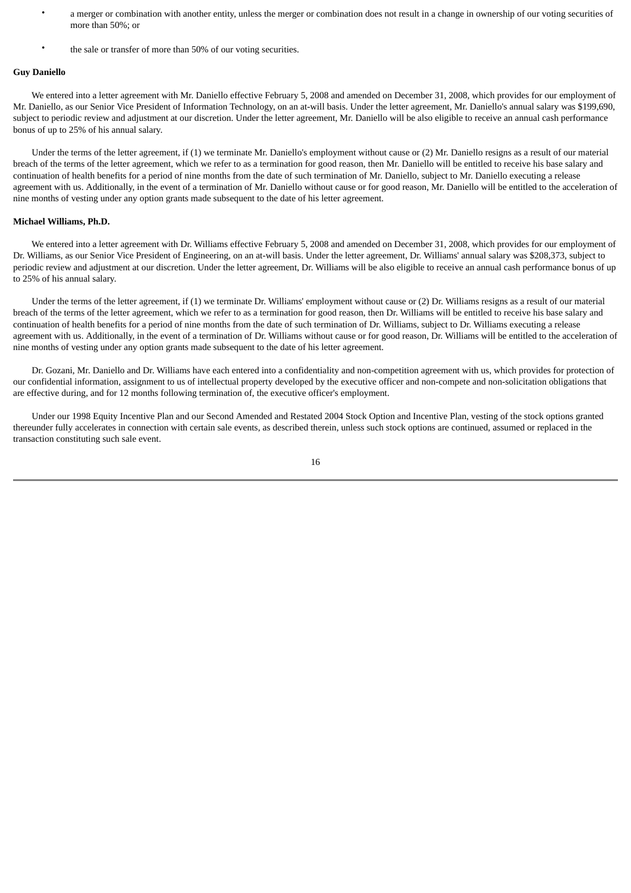- a merger or combination with another entity, unless the merger or combination does not result in a change in ownership of our voting securities of more than 50%; or
- the sale or transfer of more than 50% of our voting securities.

**Guy Daniello**

We entered into a letter agreement with Mr. Daniello effective February 5, 2008 and amended on December 31, 2008, which provides for our employment of Mr. Daniello, as our Senior Vice President of Information Technology, on an at-will basis. Under the letter agreement, Mr. Daniello's annual salary was $199,690, subject to periodic review and adjustment at our discretion. Under the letter agreement, Mr. Daniello will be also eligible to receive an annual cash performance bonus of up to 25% of his annual salary.

Under the terms of the letter agreement, if (1) we terminate Mr. Daniello's employment without cause or (2) Mr. Daniello resigns as a result of our material breach of the terms of the letter agreement, which we refer to as a termination for good reason, then Mr. Daniello will be entitled to receive his base salary and continuation of health benefits for a period of nine months from the date of such termination of Mr. Daniello, subject to Mr. Daniello executing a release agreement with us. Additionally, in the event of a termination of Mr. Daniello without cause or for good reason, Mr. Daniello will be entitled to the acceleration of nine months of vesting under any option grants made subsequent to the date of his letter agreement.

**Michael Williams, Ph.D.**

We entered into a letter agreement with Dr. Williams effective February 5, 2008 and amended on December 31, 2008, which provides for our employment of Dr. Williams, as our Senior Vice President of Engineering, on an at-will basis. Under the letter agreement, Dr. Williams' annual salary was $208,373, subject to periodic review and adjustment at our discretion. Under the letter agreement, Dr. Williams will be also eligible to receive an annual cash performance bonus of up to 25% of his annual salary.

Under the terms of the letter agreement, if (1) we terminate Dr. Williams' employment without cause or (2) Dr. Williams resigns as a result of our material breach of the terms of the letter agreement, which we refer to as a termination for good reason, then Dr. Williams will be entitled to receive his base salary and continuation of health benefits for a period of nine months from the date of such termination of Dr. Williams, subject to Dr. Williams executing a release agreement with us. Additionally, in the event of a termination of Dr. Williams without cause or for good reason, Dr. Williams will be entitled to the acceleration of nine months of vesting under any option grants made subsequent to the date of his letter agreement.

Dr. Gozani, Mr. Daniello and Dr. Williams have each entered into a confidentiality and non-competition agreement with us, which provides for protection of our confidential information, assignment to us of intellectual property developed by the executive officer and non-compete and non-solicitation obligations that are effective during, and for 12 months following termination of, the executive officer's employment.

Under our 1998 Equity Incentive Plan and our Second Amended and Restated 2004 Stock Option and Incentive Plan, vesting of the stock options granted thereunder fully accelerates in connection with certain sale events, as described therein, unless such stock options are continued, assumed or replaced in the transaction constituting such sale event.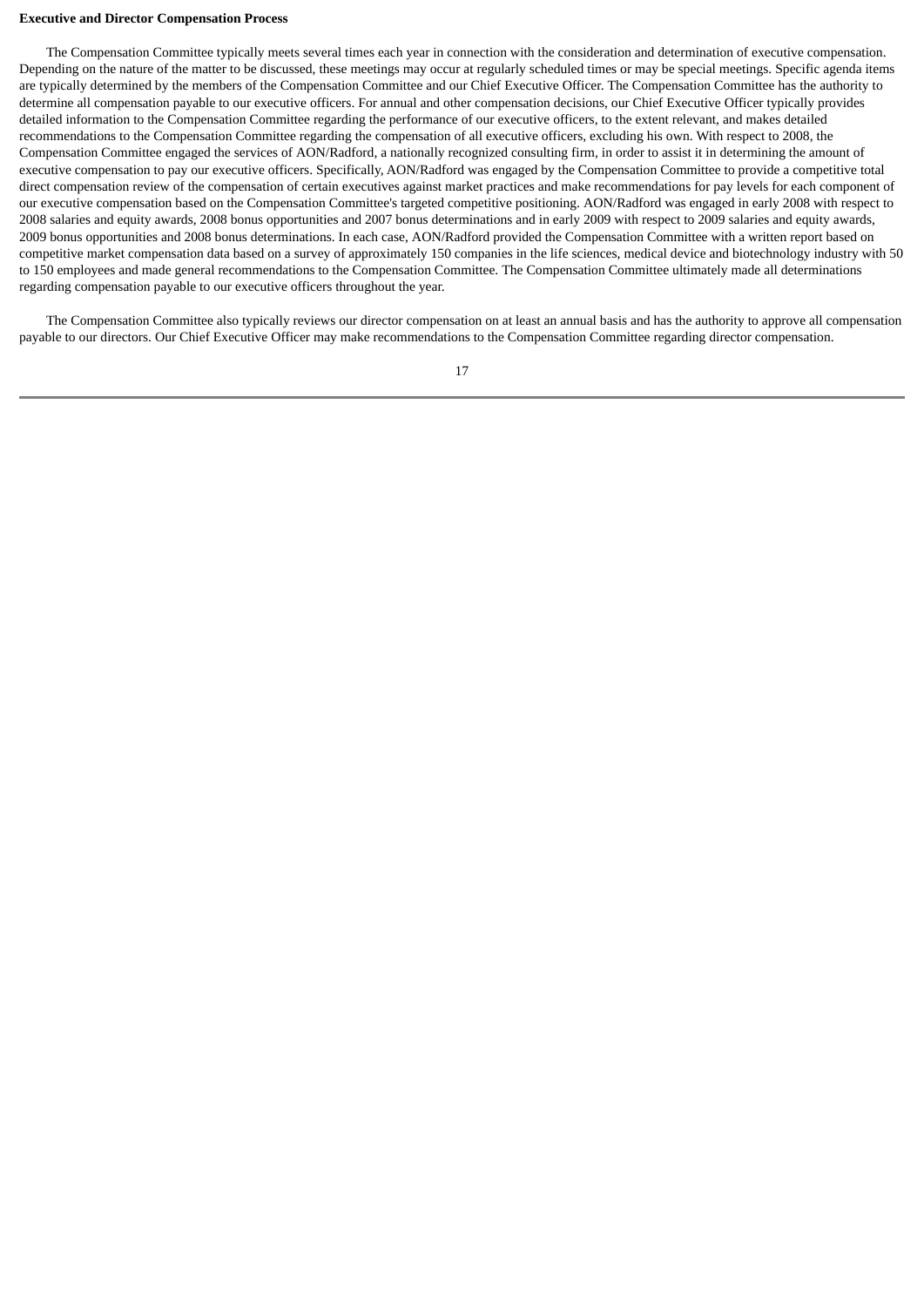**Executive and Director Compensation Process**

The Compensation Committee typically meets several times each year in connection with the consideration and determination of executive compensation. Depending on the nature of the matter to be discussed, these meetings may occur at regularly scheduled times or may be special meetings. Specific agenda items are typically determined by the members of the Compensation Committee and our Chief Executive Officer. The Compensation Committee has the authority to determine all compensation payable to our executive officers. For annual and other compensation decisions, our Chief Executive Officer typically provides detailed information to the Compensation Committee regarding the performance of our executive officers, to the extent relevant, and makes detailed recommendations to the Compensation Committee regarding the compensation of all executive officers, excluding his own. With respect to 2008, the Compensation Committee engaged the services of AON/Radford, a nationally recognized consulting firm, in order to assist it in determining the amount of executive compensation to pay our executive officers. Specifically, AON/Radford was engaged by the Compensation Committee to provide a competitive total direct compensation review of the compensation of certain executives against market practices and make recommendations for pay levels for each component of our executive compensation based on the Compensation Committee's targeted competitive positioning. AON/Radford was engaged in early 2008 with respect to 2008 salaries and equity awards, 2008 bonus opportunities and 2007 bonus determinations and in early 2009 with respect to 2009 salaries and equity awards, 2009 bonus opportunities and 2008 bonus determinations. In each case, AON/Radford provided the Compensation Committee with a written report based on competitive market compensation data based on a survey of approximately 150 companies in the life sciences, medical device and biotechnology industry with 50 to 150 employees and made general recommendations to the Compensation Committee. The Compensation Committee ultimately made all determinations regarding compensation payable to our executive officers throughout the year.

The Compensation Committee also typically reviews our director compensation on at least an annual basis and has the authority to approve all compensation payable to our directors. Our Chief Executive Officer may make recommendations to the Compensation Committee regarding director compensation.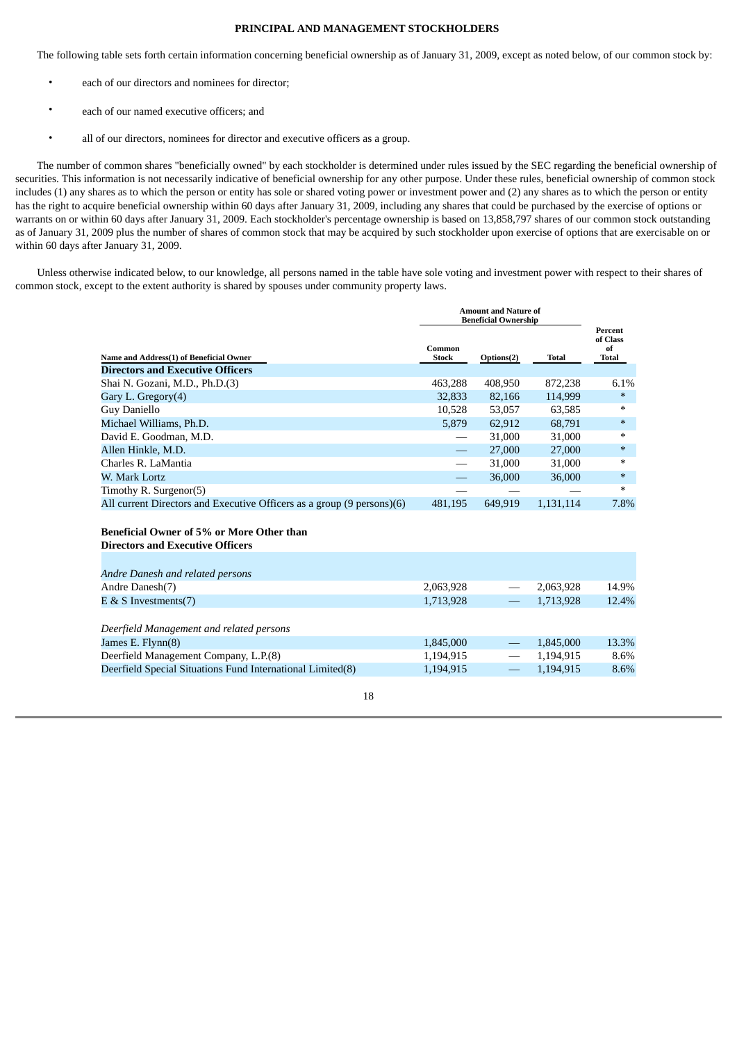**PRINCIPAL AND MANAGEMENT STOCKHOLDERS**

The following table sets forth certain information concerning beneficial ownership as of January 31, 2009, except as noted below, of our common stock by:

- each of our directors and nominees for director;
- each of our named executive officers; and
- all of our directors, nominees for director and executive officers as a group.

The number of common shares "beneficially owned" by each stockholder is determined under rules issued by the SEC regarding the beneficial ownership of securities. This information is not necessarily indicative of beneficial ownership for any other purpose. Under these rules, beneficial ownership of common stock includes (1) any shares as to which the person or entity has sole or shared voting power or investment power and (2) any shares as to which the person or entity has the right to acquire beneficial ownership within 60 days after January 31, 2009, including any shares that could be purchased by the exercise of options or warrants on or within 60 days after January 31, 2009. Each stockholder's percentage ownership is based on 13,858,797 shares of our common stock outstanding as of January 31, 2009 plus the number of shares of common stock that may be acquired by such stockholder upon exercise of options that are exercisable on or within 60 days after January 31, 2009.

Unless otherwise indicated below, to our knowledge, all persons named in the table have sole voting and investment power with respect to their shares of common stock, except to the extent authority is shared by spouses under community property laws.

| | Amount and Nature of Beneficial Ownership | | | |
|---|---|---|---|---|
| **Name and Address(1) of Beneficial Owner** | **Common Stock** | **Options(2)** | **Total** | **Percent of Class of Total** |
| **Directors and Executive Officers** | | | | |
| Shai N. Gozani, M.D., Ph.D.(3) | 463,288 | 408,950 | 872,238 | 6.1% |
| Gary L. Gregory(4) | 32,833 | 82,166 | 114,999 | * |
| Guy Daniello | 10,528 | 53,057 | 63,585 | * |
| Michael Williams, Ph.D. | 5,879 | 62,912 | 68,791 | * |
| David E. Goodman, M.D. | — | 31,000 | 31,000 | * |
| Allen Hinkle, M.D. | — | 27,000 | 27,000 | * |
| Charles R. LaMantia | — | 31,000 | 31,000 | * |
| W. Mark Lortz | — | 36,000 | 36,000 | * |
| Timothy R. Surgenor(5) | — | — | — | * |
| All current Directors and Executive Officers as a group (9 persons)(6) | 481,195 | 649,919 | 1,131,114 | 7.8% |
| **Beneficial Owner of 5% or More Other than Directors and Executive Officers** | | | | |
| *Andre Danesh and related persons* | | | | |
| Andre Danesh(7) | 2,063,928 | — | 2,063,928 | 14.9% |
| E & S Investments(7) | 1,713,928 | — | 1,713,928 | 12.4% |
| *Deerfield Management and related persons* | | | | |
| James E. Flynn(8) | 1,845,000 | — | 1,845,000 | 13.3% |
| Deerfield Management Company, L.P.(8) | 1,194,915 | — | 1,194,915 | 8.6% |
| Deerfield Special Situations Fund International Limited(8) | 1,194,915 | — | 1,194,915 | 8.6% |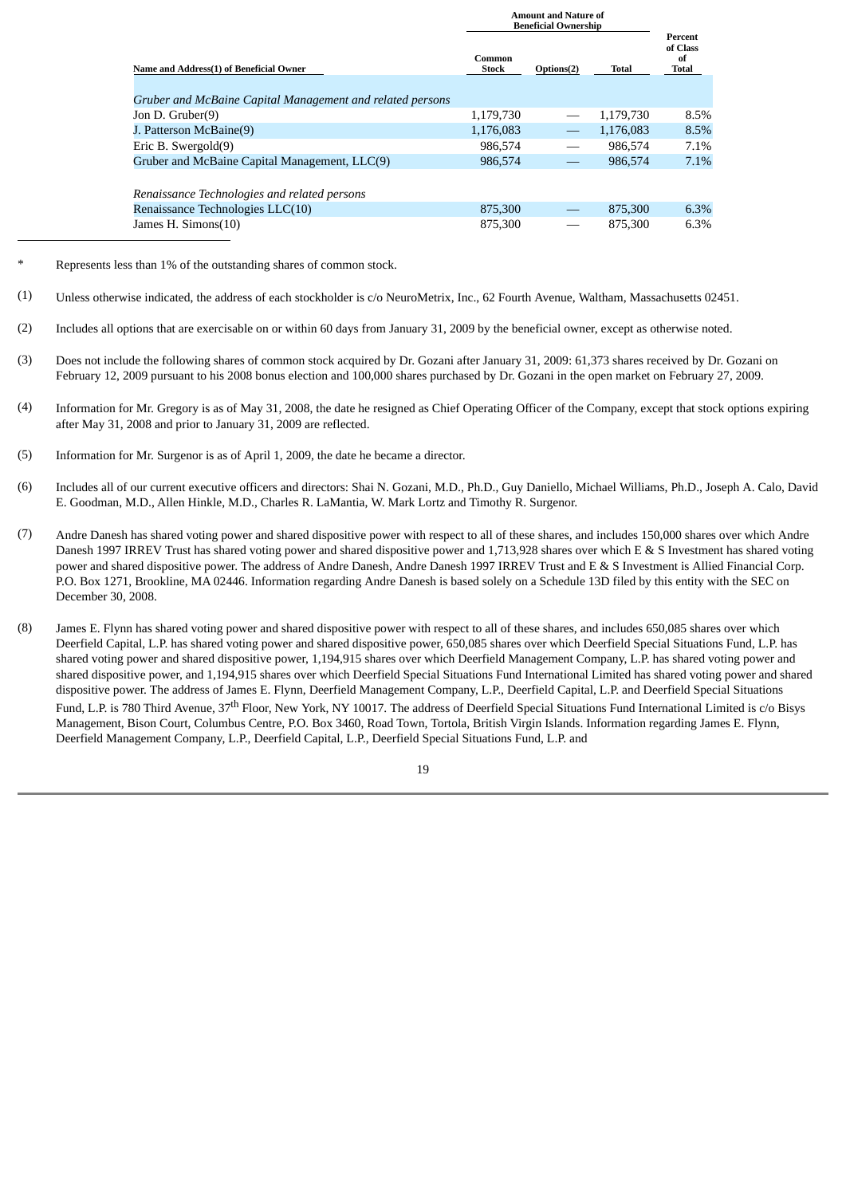| Name and Address(1) of Beneficial Owner | Amount and Nature of Beneficial Ownership | | | Percent of Class of Total |
|---|---|---|---|---|
| | Common Stock | Options(2) | Total | |
| *Gruber and McBaine Capital Management and related persons* | | | | |
| Jon D. Gruber(9) | 1,179,730 | — | 1,179,730 | 8.5% |
| J. Patterson McBaine(9) | 1,176,083 | — | 1,176,083 | 8.5% |
| Eric B. Swergold(9) | 986,574 | — | 986,574 | 7.1% |
| Gruber and McBaine Capital Management, LLC(9) | 986,574 | — | 986,574 | 7.1% |
| *Renaissance Technologies and related persons* | | | | |
| Renaissance Technologies LLC(10) | 875,300 | — | 875,300 | 6.3% |
| James H. Simons(10) | 875,300 | — | 875,300 | 6.3% |

\* Represents less than 1% of the outstanding shares of common stock.

(1) Unless otherwise indicated, the address of each stockholder is c/o NeuroMetrix, Inc., 62 Fourth Avenue, Waltham, Massachusetts 02451.

(2) Includes all options that are exercisable on or within 60 days from January 31, 2009 by the beneficial owner, except as otherwise noted.

(3) Does not include the following shares of common stock acquired by Dr. Gozani after January 31, 2009: 61,373 shares received by Dr. Gozani on February 12, 2009 pursuant to his 2008 bonus election and 100,000 shares purchased by Dr. Gozani in the open market on February 27, 2009.

(4) Information for Mr. Gregory is as of May 31, 2008, the date he resigned as Chief Operating Officer of the Company, except that stock options expiring after May 31, 2008 and prior to January 31, 2009 are reflected.

(5) Information for Mr. Surgenor is as of April 1, 2009, the date he became a director.

(6) Includes all of our current executive officers and directors: Shai N. Gozani, M.D., Ph.D., Guy Daniello, Michael Williams, Ph.D., Joseph A. Calo, David E. Goodman, M.D., Allen Hinkle, M.D., Charles R. LaMantia, W. Mark Lortz and Timothy R. Surgenor.

(7) Andre Danesh has shared voting power and shared dispositive power with respect to all of these shares, and includes 150,000 shares over which Andre Danesh 1997 IRREV Trust has shared voting power and shared dispositive power and 1,713,928 shares over which E & S Investment has shared voting power and shared dispositive power. The address of Andre Danesh, Andre Danesh 1997 IRREV Trust and E & S Investment is Allied Financial Corp. P.O. Box 1271, Brookline, MA 02446. Information regarding Andre Danesh is based solely on a Schedule 13D filed by this entity with the SEC on December 30, 2008.

(8) James E. Flynn has shared voting power and shared dispositive power with respect to all of these shares, and includes 650,085 shares over which Deerfield Capital, L.P. has shared voting power and shared dispositive power, 650,085 shares over which Deerfield Special Situations Fund, L.P. has shared voting power and shared dispositive power, 1,194,915 shares over which Deerfield Management Company, L.P. has shared voting power and shared dispositive power, and 1,194,915 shares over which Deerfield Special Situations Fund International Limited has shared voting power and shared dispositive power. The address of James E. Flynn, Deerfield Management Company, L.P., Deerfield Capital, L.P. and Deerfield Special Situations Fund, L.P. is 780 Third Avenue, 37th Floor, New York, NY 10017. The address of Deerfield Special Situations Fund International Limited is c/o Bisys Management, Bison Court, Columbus Centre, P.O. Box 3460, Road Town, Tortola, British Virgin Islands. Information regarding James E. Flynn, Deerfield Management Company, L.P., Deerfield Capital, L.P., Deerfield Special Situations Fund, L.P. and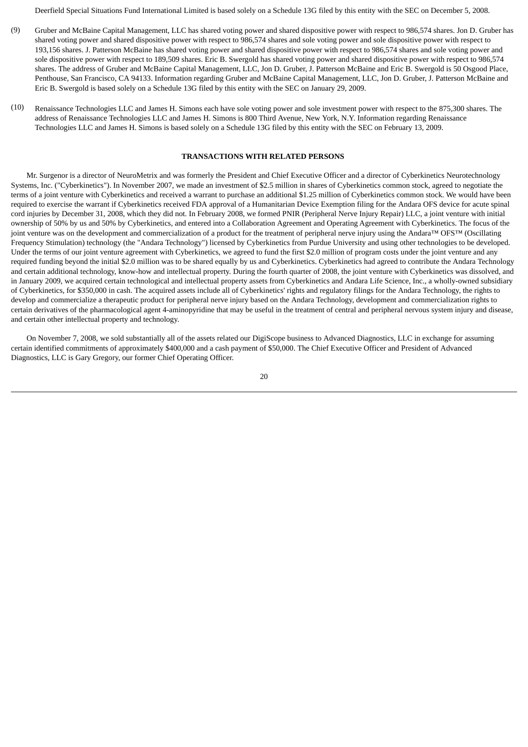Deerfield Special Situations Fund International Limited is based solely on a Schedule 13G filed by this entity with the SEC on December 5, 2008.

(9) Gruber and McBaine Capital Management, LLC has shared voting power and shared dispositive power with respect to 986,574 shares. Jon D. Gruber has shared voting power and shared dispositive power with respect to 986,574 shares and sole voting power and sole dispositive power with respect to 193,156 shares. J. Patterson McBaine has shared voting power and shared dispositive power with respect to 986,574 shares and sole voting power and sole dispositive power with respect to 189,509 shares. Eric B. Swergold has shared voting power and shared dispositive power with respect to 986,574 shares. The address of Gruber and McBaine Capital Management, LLC, Jon D. Gruber, J. Patterson McBaine and Eric B. Swergold is 50 Osgood Place, Penthouse, San Francisco, CA 94133. Information regarding Gruber and McBaine Capital Management, LLC, Jon D. Gruber, J. Patterson McBaine and Eric B. Swergold is based solely on a Schedule 13G filed by this entity with the SEC on January 29, 2009.

(10) Renaissance Technologies LLC and James H. Simons each have sole voting power and sole investment power with respect to the 875,300 shares. The address of Renaissance Technologies LLC and James H. Simons is 800 Third Avenue, New York, N.Y. Information regarding Renaissance Technologies LLC and James H. Simons is based solely on a Schedule 13G filed by this entity with the SEC on February 13, 2009.

## TRANSACTIONS WITH RELATED PERSONS

Mr. Surgenor is a director of NeuroMetrix and was formerly the President and Chief Executive Officer and a director of Cyberkinetics Neurotechnology Systems, Inc. ("Cyberkinetics"). In November 2007, we made an investment of $2.5 million in shares of Cyberkinetics common stock, agreed to negotiate the terms of a joint venture with Cyberkinetics and received a warrant to purchase an additional $1.25 million of Cyberkinetics common stock. We would have been required to exercise the warrant if Cyberkinetics received FDA approval of a Humanitarian Device Exemption filing for the Andara OFS device for acute spinal cord injuries by December 31, 2008, which they did not. In February 2008, we formed PNIR (Peripheral Nerve Injury Repair) LLC, a joint venture with initial ownership of 50% by us and 50% by Cyberkinetics, and entered into a Collaboration Agreement and Operating Agreement with Cyberkinetics. The focus of the joint venture was on the development and commercialization of a product for the treatment of peripheral nerve injury using the Andara™ OFS™ (Oscillating Frequency Stimulation) technology (the "Andara Technology") licensed by Cyberkinetics from Purdue University and using other technologies to be developed. Under the terms of our joint venture agreement with Cyberkinetics, we agreed to fund the first $2.0 million of program costs under the joint venture and any required funding beyond the initial $2.0 million was to be shared equally by us and Cyberkinetics. Cyberkinetics had agreed to contribute the Andara Technology and certain additional technology, know-how and intellectual property. During the fourth quarter of 2008, the joint venture with Cyberkinetics was dissolved, and in January 2009, we acquired certain technological and intellectual property assets from Cyberkinetics and Andara Life Science, Inc., a wholly-owned subsidiary of Cyberkinetics, for $350,000 in cash. The acquired assets include all of Cyberkinetics' rights and regulatory filings for the Andara Technology, the rights to develop and commercialize a therapeutic product for peripheral nerve injury based on the Andara Technology, development and commercialization rights to certain derivatives of the pharmacological agent 4-aminopyridine that may be useful in the treatment of central and peripheral nervous system injury and disease, and certain other intellectual property and technology.

On November 7, 2008, we sold substantially all of the assets related our DigiScope business to Advanced Diagnostics, LLC in exchange for assuming certain identified commitments of approximately $400,000 and a cash payment of $50,000. The Chief Executive Officer and President of Advanced Diagnostics, LLC is Gary Gregory, our former Chief Operating Officer.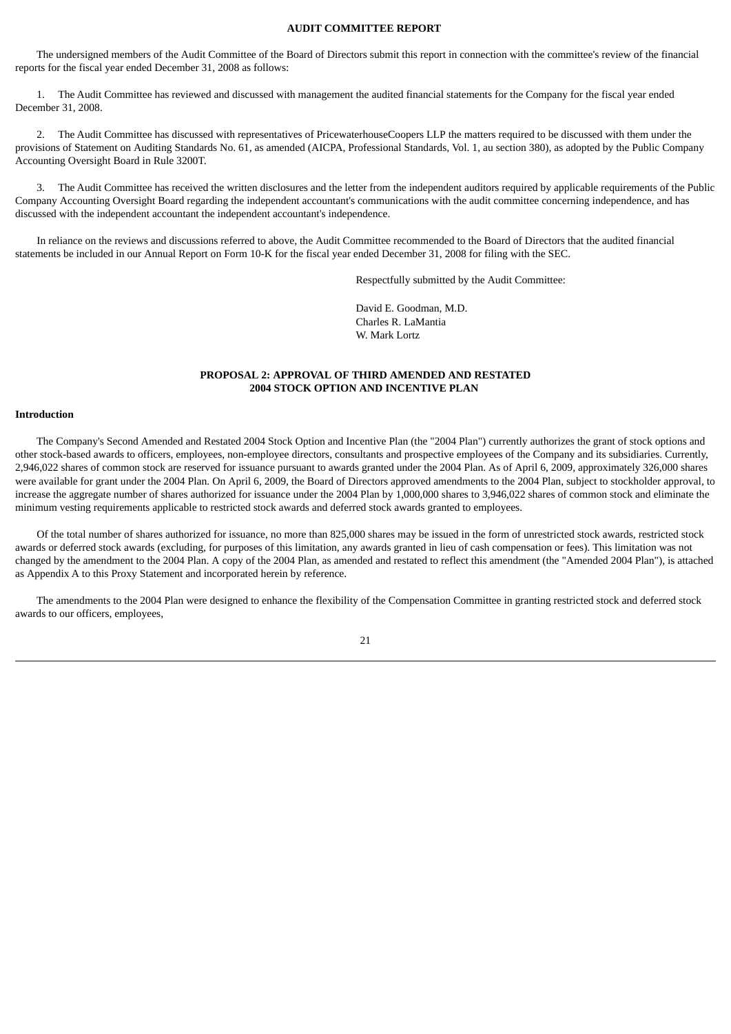## AUDIT COMMITTEE REPORT

The undersigned members of the Audit Committee of the Board of Directors submit this report in connection with the committee's review of the financial reports for the fiscal year ended December 31, 2008 as follows:

1. The Audit Committee has reviewed and discussed with management the audited financial statements for the Company for the fiscal year ended December 31, 2008.

2. The Audit Committee has discussed with representatives of PricewaterhouseCoopers LLP the matters required to be discussed with them under the provisions of Statement on Auditing Standards No. 61, as amended (AICPA, Professional Standards, Vol. 1, au section 380), as adopted by the Public Company Accounting Oversight Board in Rule 3200T.

3. The Audit Committee has received the written disclosures and the letter from the independent auditors required by applicable requirements of the Public Company Accounting Oversight Board regarding the independent accountant's communications with the audit committee concerning independence, and has discussed with the independent accountant the independent accountant's independence.

In reliance on the reviews and discussions referred to above, the Audit Committee recommended to the Board of Directors that the audited financial statements be included in our Annual Report on Form 10-K for the fiscal year ended December 31, 2008 for filing with the SEC.

Respectfully submitted by the Audit Committee:

David E. Goodman, M.D.
Charles R. LaMantia
W. Mark Lortz

## PROPOSAL 2: APPROVAL OF THIRD AMENDED AND RESTATED 2004 STOCK OPTION AND INCENTIVE PLAN

### Introduction

The Company's Second Amended and Restated 2004 Stock Option and Incentive Plan (the "2004 Plan") currently authorizes the grant of stock options and other stock-based awards to officers, employees, non-employee directors, consultants and prospective employees of the Company and its subsidiaries. Currently, 2,946,022 shares of common stock are reserved for issuance pursuant to awards granted under the 2004 Plan. As of April 6, 2009, approximately 326,000 shares were available for grant under the 2004 Plan. On April 6, 2009, the Board of Directors approved amendments to the 2004 Plan, subject to stockholder approval, to increase the aggregate number of shares authorized for issuance under the 2004 Plan by 1,000,000 shares to 3,946,022 shares of common stock and eliminate the minimum vesting requirements applicable to restricted stock awards and deferred stock awards granted to employees.

Of the total number of shares authorized for issuance, no more than 825,000 shares may be issued in the form of unrestricted stock awards, restricted stock awards or deferred stock awards (excluding, for purposes of this limitation, any awards granted in lieu of cash compensation or fees). This limitation was not changed by the amendment to the 2004 Plan. A copy of the 2004 Plan, as amended and restated to reflect this amendment (the "Amended 2004 Plan"), is attached as Appendix A to this Proxy Statement and incorporated herein by reference.

The amendments to the 2004 Plan were designed to enhance the flexibility of the Compensation Committee in granting restricted stock and deferred stock awards to our officers, employees,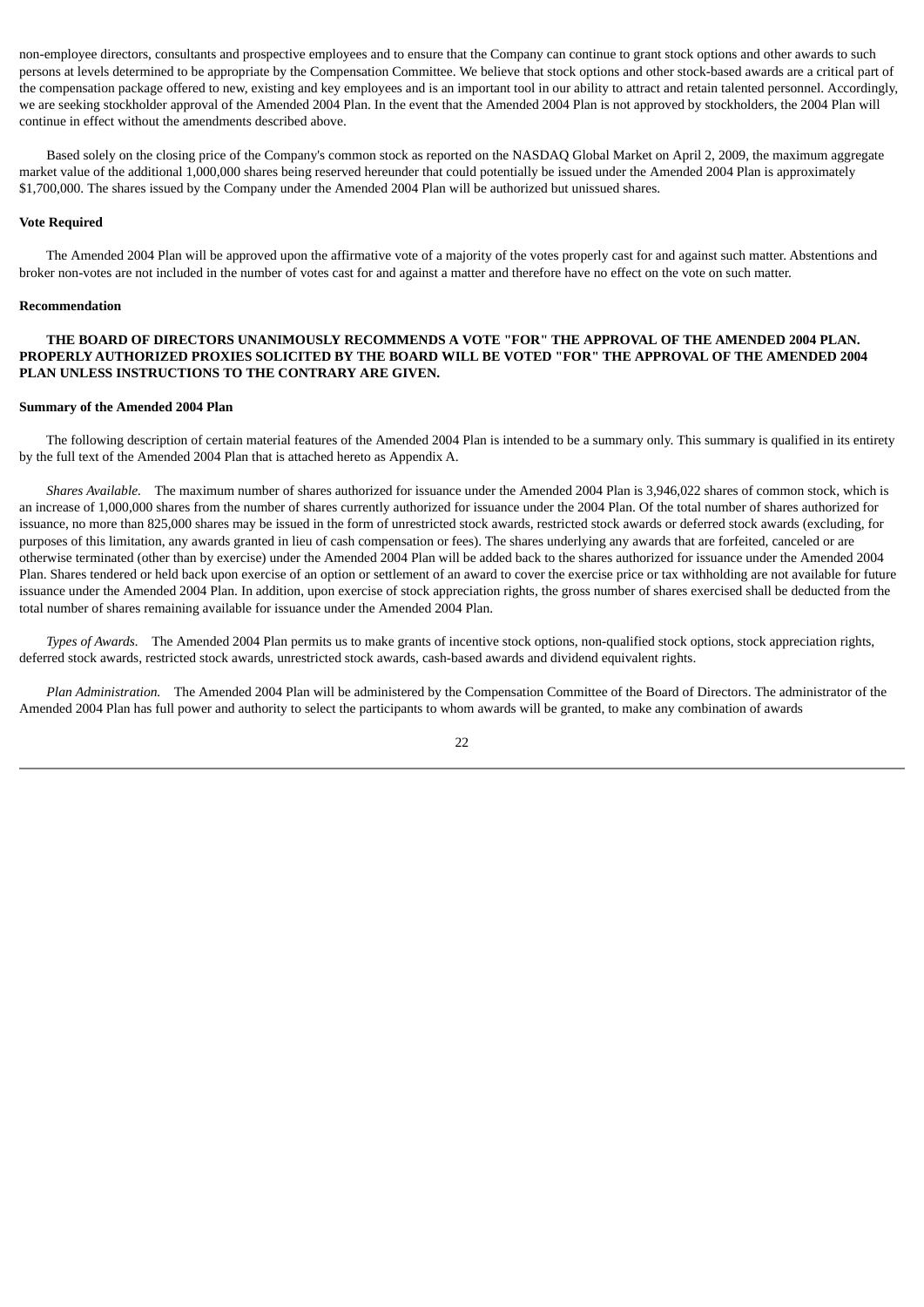non-employee directors, consultants and prospective employees and to ensure that the Company can continue to grant stock options and other awards to such persons at levels determined to be appropriate by the Compensation Committee. We believe that stock options and other stock-based awards are a critical part of the compensation package offered to new, existing and key employees and is an important tool in our ability to attract and retain talented personnel. Accordingly, we are seeking stockholder approval of the Amended 2004 Plan. In the event that the Amended 2004 Plan is not approved by stockholders, the 2004 Plan will continue in effect without the amendments described above.

Based solely on the closing price of the Company's common stock as reported on the NASDAQ Global Market on April 2, 2009, the maximum aggregate market value of the additional 1,000,000 shares being reserved hereunder that could potentially be issued under the Amended 2004 Plan is approximately $1,700,000. The shares issued by the Company under the Amended 2004 Plan will be authorized but unissued shares.

**Vote Required**

The Amended 2004 Plan will be approved upon the affirmative vote of a majority of the votes properly cast for and against such matter. Abstentions and broker non-votes are not included in the number of votes cast for and against a matter and therefore have no effect on the vote on such matter.

**Recommendation**

**THE BOARD OF DIRECTORS UNANIMOUSLY RECOMMENDS A VOTE "FOR" THE APPROVAL OF THE AMENDED 2004 PLAN. PROPERLY AUTHORIZED PROXIES SOLICITED BY THE BOARD WILL BE VOTED "FOR" THE APPROVAL OF THE AMENDED 2004 PLAN UNLESS INSTRUCTIONS TO THE CONTRARY ARE GIVEN.**

**Summary of the Amended 2004 Plan**

The following description of certain material features of the Amended 2004 Plan is intended to be a summary only. This summary is qualified in its entirety by the full text of the Amended 2004 Plan that is attached hereto as Appendix A.

*Shares Available.* The maximum number of shares authorized for issuance under the Amended 2004 Plan is 3,946,022 shares of common stock, which is an increase of 1,000,000 shares from the number of shares currently authorized for issuance under the 2004 Plan. Of the total number of shares authorized for issuance, no more than 825,000 shares may be issued in the form of unrestricted stock awards, restricted stock awards or deferred stock awards (excluding, for purposes of this limitation, any awards granted in lieu of cash compensation or fees). The shares underlying any awards that are forfeited, canceled or are otherwise terminated (other than by exercise) under the Amended 2004 Plan will be added back to the shares authorized for issuance under the Amended 2004 Plan. Shares tendered or held back upon exercise of an option or settlement of an award to cover the exercise price or tax withholding are not available for future issuance under the Amended 2004 Plan. In addition, upon exercise of stock appreciation rights, the gross number of shares exercised shall be deducted from the total number of shares remaining available for issuance under the Amended 2004 Plan.

*Types of Awards.* The Amended 2004 Plan permits us to make grants of incentive stock options, non-qualified stock options, stock appreciation rights, deferred stock awards, restricted stock awards, unrestricted stock awards, cash-based awards and dividend equivalent rights.

*Plan Administration.* The Amended 2004 Plan will be administered by the Compensation Committee of the Board of Directors. The administrator of the Amended 2004 Plan has full power and authority to select the participants to whom awards will be granted, to make any combination of awards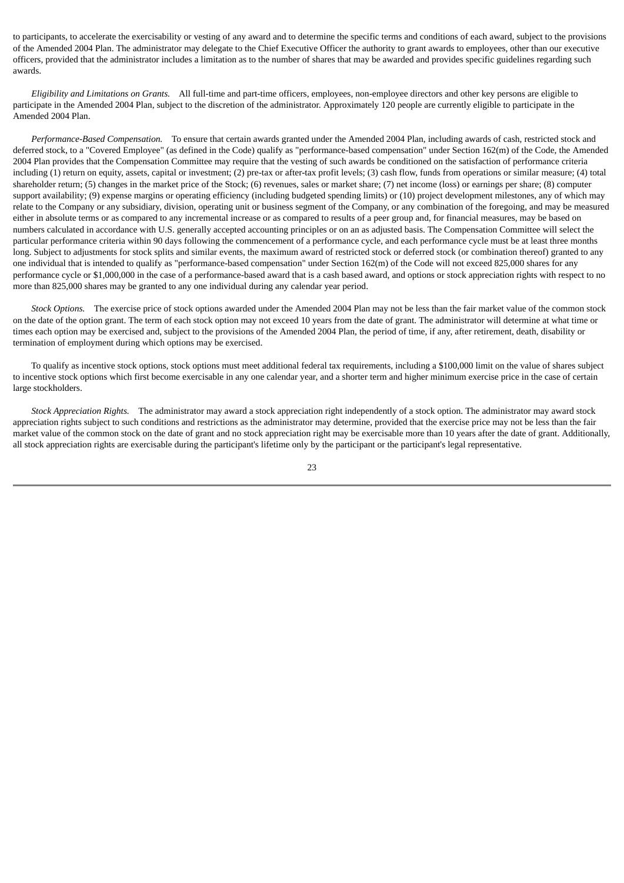to participants, to accelerate the exercisability or vesting of any award and to determine the specific terms and conditions of each award, subject to the provisions of the Amended 2004 Plan. The administrator may delegate to the Chief Executive Officer the authority to grant awards to employees, other than our executive officers, provided that the administrator includes a limitation as to the number of shares that may be awarded and provides specific guidelines regarding such awards.

*Eligibility and Limitations on Grants.* All full-time and part-time officers, employees, non-employee directors and other key persons are eligible to participate in the Amended 2004 Plan, subject to the discretion of the administrator. Approximately 120 people are currently eligible to participate in the Amended 2004 Plan.

*Performance-Based Compensation.* To ensure that certain awards granted under the Amended 2004 Plan, including awards of cash, restricted stock and deferred stock, to a "Covered Employee" (as defined in the Code) qualify as "performance-based compensation" under Section 162(m) of the Code, the Amended 2004 Plan provides that the Compensation Committee may require that the vesting of such awards be conditioned on the satisfaction of performance criteria including (1) return on equity, assets, capital or investment; (2) pre-tax or after-tax profit levels; (3) cash flow, funds from operations or similar measure; (4) total shareholder return; (5) changes in the market price of the Stock; (6) revenues, sales or market share; (7) net income (loss) or earnings per share; (8) computer support availability; (9) expense margins or operating efficiency (including budgeted spending limits) or (10) project development milestones, any of which may relate to the Company or any subsidiary, division, operating unit or business segment of the Company, or any combination of the foregoing, and may be measured either in absolute terms or as compared to any incremental increase or as compared to results of a peer group and, for financial measures, may be based on numbers calculated in accordance with U.S. generally accepted accounting principles or on an as adjusted basis. The Compensation Committee will select the particular performance criteria within 90 days following the commencement of a performance cycle, and each performance cycle must be at least three months long. Subject to adjustments for stock splits and similar events, the maximum award of restricted stock or deferred stock (or combination thereof) granted to any one individual that is intended to qualify as "performance-based compensation" under Section 162(m) of the Code will not exceed 825,000 shares for any performance cycle or $1,000,000 in the case of a performance-based award that is a cash based award, and options or stock appreciation rights with respect to no more than 825,000 shares may be granted to any one individual during any calendar year period.

*Stock Options.* The exercise price of stock options awarded under the Amended 2004 Plan may not be less than the fair market value of the common stock on the date of the option grant. The term of each stock option may not exceed 10 years from the date of grant. The administrator will determine at what time or times each option may be exercised and, subject to the provisions of the Amended 2004 Plan, the period of time, if any, after retirement, death, disability or termination of employment during which options may be exercised.

To qualify as incentive stock options, stock options must meet additional federal tax requirements, including a $100,000 limit on the value of shares subject to incentive stock options which first become exercisable in any one calendar year, and a shorter term and higher minimum exercise price in the case of certain large stockholders.

*Stock Appreciation Rights.* The administrator may award a stock appreciation right independently of a stock option. The administrator may award stock appreciation rights subject to such conditions and restrictions as the administrator may determine, provided that the exercise price may not be less than the fair market value of the common stock on the date of grant and no stock appreciation right may be exercisable more than 10 years after the date of grant. Additionally, all stock appreciation rights are exercisable during the participant's lifetime only by the participant or the participant's legal representative.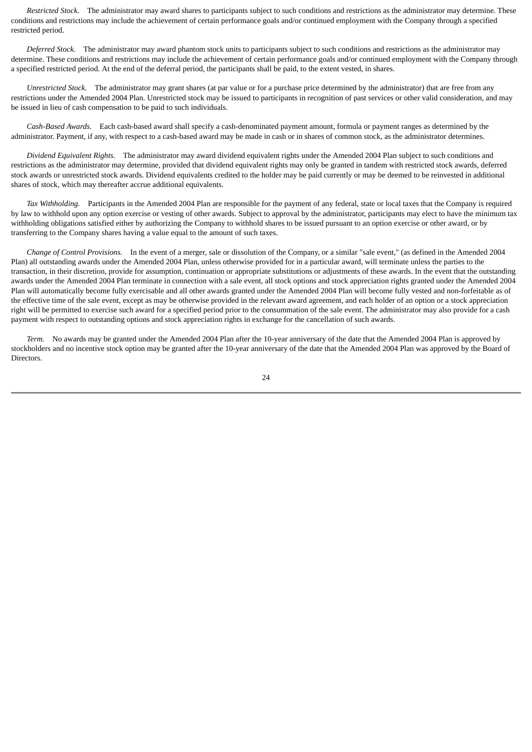*Restricted Stock.* The administrator may award shares to participants subject to such conditions and restrictions as the administrator may determine. These conditions and restrictions may include the achievement of certain performance goals and/or continued employment with the Company through a specified restricted period.

*Deferred Stock.* The administrator may award phantom stock units to participants subject to such conditions and restrictions as the administrator may determine. These conditions and restrictions may include the achievement of certain performance goals and/or continued employment with the Company through a specified restricted period. At the end of the deferral period, the participants shall be paid, to the extent vested, in shares.

*Unrestricted Stock.* The administrator may grant shares (at par value or for a purchase price determined by the administrator) that are free from any restrictions under the Amended 2004 Plan. Unrestricted stock may be issued to participants in recognition of past services or other valid consideration, and may be issued in lieu of cash compensation to be paid to such individuals.

*Cash-Based Awards.* Each cash-based award shall specify a cash-denominated payment amount, formula or payment ranges as determined by the administrator. Payment, if any, with respect to a cash-based award may be made in cash or in shares of common stock, as the administrator determines.

*Dividend Equivalent Rights.* The administrator may award dividend equivalent rights under the Amended 2004 Plan subject to such conditions and restrictions as the administrator may determine, provided that dividend equivalent rights may only be granted in tandem with restricted stock awards, deferred stock awards or unrestricted stock awards. Dividend equivalents credited to the holder may be paid currently or may be deemed to be reinvested in additional shares of stock, which may thereafter accrue additional equivalents.

*Tax Withholding.* Participants in the Amended 2004 Plan are responsible for the payment of any federal, state or local taxes that the Company is required by law to withhold upon any option exercise or vesting of other awards. Subject to approval by the administrator, participants may elect to have the minimum tax withholding obligations satisfied either by authorizing the Company to withhold shares to be issued pursuant to an option exercise or other award, or by transferring to the Company shares having a value equal to the amount of such taxes.

*Change of Control Provisions.* In the event of a merger, sale or dissolution of the Company, or a similar "sale event," (as defined in the Amended 2004 Plan) all outstanding awards under the Amended 2004 Plan, unless otherwise provided for in a particular award, will terminate unless the parties to the transaction, in their discretion, provide for assumption, continuation or appropriate substitutions or adjustments of these awards. In the event that the outstanding awards under the Amended 2004 Plan terminate in connection with a sale event, all stock options and stock appreciation rights granted under the Amended 2004 Plan will automatically become fully exercisable and all other awards granted under the Amended 2004 Plan will become fully vested and non-forfeitable as of the effective time of the sale event, except as may be otherwise provided in the relevant award agreement, and each holder of an option or a stock appreciation right will be permitted to exercise such award for a specified period prior to the consummation of the sale event. The administrator may also provide for a cash payment with respect to outstanding options and stock appreciation rights in exchange for the cancellation of such awards.

*Term.* No awards may be granted under the Amended 2004 Plan after the 10-year anniversary of the date that the Amended 2004 Plan is approved by stockholders and no incentive stock option may be granted after the 10-year anniversary of the date that the Amended 2004 Plan was approved by the Board of Directors.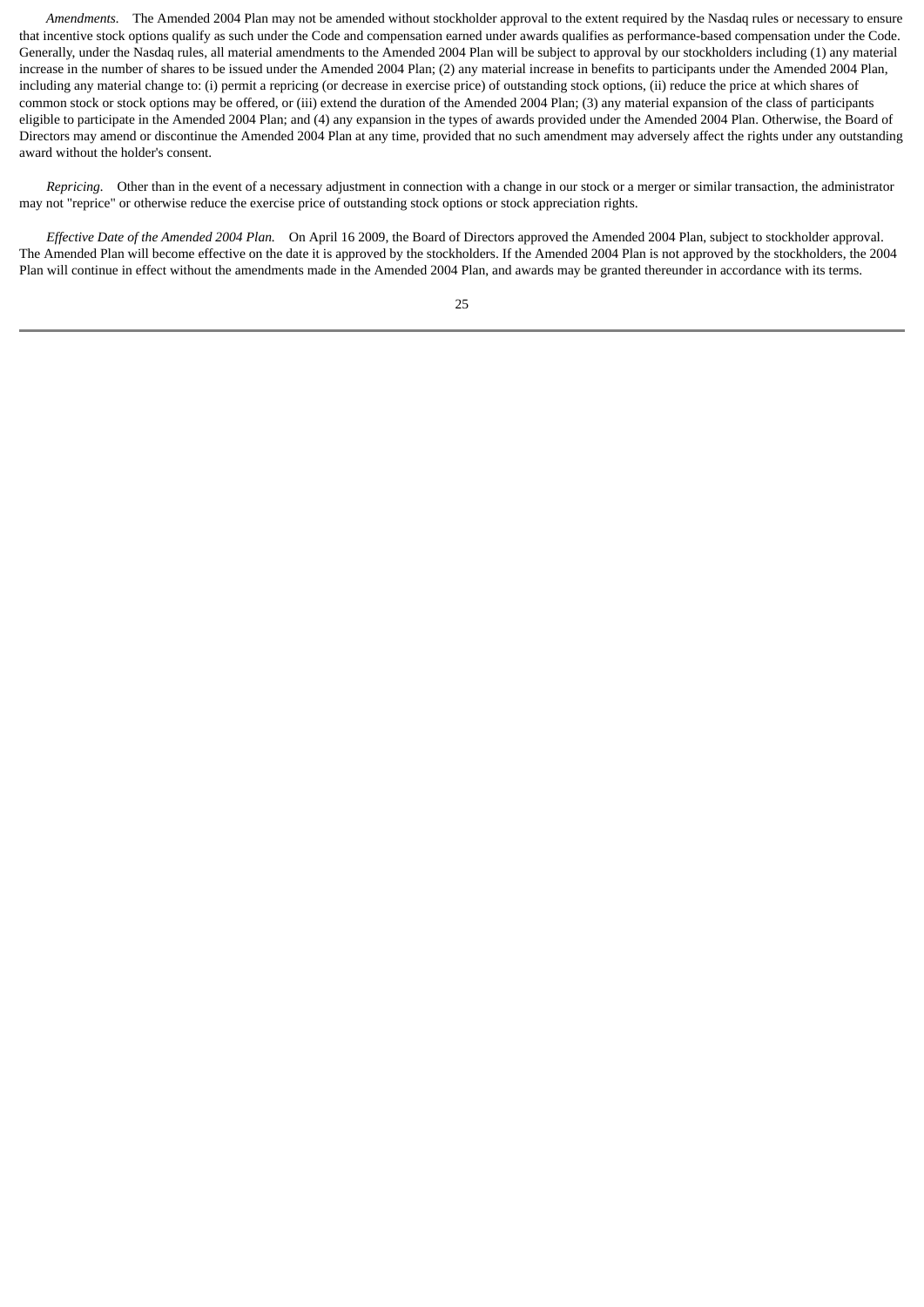*Amendments.* The Amended 2004 Plan may not be amended without stockholder approval to the extent required by the Nasdaq rules or necessary to ensure that incentive stock options qualify as such under the Code and compensation earned under awards qualifies as performance-based compensation under the Code. Generally, under the Nasdaq rules, all material amendments to the Amended 2004 Plan will be subject to approval by our stockholders including (1) any material increase in the number of shares to be issued under the Amended 2004 Plan; (2) any material increase in benefits to participants under the Amended 2004 Plan, including any material change to: (i) permit a repricing (or decrease in exercise price) of outstanding stock options, (ii) reduce the price at which shares of common stock or stock options may be offered, or (iii) extend the duration of the Amended 2004 Plan; (3) any material expansion of the class of participants eligible to participate in the Amended 2004 Plan; and (4) any expansion in the types of awards provided under the Amended 2004 Plan. Otherwise, the Board of Directors may amend or discontinue the Amended 2004 Plan at any time, provided that no such amendment may adversely affect the rights under any outstanding award without the holder's consent.

*Repricing.* Other than in the event of a necessary adjustment in connection with a change in our stock or a merger or similar transaction, the administrator may not "reprice" or otherwise reduce the exercise price of outstanding stock options or stock appreciation rights.

*Effective Date of the Amended 2004 Plan.* On April 16 2009, the Board of Directors approved the Amended 2004 Plan, subject to stockholder approval. The Amended Plan will become effective on the date it is approved by the stockholders. If the Amended 2004 Plan is not approved by the stockholders, the 2004 Plan will continue in effect without the amendments made in the Amended 2004 Plan, and awards may be granted thereunder in accordance with its terms.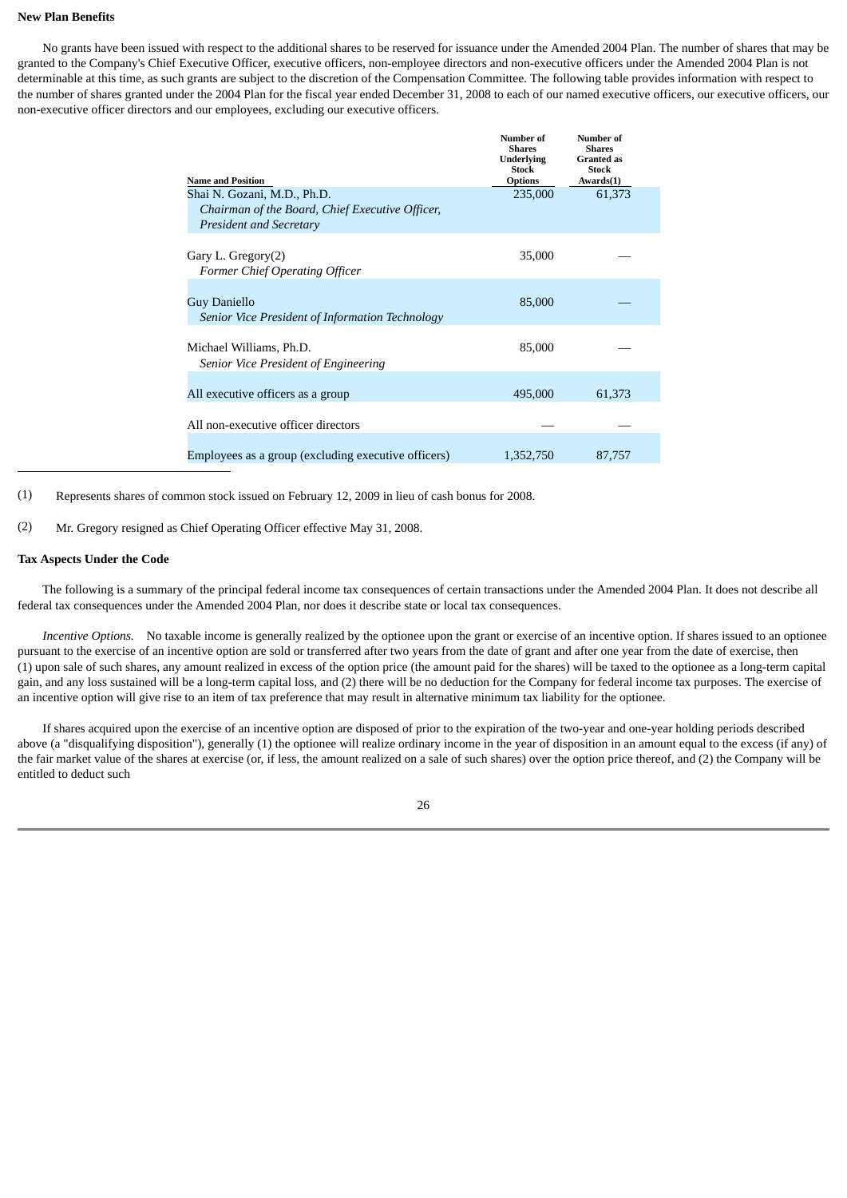**New Plan Benefits**

No grants have been issued with respect to the additional shares to be reserved for issuance under the Amended 2004 Plan. The number of shares that may be granted to the Company's Chief Executive Officer, executive officers, non-employee directors and non-executive officers under the Amended 2004 Plan is not determinable at this time, as such grants are subject to the discretion of the Compensation Committee. The following table provides information with respect to the number of shares granted under the 2004 Plan for the fiscal year ended December 31, 2008 to each of our named executive officers, our executive officers, our non-executive officer directors and our employees, excluding our executive officers.

| Name and Position | Number of Shares Underlying Stock Options | Number of Shares Granted as Stock Awards(1) |
|---|---|---|
| Shai N. Gozani, M.D., Ph.D.<br>*Chairman of the Board, Chief Executive Officer, President and Secretary* | 235,000 | 61,373 |
| Gary L. Gregory(2)<br>*Former Chief Operating Officer* | 35,000 | — |
| Guy Daniello<br>*Senior Vice President of Information Technology* | 85,000 | — |
| Michael Williams, Ph.D.<br>*Senior Vice President of Engineering* | 85,000 | — |
| All executive officers as a group | 495,000 | 61,373 |
| All non-executive officer directors | — | — |
| Employees as a group (excluding executive officers) | 1,352,750 | 87,757 |

(1) Represents shares of common stock issued on February 12, 2009 in lieu of cash bonus for 2008.

(2) Mr. Gregory resigned as Chief Operating Officer effective May 31, 2008.

**Tax Aspects Under the Code**

The following is a summary of the principal federal income tax consequences of certain transactions under the Amended 2004 Plan. It does not describe all federal tax consequences under the Amended 2004 Plan, nor does it describe state or local tax consequences.

*Incentive Options.* No taxable income is generally realized by the optionee upon the grant or exercise of an incentive option. If shares issued to an optionee pursuant to the exercise of an incentive option are sold or transferred after two years from the date of grant and after one year from the date of exercise, then (1) upon sale of such shares, any amount realized in excess of the option price (the amount paid for the shares) will be taxed to the optionee as a long-term capital gain, and any loss sustained will be a long-term capital loss, and (2) there will be no deduction for the Company for federal income tax purposes. The exercise of an incentive option will give rise to an item of tax preference that may result in alternative minimum tax liability for the optionee.

If shares acquired upon the exercise of an incentive option are disposed of prior to the expiration of the two-year and one-year holding periods described above (a "disqualifying disposition"), generally (1) the optionee will realize ordinary income in the year of disposition in an amount equal to the excess (if any) of the fair market value of the shares at exercise (or, if less, the amount realized on a sale of such shares) over the option price thereof, and (2) the Company will be entitled to deduct such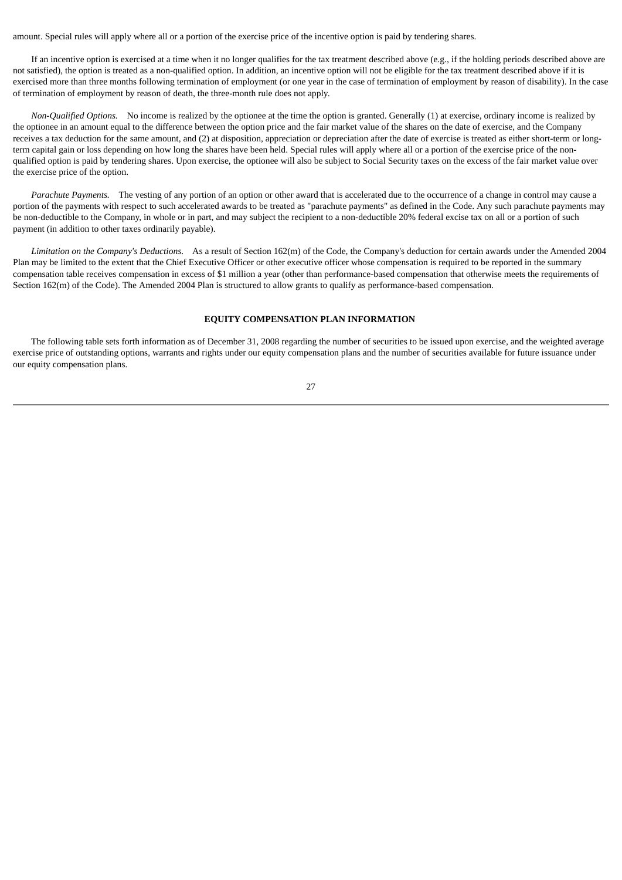amount. Special rules will apply where all or a portion of the exercise price of the incentive option is paid by tendering shares.

If an incentive option is exercised at a time when it no longer qualifies for the tax treatment described above (e.g., if the holding periods described above are not satisfied), the option is treated as a non-qualified option. In addition, an incentive option will not be eligible for the tax treatment described above if it is exercised more than three months following termination of employment (or one year in the case of termination of employment by reason of disability). In the case of termination of employment by reason of death, the three-month rule does not apply.

*Non-Qualified Options.* No income is realized by the optionee at the time the option is granted. Generally (1) at exercise, ordinary income is realized by the optionee in an amount equal to the difference between the option price and the fair market value of the shares on the date of exercise, and the Company receives a tax deduction for the same amount, and (2) at disposition, appreciation or depreciation after the date of exercise is treated as either short-term or long-term capital gain or loss depending on how long the shares have been held. Special rules will apply where all or a portion of the exercise price of the non-qualified option is paid by tendering shares. Upon exercise, the optionee will also be subject to Social Security taxes on the excess of the fair market value over the exercise price of the option.

*Parachute Payments.* The vesting of any portion of an option or other award that is accelerated due to the occurrence of a change in control may cause a portion of the payments with respect to such accelerated awards to be treated as "parachute payments" as defined in the Code. Any such parachute payments may be non-deductible to the Company, in whole or in part, and may subject the recipient to a non-deductible 20% federal excise tax on all or a portion of such payment (in addition to other taxes ordinarily payable).

*Limitation on the Company's Deductions.* As a result of Section 162(m) of the Code, the Company's deduction for certain awards under the Amended 2004 Plan may be limited to the extent that the Chief Executive Officer or other executive officer whose compensation is required to be reported in the summary compensation table receives compensation in excess of $1 million a year (other than performance-based compensation that otherwise meets the requirements of Section 162(m) of the Code). The Amended 2004 Plan is structured to allow grants to qualify as performance-based compensation.

## EQUITY COMPENSATION PLAN INFORMATION

The following table sets forth information as of December 31, 2008 regarding the number of securities to be issued upon exercise, and the weighted average exercise price of outstanding options, warrants and rights under our equity compensation plans and the number of securities available for future issuance under our equity compensation plans.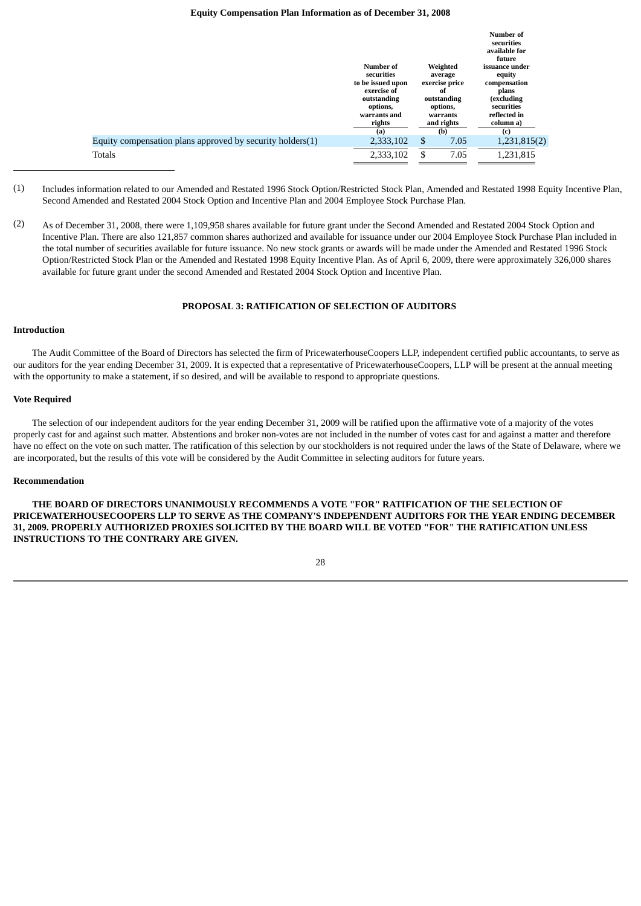**Equity Compensation Plan Information as of December 31, 2008**

| | Number of securities to be issued upon exercise of outstanding options, warrants and rights | Weighted average exercise price of outstanding options, warrants and rights | Number of securities available for future issuance under equity compensation plans (excluding securities reflected in column a) |
|---|---|---|---|
| | (a) | (b) | (c) |
| Equity compensation plans approved by security holders(1) | 2,333,102 | $ 7.05 | 1,231,815(2) |
| Totals | 2,333,102 | $ 7.05 | 1,231,815 |

(1) Includes information related to our Amended and Restated 1996 Stock Option/Restricted Stock Plan, Amended and Restated 1998 Equity Incentive Plan, Second Amended and Restated 2004 Stock Option and Incentive Plan and 2004 Employee Stock Purchase Plan.

(2) As of December 31, 2008, there were 1,109,958 shares available for future grant under the Second Amended and Restated 2004 Stock Option and Incentive Plan. There are also 121,857 common shares authorized and available for issuance under our 2004 Employee Stock Purchase Plan included in the total number of securities available for future issuance. No new stock grants or awards will be made under the Amended and Restated 1996 Stock Option/Restricted Stock Plan or the Amended and Restated 1998 Equity Incentive Plan. As of April 6, 2009, there were approximately 326,000 shares available for future grant under the second Amended and Restated 2004 Stock Option and Incentive Plan.

## PROPOSAL 3: RATIFICATION OF SELECTION OF AUDITORS

### Introduction

The Audit Committee of the Board of Directors has selected the firm of PricewaterhouseCoopers LLP, independent certified public accountants, to serve as our auditors for the year ending December 31, 2009. It is expected that a representative of PricewaterhouseCoopers, LLP will be present at the annual meeting with the opportunity to make a statement, if so desired, and will be available to respond to appropriate questions.

### Vote Required

The selection of our independent auditors for the year ending December 31, 2009 will be ratified upon the affirmative vote of a majority of the votes properly cast for and against such matter. Abstentions and broker non-votes are not included in the number of votes cast for and against a matter and therefore have no effect on the vote on such matter. The ratification of this selection by our stockholders is not required under the laws of the State of Delaware, where we are incorporated, but the results of this vote will be considered by the Audit Committee in selecting auditors for future years.

### Recommendation

**THE BOARD OF DIRECTORS UNANIMOUSLY RECOMMENDS A VOTE "FOR" RATIFICATION OF THE SELECTION OF PRICEWATERHOUSECOOPERS LLP TO SERVE AS THE COMPANY'S INDEPENDENT AUDITORS FOR THE YEAR ENDING DECEMBER 31, 2009. PROPERLY AUTHORIZED PROXIES SOLICITED BY THE BOARD WILL BE VOTED "FOR" THE RATIFICATION UNLESS INSTRUCTIONS TO THE CONTRARY ARE GIVEN.**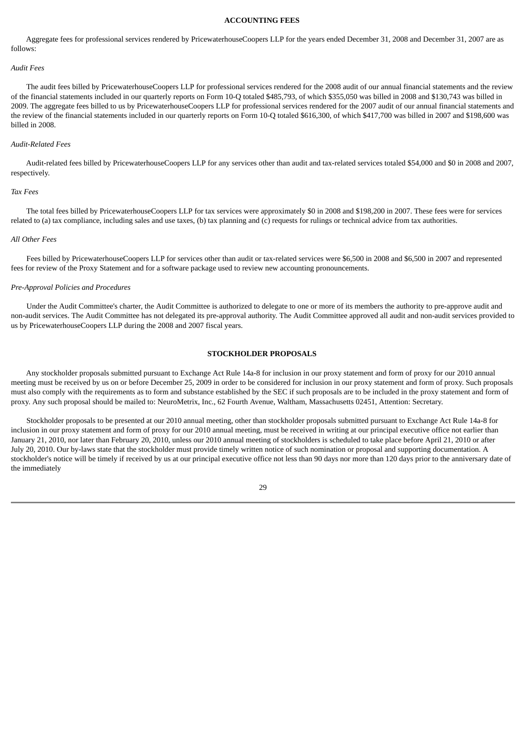## ACCOUNTING FEES

Aggregate fees for professional services rendered by PricewaterhouseCoopers LLP for the years ended December 31, 2008 and December 31, 2007 are as follows:

*Audit Fees*

The audit fees billed by PricewaterhouseCoopers LLP for professional services rendered for the 2008 audit of our annual financial statements and the review of the financial statements included in our quarterly reports on Form 10-Q totaled $485,793, of which $355,050 was billed in 2008 and $130,743 was billed in 2009. The aggregate fees billed to us by PricewaterhouseCoopers LLP for professional services rendered for the 2007 audit of our annual financial statements and the review of the financial statements included in our quarterly reports on Form 10-Q totaled $616,300, of which $417,700 was billed in 2007 and $198,600 was billed in 2008.

*Audit-Related Fees*

Audit-related fees billed by PricewaterhouseCoopers LLP for any services other than audit and tax-related services totaled $54,000 and $0 in 2008 and 2007, respectively.

*Tax Fees*

The total fees billed by PricewaterhouseCoopers LLP for tax services were approximately $0 in 2008 and $198,200 in 2007. These fees were for services related to (a) tax compliance, including sales and use taxes, (b) tax planning and (c) requests for rulings or technical advice from tax authorities.

*All Other Fees*

Fees billed by PricewaterhouseCoopers LLP for services other than audit or tax-related services were $6,500 in 2008 and $6,500 in 2007 and represented fees for review of the Proxy Statement and for a software package used to review new accounting pronouncements.

*Pre-Approval Policies and Procedures*

Under the Audit Committee's charter, the Audit Committee is authorized to delegate to one or more of its members the authority to pre-approve audit and non-audit services. The Audit Committee has not delegated its pre-approval authority. The Audit Committee approved all audit and non-audit services provided to us by PricewaterhouseCoopers LLP during the 2008 and 2007 fiscal years.

## STOCKHOLDER PROPOSALS

Any stockholder proposals submitted pursuant to Exchange Act Rule 14a-8 for inclusion in our proxy statement and form of proxy for our 2010 annual meeting must be received by us on or before December 25, 2009 in order to be considered for inclusion in our proxy statement and form of proxy. Such proposals must also comply with the requirements as to form and substance established by the SEC if such proposals are to be included in the proxy statement and form of proxy. Any such proposal should be mailed to: NeuroMetrix, Inc., 62 Fourth Avenue, Waltham, Massachusetts 02451, Attention: Secretary.

Stockholder proposals to be presented at our 2010 annual meeting, other than stockholder proposals submitted pursuant to Exchange Act Rule 14a-8 for inclusion in our proxy statement and form of proxy for our 2010 annual meeting, must be received in writing at our principal executive office not earlier than January 21, 2010, nor later than February 20, 2010, unless our 2010 annual meeting of stockholders is scheduled to take place before April 21, 2010 or after July 20, 2010. Our by-laws state that the stockholder must provide timely written notice of such nomination or proposal and supporting documentation. A stockholder's notice will be timely if received by us at our principal executive office not less than 90 days nor more than 120 days prior to the anniversary date of the immediately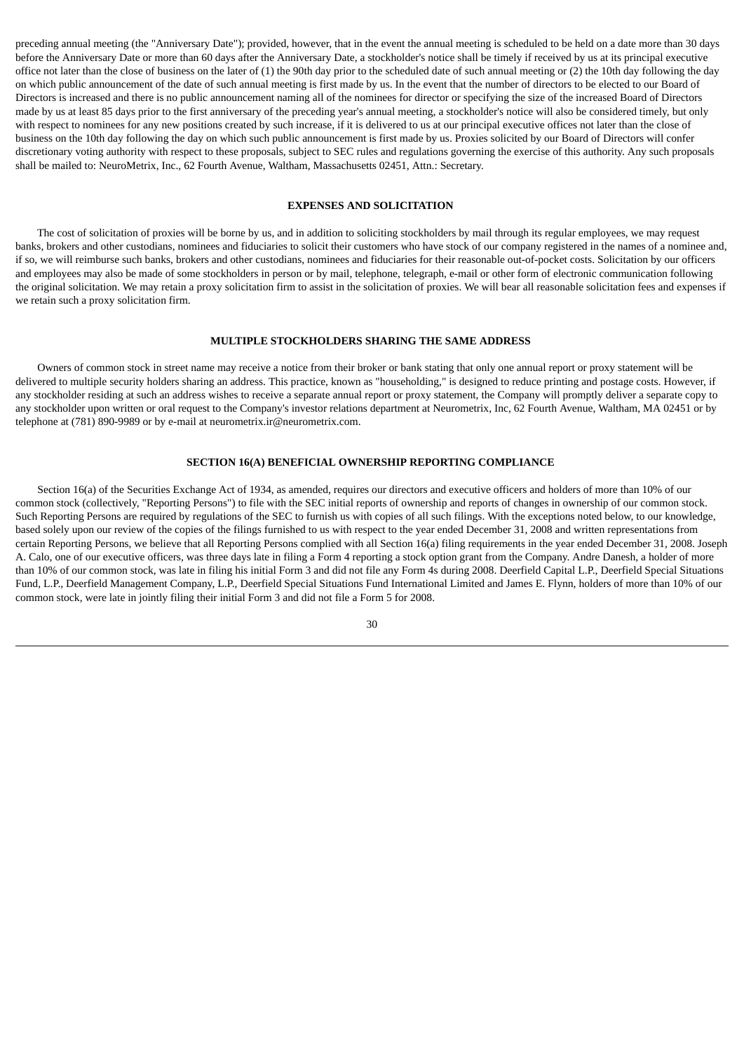preceding annual meeting (the "Anniversary Date"); provided, however, that in the event the annual meeting is scheduled to be held on a date more than 30 days before the Anniversary Date or more than 60 days after the Anniversary Date, a stockholder's notice shall be timely if received by us at its principal executive office not later than the close of business on the later of (1) the 90th day prior to the scheduled date of such annual meeting or (2) the 10th day following the day on which public announcement of the date of such annual meeting is first made by us. In the event that the number of directors to be elected to our Board of Directors is increased and there is no public announcement naming all of the nominees for director or specifying the size of the increased Board of Directors made by us at least 85 days prior to the first anniversary of the preceding year's annual meeting, a stockholder's notice will also be considered timely, but only with respect to nominees for any new positions created by such increase, if it is delivered to us at our principal executive offices not later than the close of business on the 10th day following the day on which such public announcement is first made by us. Proxies solicited by our Board of Directors will confer discretionary voting authority with respect to these proposals, subject to SEC rules and regulations governing the exercise of this authority. Any such proposals shall be mailed to: NeuroMetrix, Inc., 62 Fourth Avenue, Waltham, Massachusetts 02451, Attn.: Secretary.

## EXPENSES AND SOLICITATION

The cost of solicitation of proxies will be borne by us, and in addition to soliciting stockholders by mail through its regular employees, we may request banks, brokers and other custodians, nominees and fiduciaries to solicit their customers who have stock of our company registered in the names of a nominee and, if so, we will reimburse such banks, brokers and other custodians, nominees and fiduciaries for their reasonable out-of-pocket costs. Solicitation by our officers and employees may also be made of some stockholders in person or by mail, telephone, telegraph, e-mail or other form of electronic communication following the original solicitation. We may retain a proxy solicitation firm to assist in the solicitation of proxies. We will bear all reasonable solicitation fees and expenses if we retain such a proxy solicitation firm.

## MULTIPLE STOCKHOLDERS SHARING THE SAME ADDRESS

Owners of common stock in street name may receive a notice from their broker or bank stating that only one annual report or proxy statement will be delivered to multiple security holders sharing an address. This practice, known as "householding," is designed to reduce printing and postage costs. However, if any stockholder residing at such an address wishes to receive a separate annual report or proxy statement, the Company will promptly deliver a separate copy to any stockholder upon written or oral request to the Company's investor relations department at Neurometrix, Inc, 62 Fourth Avenue, Waltham, MA 02451 or by telephone at (781) 890-9989 or by e-mail at neurometrix.ir@neurometrix.com.

## SECTION 16(A) BENEFICIAL OWNERSHIP REPORTING COMPLIANCE

Section 16(a) of the Securities Exchange Act of 1934, as amended, requires our directors and executive officers and holders of more than 10% of our common stock (collectively, "Reporting Persons") to file with the SEC initial reports of ownership and reports of changes in ownership of our common stock. Such Reporting Persons are required by regulations of the SEC to furnish us with copies of all such filings. With the exceptions noted below, to our knowledge, based solely upon our review of the copies of the filings furnished to us with respect to the year ended December 31, 2008 and written representations from certain Reporting Persons, we believe that all Reporting Persons complied with all Section 16(a) filing requirements in the year ended December 31, 2008. Joseph A. Calo, one of our executive officers, was three days late in filing a Form 4 reporting a stock option grant from the Company. Andre Danesh, a holder of more than 10% of our common stock, was late in filing his initial Form 3 and did not file any Form 4s during 2008. Deerfield Capital L.P., Deerfield Special Situations Fund, L.P., Deerfield Management Company, L.P., Deerfield Special Situations Fund International Limited and James E. Flynn, holders of more than 10% of our common stock, were late in jointly filing their initial Form 3 and did not file a Form 5 for 2008.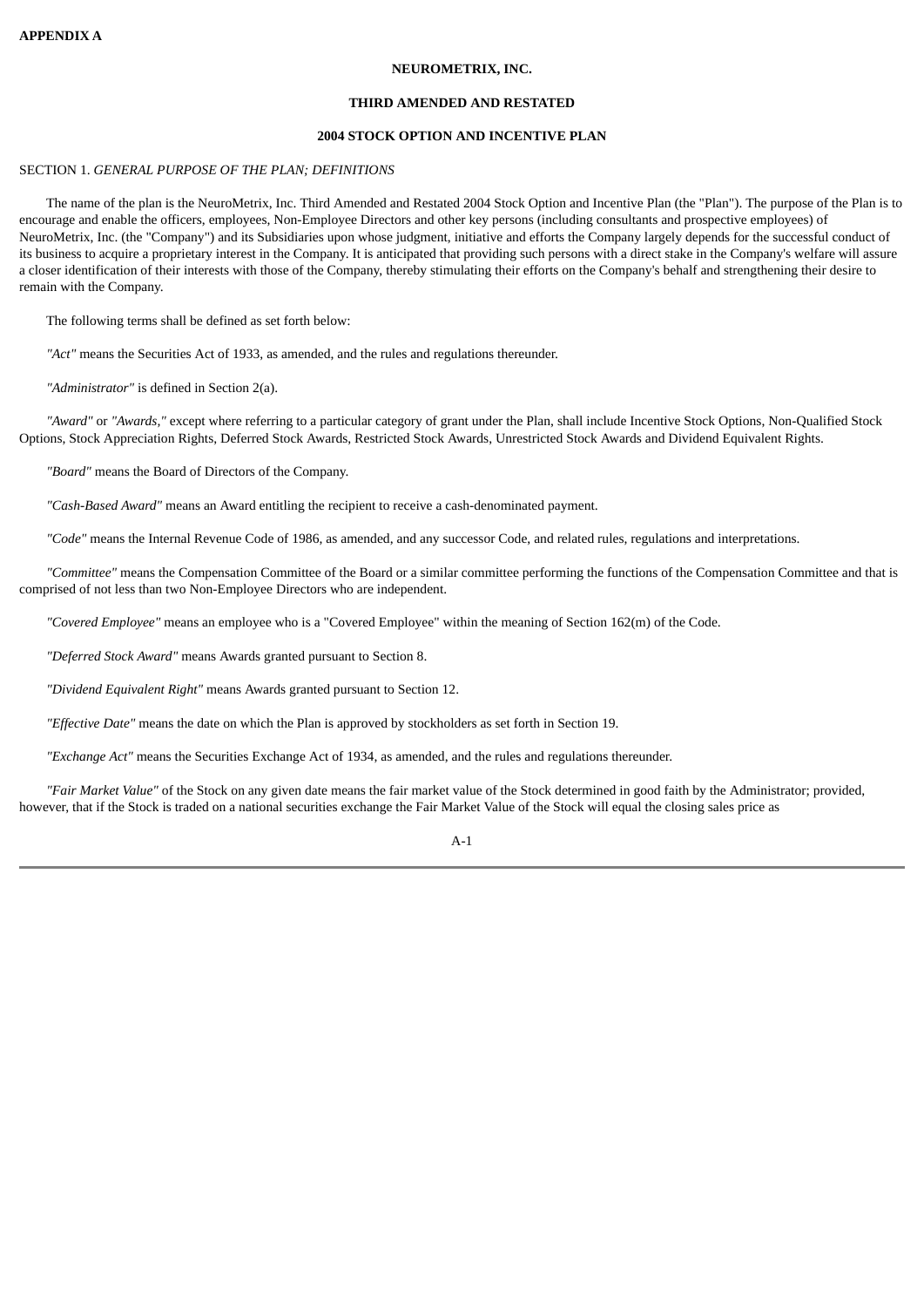**APPENDIX A**

**NEUROMETRIX, INC.**

**THIRD AMENDED AND RESTATED**

**2004 STOCK OPTION AND INCENTIVE PLAN**

SECTION 1. *GENERAL PURPOSE OF THE PLAN; DEFINITIONS*

The name of the plan is the NeuroMetrix, Inc. Third Amended and Restated 2004 Stock Option and Incentive Plan (the "Plan"). The purpose of the Plan is to encourage and enable the officers, employees, Non-Employee Directors and other key persons (including consultants and prospective employees) of NeuroMetrix, Inc. (the "Company") and its Subsidiaries upon whose judgment, initiative and efforts the Company largely depends for the successful conduct of its business to acquire a proprietary interest in the Company. It is anticipated that providing such persons with a direct stake in the Company's welfare will assure a closer identification of their interests with those of the Company, thereby stimulating their efforts on the Company's behalf and strengthening their desire to remain with the Company.

The following terms shall be defined as set forth below:

*"Act"* means the Securities Act of 1933, as amended, and the rules and regulations thereunder.

*"Administrator"* is defined in Section 2(a).

*"Award"* or *"Awards,"* except where referring to a particular category of grant under the Plan, shall include Incentive Stock Options, Non-Qualified Stock Options, Stock Appreciation Rights, Deferred Stock Awards, Restricted Stock Awards, Unrestricted Stock Awards and Dividend Equivalent Rights.

*"Board"* means the Board of Directors of the Company.

*"Cash-Based Award"* means an Award entitling the recipient to receive a cash-denominated payment.

*"Code"* means the Internal Revenue Code of 1986, as amended, and any successor Code, and related rules, regulations and interpretations.

*"Committee"* means the Compensation Committee of the Board or a similar committee performing the functions of the Compensation Committee and that is comprised of not less than two Non-Employee Directors who are independent.

*"Covered Employee"* means an employee who is a "Covered Employee" within the meaning of Section 162(m) of the Code.

*"Deferred Stock Award"* means Awards granted pursuant to Section 8.

*"Dividend Equivalent Right"* means Awards granted pursuant to Section 12.

*"Effective Date"* means the date on which the Plan is approved by stockholders as set forth in Section 19.

*"Exchange Act"* means the Securities Exchange Act of 1934, as amended, and the rules and regulations thereunder.

*"Fair Market Value"* of the Stock on any given date means the fair market value of the Stock determined in good faith by the Administrator; provided, however, that if the Stock is traded on a national securities exchange the Fair Market Value of the Stock will equal the closing sales price as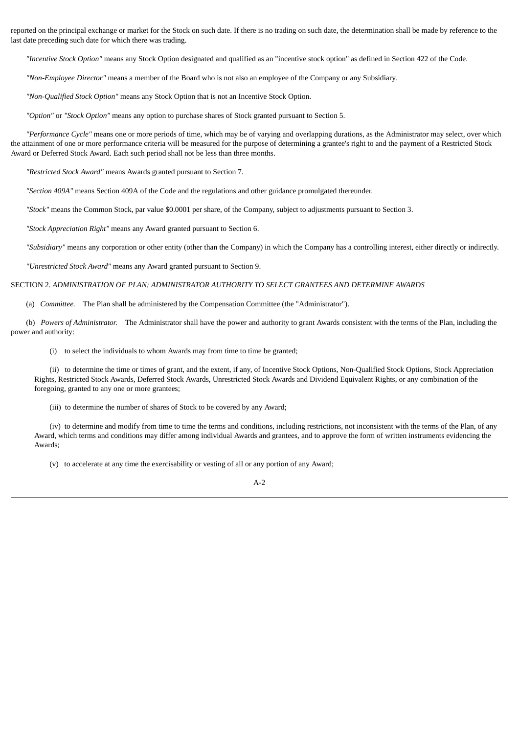reported on the principal exchange or market for the Stock on such date. If there is no trading on such date, the determination shall be made by reference to the last date preceding such date for which there was trading.

*"Incentive Stock Option"* means any Stock Option designated and qualified as an "incentive stock option" as defined in Section 422 of the Code.

*"Non-Employee Director"* means a member of the Board who is not also an employee of the Company or any Subsidiary.

*"Non-Qualified Stock Option"* means any Stock Option that is not an Incentive Stock Option.

*"Option"* or *"Stock Option"* means any option to purchase shares of Stock granted pursuant to Section 5.

*"Performance Cycle"* means one or more periods of time, which may be of varying and overlapping durations, as the Administrator may select, over which the attainment of one or more performance criteria will be measured for the purpose of determining a grantee's right to and the payment of a Restricted Stock Award or Deferred Stock Award. Each such period shall not be less than three months.

*"Restricted Stock Award"* means Awards granted pursuant to Section 7.

*"Section 409A"* means Section 409A of the Code and the regulations and other guidance promulgated thereunder.

*"Stock"* means the Common Stock, par value $0.0001 per share, of the Company, subject to adjustments pursuant to Section 3.

*"Stock Appreciation Right"* means any Award granted pursuant to Section 6.

*"Subsidiary"* means any corporation or other entity (other than the Company) in which the Company has a controlling interest, either directly or indirectly.

*"Unrestricted Stock Award"* means any Award granted pursuant to Section 9.

SECTION 2. *ADMINISTRATION OF PLAN; ADMINISTRATOR AUTHORITY TO SELECT GRANTEES AND DETERMINE AWARDS*

(a) *Committee.* The Plan shall be administered by the Compensation Committee (the "Administrator").

(b) *Powers of Administrator.* The Administrator shall have the power and authority to grant Awards consistent with the terms of the Plan, including the power and authority:

(i) to select the individuals to whom Awards may from time to time be granted;

(ii) to determine the time or times of grant, and the extent, if any, of Incentive Stock Options, Non-Qualified Stock Options, Stock Appreciation Rights, Restricted Stock Awards, Deferred Stock Awards, Unrestricted Stock Awards and Dividend Equivalent Rights, or any combination of the foregoing, granted to any one or more grantees;

(iii) to determine the number of shares of Stock to be covered by any Award;

(iv) to determine and modify from time to time the terms and conditions, including restrictions, not inconsistent with the terms of the Plan, of any Award, which terms and conditions may differ among individual Awards and grantees, and to approve the form of written instruments evidencing the Awards;

(v) to accelerate at any time the exercisability or vesting of all or any portion of any Award;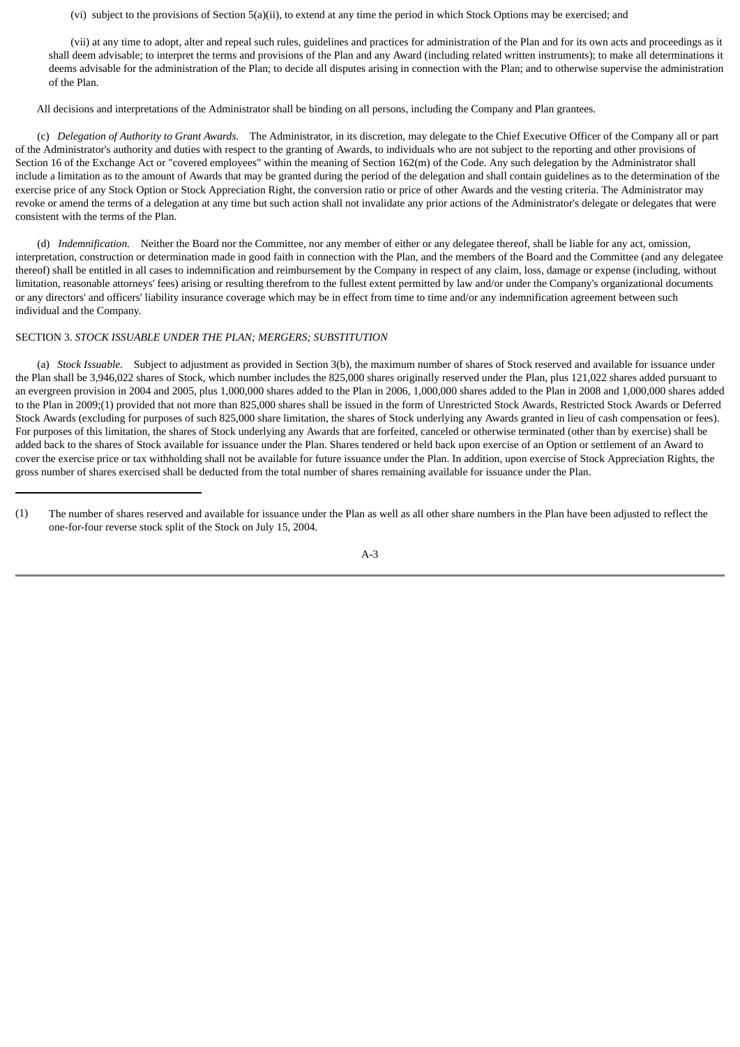(vi) subject to the provisions of Section 5(a)(ii), to extend at any time the period in which Stock Options may be exercised; and

(vii) at any time to adopt, alter and repeal such rules, guidelines and practices for administration of the Plan and for its own acts and proceedings as it shall deem advisable; to interpret the terms and provisions of the Plan and any Award (including related written instruments); to make all determinations it deems advisable for the administration of the Plan; to decide all disputes arising in connection with the Plan; and to otherwise supervise the administration of the Plan.

All decisions and interpretations of the Administrator shall be binding on all persons, including the Company and Plan grantees.

(c) *Delegation of Authority to Grant Awards.* The Administrator, in its discretion, may delegate to the Chief Executive Officer of the Company all or part of the Administrator's authority and duties with respect to the granting of Awards, to individuals who are not subject to the reporting and other provisions of Section 16 of the Exchange Act or "covered employees" within the meaning of Section 162(m) of the Code. Any such delegation by the Administrator shall include a limitation as to the amount of Awards that may be granted during the period of the delegation and shall contain guidelines as to the determination of the exercise price of any Stock Option or Stock Appreciation Right, the conversion ratio or price of other Awards and the vesting criteria. The Administrator may revoke or amend the terms of a delegation at any time but such action shall not invalidate any prior actions of the Administrator's delegate or delegates that were consistent with the terms of the Plan.

(d) *Indemnification.* Neither the Board nor the Committee, nor any member of either or any delegatee thereof, shall be liable for any act, omission, interpretation, construction or determination made in good faith in connection with the Plan, and the members of the Board and the Committee (and any delegatee thereof) shall be entitled in all cases to indemnification and reimbursement by the Company in respect of any claim, loss, damage or expense (including, without limitation, reasonable attorneys' fees) arising or resulting therefrom to the fullest extent permitted by law and/or under the Company's organizational documents or any directors' and officers' liability insurance coverage which may be in effect from time to time and/or any indemnification agreement between such individual and the Company.

SECTION 3. *STOCK ISSUABLE UNDER THE PLAN; MERGERS; SUBSTITUTION*

(a) *Stock Issuable.* Subject to adjustment as provided in Section 3(b), the maximum number of shares of Stock reserved and available for issuance under the Plan shall be 3,946,022 shares of Stock, which number includes the 825,000 shares originally reserved under the Plan, plus 121,022 shares added pursuant to an evergreen provision in 2004 and 2005, plus 1,000,000 shares added to the Plan in 2006, 1,000,000 shares added to the Plan in 2008 and 1,000,000 shares added to the Plan in 2009;(1) provided that not more than 825,000 shares shall be issued in the form of Unrestricted Stock Awards, Restricted Stock Awards or Deferred Stock Awards (excluding for purposes of such 825,000 share limitation, the shares of Stock underlying any Awards granted in lieu of cash compensation or fees). For purposes of this limitation, the shares of Stock underlying any Awards that are forfeited, canceled or otherwise terminated (other than by exercise) shall be added back to the shares of Stock available for issuance under the Plan. Shares tendered or held back upon exercise of an Option or settlement of an Award to cover the exercise price or tax withholding shall not be available for future issuance under the Plan. In addition, upon exercise of Stock Appreciation Rights, the gross number of shares exercised shall be deducted from the total number of shares remaining available for issuance under the Plan.

---

(1) The number of shares reserved and available for issuance under the Plan as well as all other share numbers in the Plan have been adjusted to reflect the one-for-four reverse stock split of the Stock on July 15, 2004.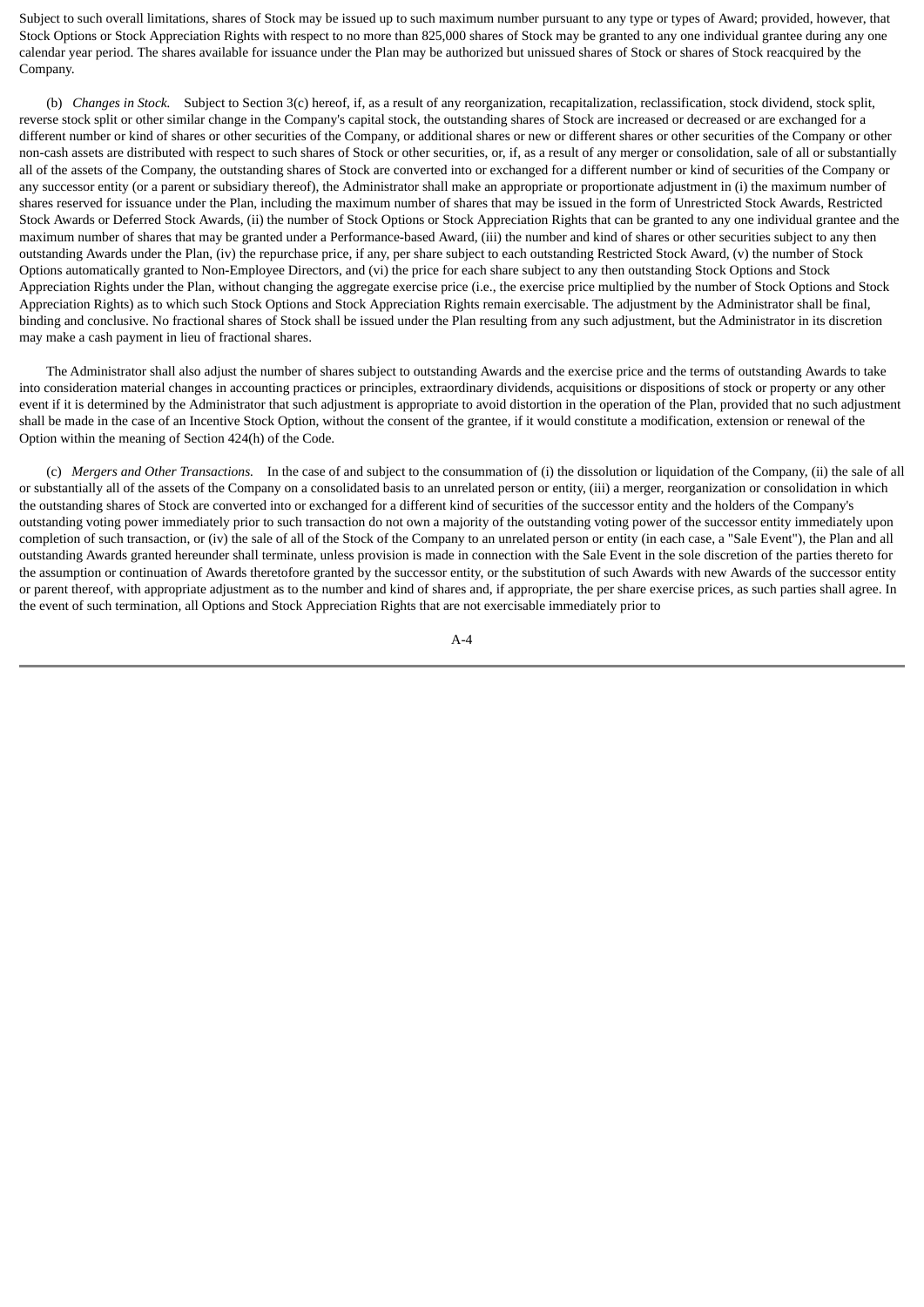Subject to such overall limitations, shares of Stock may be issued up to such maximum number pursuant to any type or types of Award; provided, however, that Stock Options or Stock Appreciation Rights with respect to no more than 825,000 shares of Stock may be granted to any one individual grantee during any one calendar year period. The shares available for issuance under the Plan may be authorized but unissued shares of Stock or shares of Stock reacquired by the Company.

(b) *Changes in Stock.* Subject to Section 3(c) hereof, if, as a result of any reorganization, recapitalization, reclassification, stock dividend, stock split, reverse stock split or other similar change in the Company's capital stock, the outstanding shares of Stock are increased or decreased or are exchanged for a different number or kind of shares or other securities of the Company, or additional shares or new or different shares or other securities of the Company or other non-cash assets are distributed with respect to such shares of Stock or other securities, or, if, as a result of any merger or consolidation, sale of all or substantially all of the assets of the Company, the outstanding shares of Stock are converted into or exchanged for a different number or kind of securities of the Company or any successor entity (or a parent or subsidiary thereof), the Administrator shall make an appropriate or proportionate adjustment in (i) the maximum number of shares reserved for issuance under the Plan, including the maximum number of shares that may be issued in the form of Unrestricted Stock Awards, Restricted Stock Awards or Deferred Stock Awards, (ii) the number of Stock Options or Stock Appreciation Rights that can be granted to any one individual grantee and the maximum number of shares that may be granted under a Performance-based Award, (iii) the number and kind of shares or other securities subject to any then outstanding Awards under the Plan, (iv) the repurchase price, if any, per share subject to each outstanding Restricted Stock Award, (v) the number of Stock Options automatically granted to Non-Employee Directors, and (vi) the price for each share subject to any then outstanding Stock Options and Stock Appreciation Rights under the Plan, without changing the aggregate exercise price (i.e., the exercise price multiplied by the number of Stock Options and Stock Appreciation Rights) as to which such Stock Options and Stock Appreciation Rights remain exercisable. The adjustment by the Administrator shall be final, binding and conclusive. No fractional shares of Stock shall be issued under the Plan resulting from any such adjustment, but the Administrator in its discretion may make a cash payment in lieu of fractional shares.

The Administrator shall also adjust the number of shares subject to outstanding Awards and the exercise price and the terms of outstanding Awards to take into consideration material changes in accounting practices or principles, extraordinary dividends, acquisitions or dispositions of stock or property or any other event if it is determined by the Administrator that such adjustment is appropriate to avoid distortion in the operation of the Plan, provided that no such adjustment shall be made in the case of an Incentive Stock Option, without the consent of the grantee, if it would constitute a modification, extension or renewal of the Option within the meaning of Section 424(h) of the Code.

(c) *Mergers and Other Transactions.* In the case of and subject to the consummation of (i) the dissolution or liquidation of the Company, (ii) the sale of all or substantially all of the assets of the Company on a consolidated basis to an unrelated person or entity, (iii) a merger, reorganization or consolidation in which the outstanding shares of Stock are converted into or exchanged for a different kind of securities of the successor entity and the holders of the Company's outstanding voting power immediately prior to such transaction do not own a majority of the outstanding voting power of the successor entity immediately upon completion of such transaction, or (iv) the sale of all of the Stock of the Company to an unrelated person or entity (in each case, a "Sale Event"), the Plan and all outstanding Awards granted hereunder shall terminate, unless provision is made in connection with the Sale Event in the sole discretion of the parties thereto for the assumption or continuation of Awards theretofore granted by the successor entity, or the substitution of such Awards with new Awards of the successor entity or parent thereof, with appropriate adjustment as to the number and kind of shares and, if appropriate, the per share exercise prices, as such parties shall agree. In the event of such termination, all Options and Stock Appreciation Rights that are not exercisable immediately prior to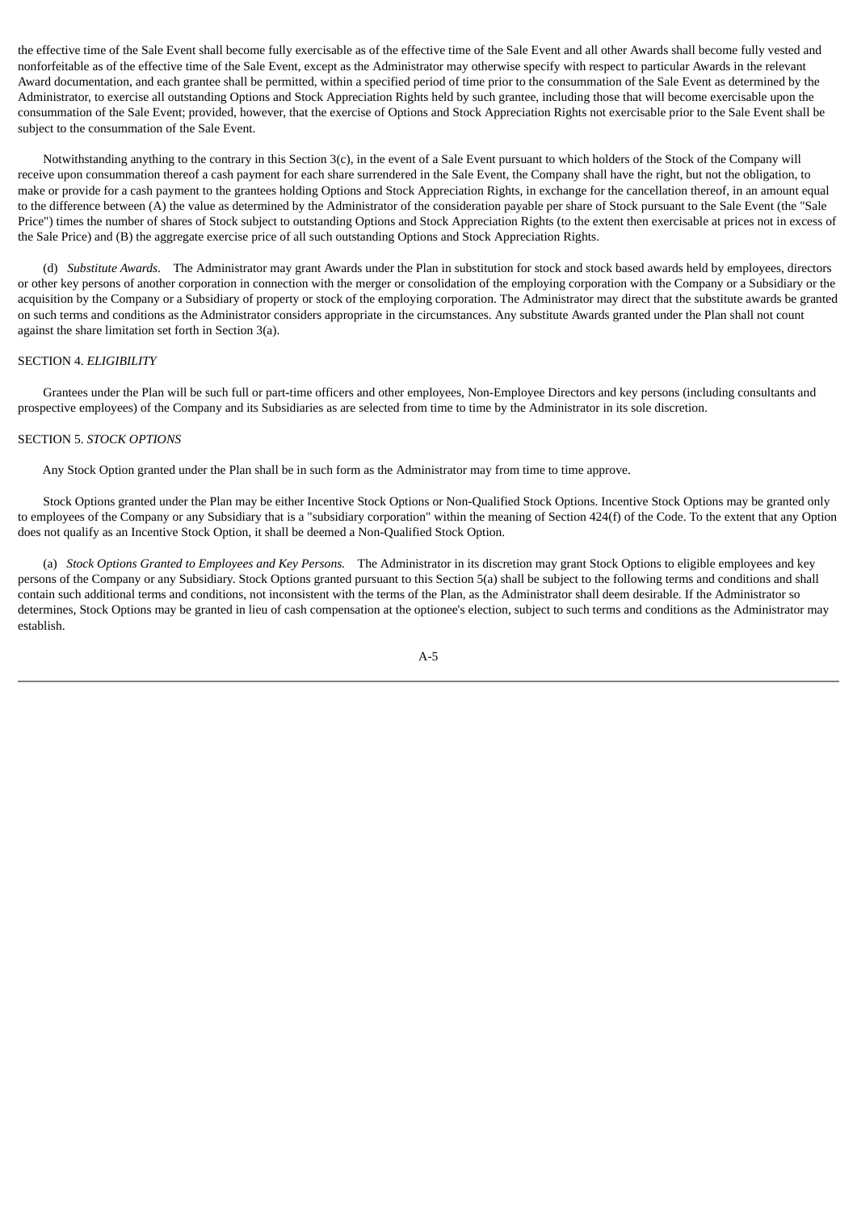the effective time of the Sale Event shall become fully exercisable as of the effective time of the Sale Event and all other Awards shall become fully vested and nonforfeitable as of the effective time of the Sale Event, except as the Administrator may otherwise specify with respect to particular Awards in the relevant Award documentation, and each grantee shall be permitted, within a specified period of time prior to the consummation of the Sale Event as determined by the Administrator, to exercise all outstanding Options and Stock Appreciation Rights held by such grantee, including those that will become exercisable upon the consummation of the Sale Event; provided, however, that the exercise of Options and Stock Appreciation Rights not exercisable prior to the Sale Event shall be subject to the consummation of the Sale Event.

Notwithstanding anything to the contrary in this Section 3(c), in the event of a Sale Event pursuant to which holders of the Stock of the Company will receive upon consummation thereof a cash payment for each share surrendered in the Sale Event, the Company shall have the right, but not the obligation, to make or provide for a cash payment to the grantees holding Options and Stock Appreciation Rights, in exchange for the cancellation thereof, in an amount equal to the difference between (A) the value as determined by the Administrator of the consideration payable per share of Stock pursuant to the Sale Event (the "Sale Price") times the number of shares of Stock subject to outstanding Options and Stock Appreciation Rights (to the extent then exercisable at prices not in excess of the Sale Price) and (B) the aggregate exercise price of all such outstanding Options and Stock Appreciation Rights.

(d) *Substitute Awards.* The Administrator may grant Awards under the Plan in substitution for stock and stock based awards held by employees, directors or other key persons of another corporation in connection with the merger or consolidation of the employing corporation with the Company or a Subsidiary or the acquisition by the Company or a Subsidiary of property or stock of the employing corporation. The Administrator may direct that the substitute awards be granted on such terms and conditions as the Administrator considers appropriate in the circumstances. Any substitute Awards granted under the Plan shall not count against the share limitation set forth in Section 3(a).

SECTION 4. *ELIGIBILITY*

Grantees under the Plan will be such full or part-time officers and other employees, Non-Employee Directors and key persons (including consultants and prospective employees) of the Company and its Subsidiaries as are selected from time to time by the Administrator in its sole discretion.

SECTION 5. *STOCK OPTIONS*

Any Stock Option granted under the Plan shall be in such form as the Administrator may from time to time approve.

Stock Options granted under the Plan may be either Incentive Stock Options or Non-Qualified Stock Options. Incentive Stock Options may be granted only to employees of the Company or any Subsidiary that is a "subsidiary corporation" within the meaning of Section 424(f) of the Code. To the extent that any Option does not qualify as an Incentive Stock Option, it shall be deemed a Non-Qualified Stock Option.

(a) *Stock Options Granted to Employees and Key Persons.* The Administrator in its discretion may grant Stock Options to eligible employees and key persons of the Company or any Subsidiary. Stock Options granted pursuant to this Section 5(a) shall be subject to the following terms and conditions and shall contain such additional terms and conditions, not inconsistent with the terms of the Plan, as the Administrator shall deem desirable. If the Administrator so determines, Stock Options may be granted in lieu of cash compensation at the optionee's election, subject to such terms and conditions as the Administrator may establish.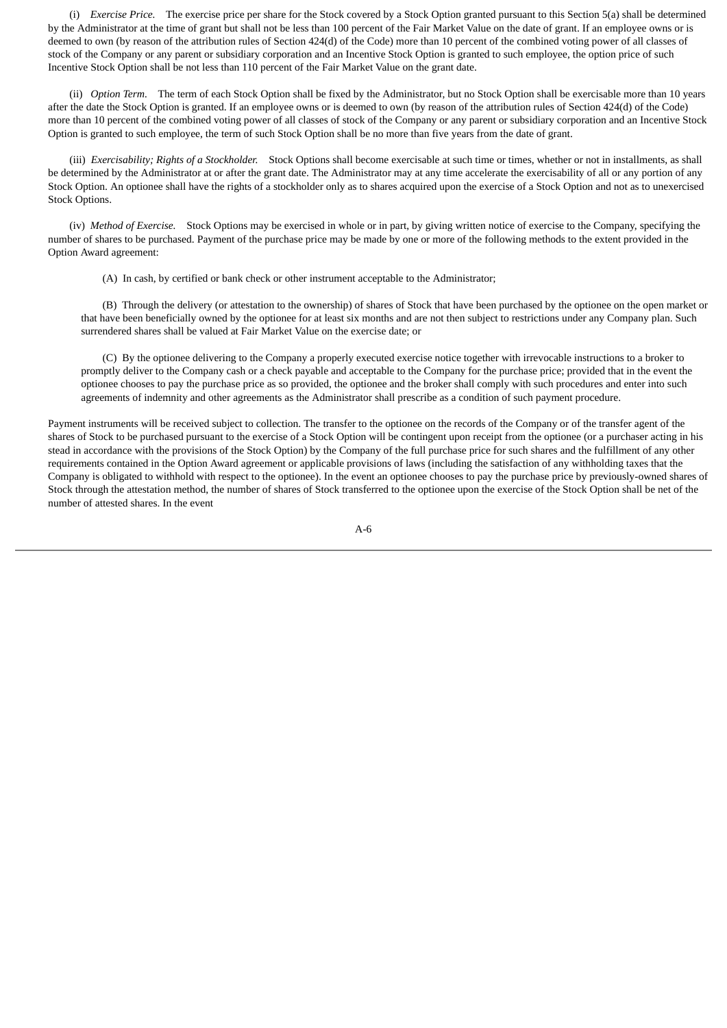(i) *Exercise Price.* The exercise price per share for the Stock covered by a Stock Option granted pursuant to this Section 5(a) shall be determined by the Administrator at the time of grant but shall not be less than 100 percent of the Fair Market Value on the date of grant. If an employee owns or is deemed to own (by reason of the attribution rules of Section 424(d) of the Code) more than 10 percent of the combined voting power of all classes of stock of the Company or any parent or subsidiary corporation and an Incentive Stock Option is granted to such employee, the option price of such Incentive Stock Option shall be not less than 110 percent of the Fair Market Value on the grant date.

(ii) *Option Term.* The term of each Stock Option shall be fixed by the Administrator, but no Stock Option shall be exercisable more than 10 years after the date the Stock Option is granted. If an employee owns or is deemed to own (by reason of the attribution rules of Section 424(d) of the Code) more than 10 percent of the combined voting power of all classes of stock of the Company or any parent or subsidiary corporation and an Incentive Stock Option is granted to such employee, the term of such Stock Option shall be no more than five years from the date of grant.

(iii) *Exercisability; Rights of a Stockholder.* Stock Options shall become exercisable at such time or times, whether or not in installments, as shall be determined by the Administrator at or after the grant date. The Administrator may at any time accelerate the exercisability of all or any portion of any Stock Option. An optionee shall have the rights of a stockholder only as to shares acquired upon the exercise of a Stock Option and not as to unexercised Stock Options.

(iv) *Method of Exercise.* Stock Options may be exercised in whole or in part, by giving written notice of exercise to the Company, specifying the number of shares to be purchased. Payment of the purchase price may be made by one or more of the following methods to the extent provided in the Option Award agreement:

(A) In cash, by certified or bank check or other instrument acceptable to the Administrator;

(B) Through the delivery (or attestation to the ownership) of shares of Stock that have been purchased by the optionee on the open market or that have been beneficially owned by the optionee for at least six months and are not then subject to restrictions under any Company plan. Such surrendered shares shall be valued at Fair Market Value on the exercise date; or

(C) By the optionee delivering to the Company a properly executed exercise notice together with irrevocable instructions to a broker to promptly deliver to the Company cash or a check payable and acceptable to the Company for the purchase price; provided that in the event the optionee chooses to pay the purchase price as so provided, the optionee and the broker shall comply with such procedures and enter into such agreements of indemnity and other agreements as the Administrator shall prescribe as a condition of such payment procedure.

Payment instruments will be received subject to collection. The transfer to the optionee on the records of the Company or of the transfer agent of the shares of Stock to be purchased pursuant to the exercise of a Stock Option will be contingent upon receipt from the optionee (or a purchaser acting in his stead in accordance with the provisions of the Stock Option) by the Company of the full purchase price for such shares and the fulfillment of any other requirements contained in the Option Award agreement or applicable provisions of laws (including the satisfaction of any withholding taxes that the Company is obligated to withhold with respect to the optionee). In the event an optionee chooses to pay the purchase price by previously-owned shares of Stock through the attestation method, the number of shares of Stock transferred to the optionee upon the exercise of the Stock Option shall be net of the number of attested shares. In the event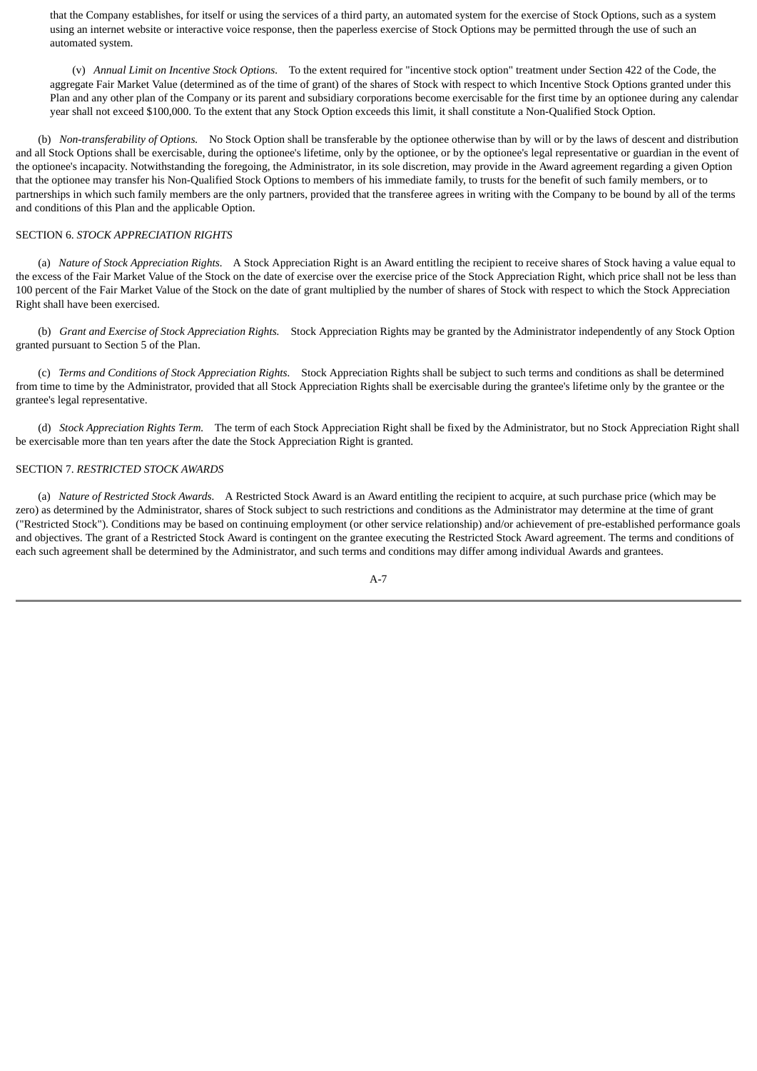that the Company establishes, for itself or using the services of a third party, an automated system for the exercise of Stock Options, such as a system using an internet website or interactive voice response, then the paperless exercise of Stock Options may be permitted through the use of such an automated system.

(v) *Annual Limit on Incentive Stock Options.* To the extent required for "incentive stock option" treatment under Section 422 of the Code, the aggregate Fair Market Value (determined as of the time of grant) of the shares of Stock with respect to which Incentive Stock Options granted under this Plan and any other plan of the Company or its parent and subsidiary corporations become exercisable for the first time by an optionee during any calendar year shall not exceed $100,000. To the extent that any Stock Option exceeds this limit, it shall constitute a Non-Qualified Stock Option.

(b) *Non-transferability of Options.* No Stock Option shall be transferable by the optionee otherwise than by will or by the laws of descent and distribution and all Stock Options shall be exercisable, during the optionee's lifetime, only by the optionee, or by the optionee's legal representative or guardian in the event of the optionee's incapacity. Notwithstanding the foregoing, the Administrator, in its sole discretion, may provide in the Award agreement regarding a given Option that the optionee may transfer his Non-Qualified Stock Options to members of his immediate family, to trusts for the benefit of such family members, or to partnerships in which such family members are the only partners, provided that the transferee agrees in writing with the Company to be bound by all of the terms and conditions of this Plan and the applicable Option.

SECTION 6. *STOCK APPRECIATION RIGHTS*

(a) *Nature of Stock Appreciation Rights.* A Stock Appreciation Right is an Award entitling the recipient to receive shares of Stock having a value equal to the excess of the Fair Market Value of the Stock on the date of exercise over the exercise price of the Stock Appreciation Right, which price shall not be less than 100 percent of the Fair Market Value of the Stock on the date of grant multiplied by the number of shares of Stock with respect to which the Stock Appreciation Right shall have been exercised.

(b) *Grant and Exercise of Stock Appreciation Rights.* Stock Appreciation Rights may be granted by the Administrator independently of any Stock Option granted pursuant to Section 5 of the Plan.

(c) *Terms and Conditions of Stock Appreciation Rights.* Stock Appreciation Rights shall be subject to such terms and conditions as shall be determined from time to time by the Administrator, provided that all Stock Appreciation Rights shall be exercisable during the grantee's lifetime only by the grantee or the grantee's legal representative.

(d) *Stock Appreciation Rights Term.* The term of each Stock Appreciation Right shall be fixed by the Administrator, but no Stock Appreciation Right shall be exercisable more than ten years after the date the Stock Appreciation Right is granted.

SECTION 7. *RESTRICTED STOCK AWARDS*

(a) *Nature of Restricted Stock Awards.* A Restricted Stock Award is an Award entitling the recipient to acquire, at such purchase price (which may be zero) as determined by the Administrator, shares of Stock subject to such restrictions and conditions as the Administrator may determine at the time of grant ("Restricted Stock"). Conditions may be based on continuing employment (or other service relationship) and/or achievement of pre-established performance goals and objectives. The grant of a Restricted Stock Award is contingent on the grantee executing the Restricted Stock Award agreement. The terms and conditions of each such agreement shall be determined by the Administrator, and such terms and conditions may differ among individual Awards and grantees.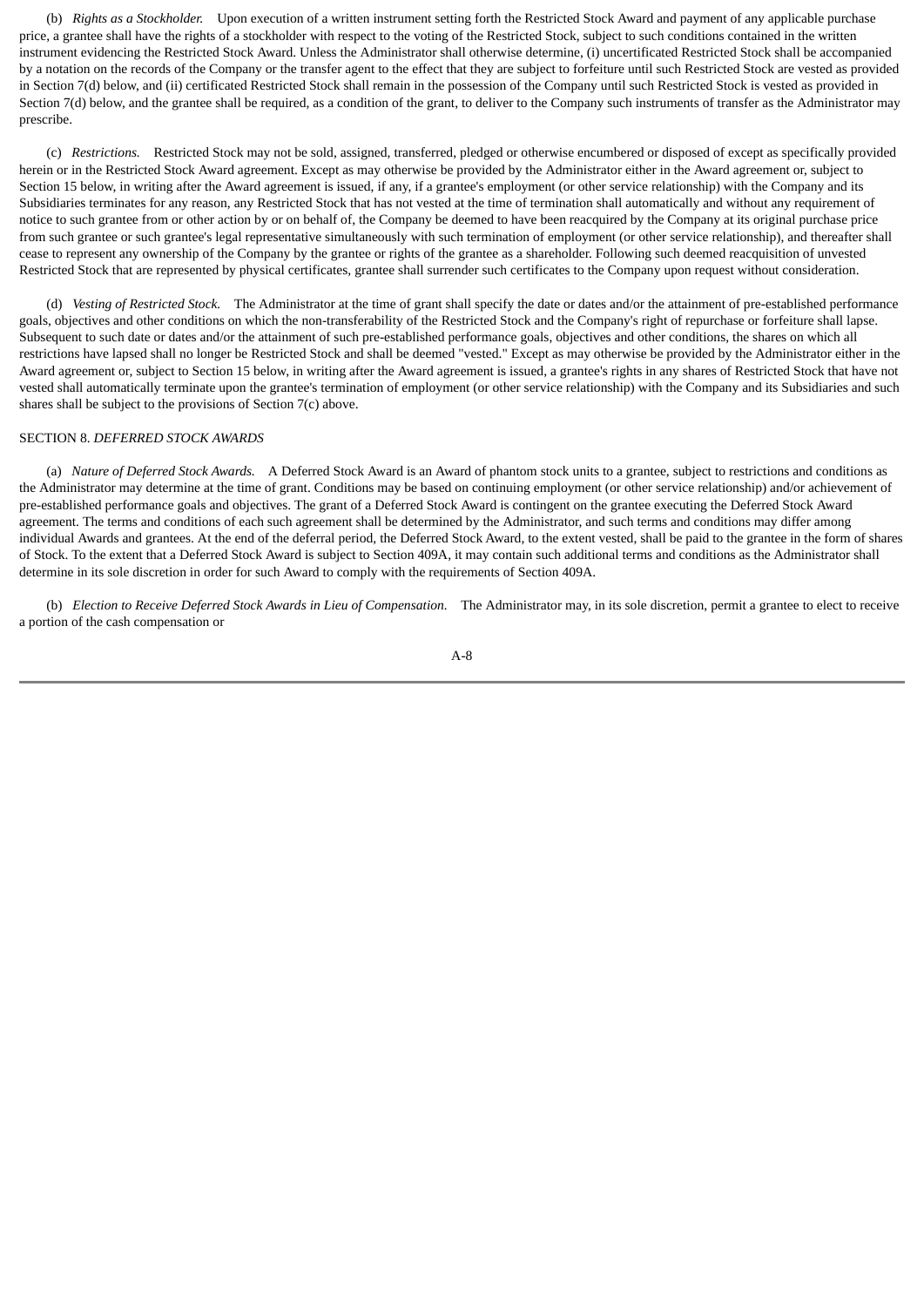(b) *Rights as a Stockholder.* Upon execution of a written instrument setting forth the Restricted Stock Award and payment of any applicable purchase price, a grantee shall have the rights of a stockholder with respect to the voting of the Restricted Stock, subject to such conditions contained in the written instrument evidencing the Restricted Stock Award. Unless the Administrator shall otherwise determine, (i) uncertificated Restricted Stock shall be accompanied by a notation on the records of the Company or the transfer agent to the effect that they are subject to forfeiture until such Restricted Stock are vested as provided in Section 7(d) below, and (ii) certificated Restricted Stock shall remain in the possession of the Company until such Restricted Stock is vested as provided in Section 7(d) below, and the grantee shall be required, as a condition of the grant, to deliver to the Company such instruments of transfer as the Administrator may prescribe.

(c) *Restrictions.* Restricted Stock may not be sold, assigned, transferred, pledged or otherwise encumbered or disposed of except as specifically provided herein or in the Restricted Stock Award agreement. Except as may otherwise be provided by the Administrator either in the Award agreement or, subject to Section 15 below, in writing after the Award agreement is issued, if any, if a grantee's employment (or other service relationship) with the Company and its Subsidiaries terminates for any reason, any Restricted Stock that has not vested at the time of termination shall automatically and without any requirement of notice to such grantee from or other action by or on behalf of, the Company be deemed to have been reacquired by the Company at its original purchase price from such grantee or such grantee's legal representative simultaneously with such termination of employment (or other service relationship), and thereafter shall cease to represent any ownership of the Company by the grantee or rights of the grantee as a shareholder. Following such deemed reacquisition of unvested Restricted Stock that are represented by physical certificates, grantee shall surrender such certificates to the Company upon request without consideration.

(d) *Vesting of Restricted Stock.* The Administrator at the time of grant shall specify the date or dates and/or the attainment of pre-established performance goals, objectives and other conditions on which the non-transferability of the Restricted Stock and the Company's right of repurchase or forfeiture shall lapse. Subsequent to such date or dates and/or the attainment of such pre-established performance goals, objectives and other conditions, the shares on which all restrictions have lapsed shall no longer be Restricted Stock and shall be deemed "vested." Except as may otherwise be provided by the Administrator either in the Award agreement or, subject to Section 15 below, in writing after the Award agreement is issued, a grantee's rights in any shares of Restricted Stock that have not vested shall automatically terminate upon the grantee's termination of employment (or other service relationship) with the Company and its Subsidiaries and such shares shall be subject to the provisions of Section 7(c) above.

SECTION 8. *DEFERRED STOCK AWARDS*

(a) *Nature of Deferred Stock Awards.* A Deferred Stock Award is an Award of phantom stock units to a grantee, subject to restrictions and conditions as the Administrator may determine at the time of grant. Conditions may be based on continuing employment (or other service relationship) and/or achievement of pre-established performance goals and objectives. The grant of a Deferred Stock Award is contingent on the grantee executing the Deferred Stock Award agreement. The terms and conditions of each such agreement shall be determined by the Administrator, and such terms and conditions may differ among individual Awards and grantees. At the end of the deferral period, the Deferred Stock Award, to the extent vested, shall be paid to the grantee in the form of shares of Stock. To the extent that a Deferred Stock Award is subject to Section 409A, it may contain such additional terms and conditions as the Administrator shall determine in its sole discretion in order for such Award to comply with the requirements of Section 409A.

(b) *Election to Receive Deferred Stock Awards in Lieu of Compensation.* The Administrator may, in its sole discretion, permit a grantee to elect to receive a portion of the cash compensation or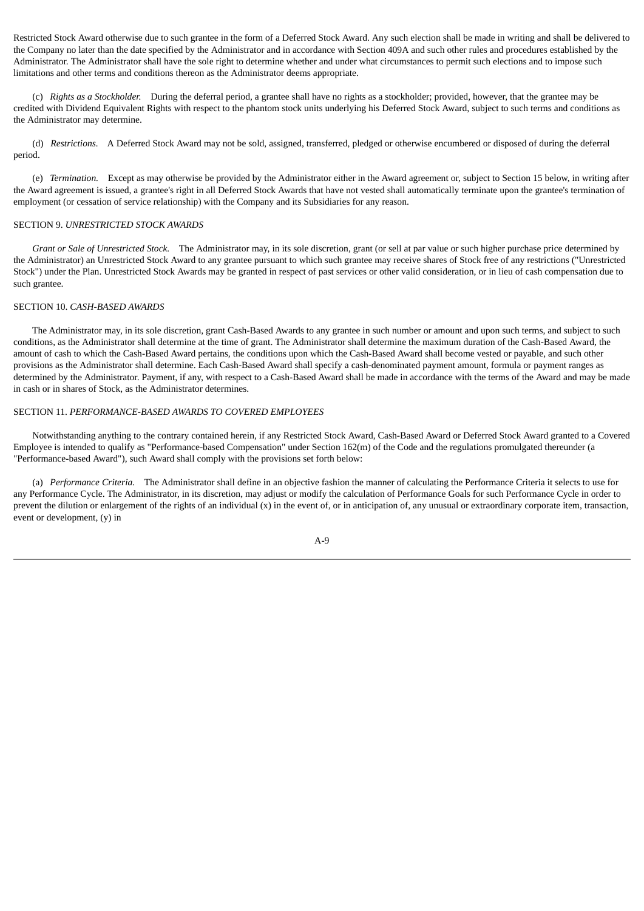Restricted Stock Award otherwise due to such grantee in the form of a Deferred Stock Award. Any such election shall be made in writing and shall be delivered to the Company no later than the date specified by the Administrator and in accordance with Section 409A and such other rules and procedures established by the Administrator. The Administrator shall have the sole right to determine whether and under what circumstances to permit such elections and to impose such limitations and other terms and conditions thereon as the Administrator deems appropriate.

(c) *Rights as a Stockholder.* During the deferral period, a grantee shall have no rights as a stockholder; provided, however, that the grantee may be credited with Dividend Equivalent Rights with respect to the phantom stock units underlying his Deferred Stock Award, subject to such terms and conditions as the Administrator may determine.

(d) *Restrictions.* A Deferred Stock Award may not be sold, assigned, transferred, pledged or otherwise encumbered or disposed of during the deferral period.

(e) *Termination.* Except as may otherwise be provided by the Administrator either in the Award agreement or, subject to Section 15 below, in writing after the Award agreement is issued, a grantee's right in all Deferred Stock Awards that have not vested shall automatically terminate upon the grantee's termination of employment (or cessation of service relationship) with the Company and its Subsidiaries for any reason.

SECTION 9. *UNRESTRICTED STOCK AWARDS*

*Grant or Sale of Unrestricted Stock.* The Administrator may, in its sole discretion, grant (or sell at par value or such higher purchase price determined by the Administrator) an Unrestricted Stock Award to any grantee pursuant to which such grantee may receive shares of Stock free of any restrictions ("Unrestricted Stock") under the Plan. Unrestricted Stock Awards may be granted in respect of past services or other valid consideration, or in lieu of cash compensation due to such grantee.

SECTION 10. *CASH-BASED AWARDS*

The Administrator may, in its sole discretion, grant Cash-Based Awards to any grantee in such number or amount and upon such terms, and subject to such conditions, as the Administrator shall determine at the time of grant. The Administrator shall determine the maximum duration of the Cash-Based Award, the amount of cash to which the Cash-Based Award pertains, the conditions upon which the Cash-Based Award shall become vested or payable, and such other provisions as the Administrator shall determine. Each Cash-Based Award shall specify a cash-denominated payment amount, formula or payment ranges as determined by the Administrator. Payment, if any, with respect to a Cash-Based Award shall be made in accordance with the terms of the Award and may be made in cash or in shares of Stock, as the Administrator determines.

SECTION 11. *PERFORMANCE-BASED AWARDS TO COVERED EMPLOYEES*

Notwithstanding anything to the contrary contained herein, if any Restricted Stock Award, Cash-Based Award or Deferred Stock Award granted to a Covered Employee is intended to qualify as "Performance-based Compensation" under Section 162(m) of the Code and the regulations promulgated thereunder (a "Performance-based Award"), such Award shall comply with the provisions set forth below:

(a) *Performance Criteria.* The Administrator shall define in an objective fashion the manner of calculating the Performance Criteria it selects to use for any Performance Cycle. The Administrator, in its discretion, may adjust or modify the calculation of Performance Goals for such Performance Cycle in order to prevent the dilution or enlargement of the rights of an individual (x) in the event of, or in anticipation of, any unusual or extraordinary corporate item, transaction, event or development, (y) in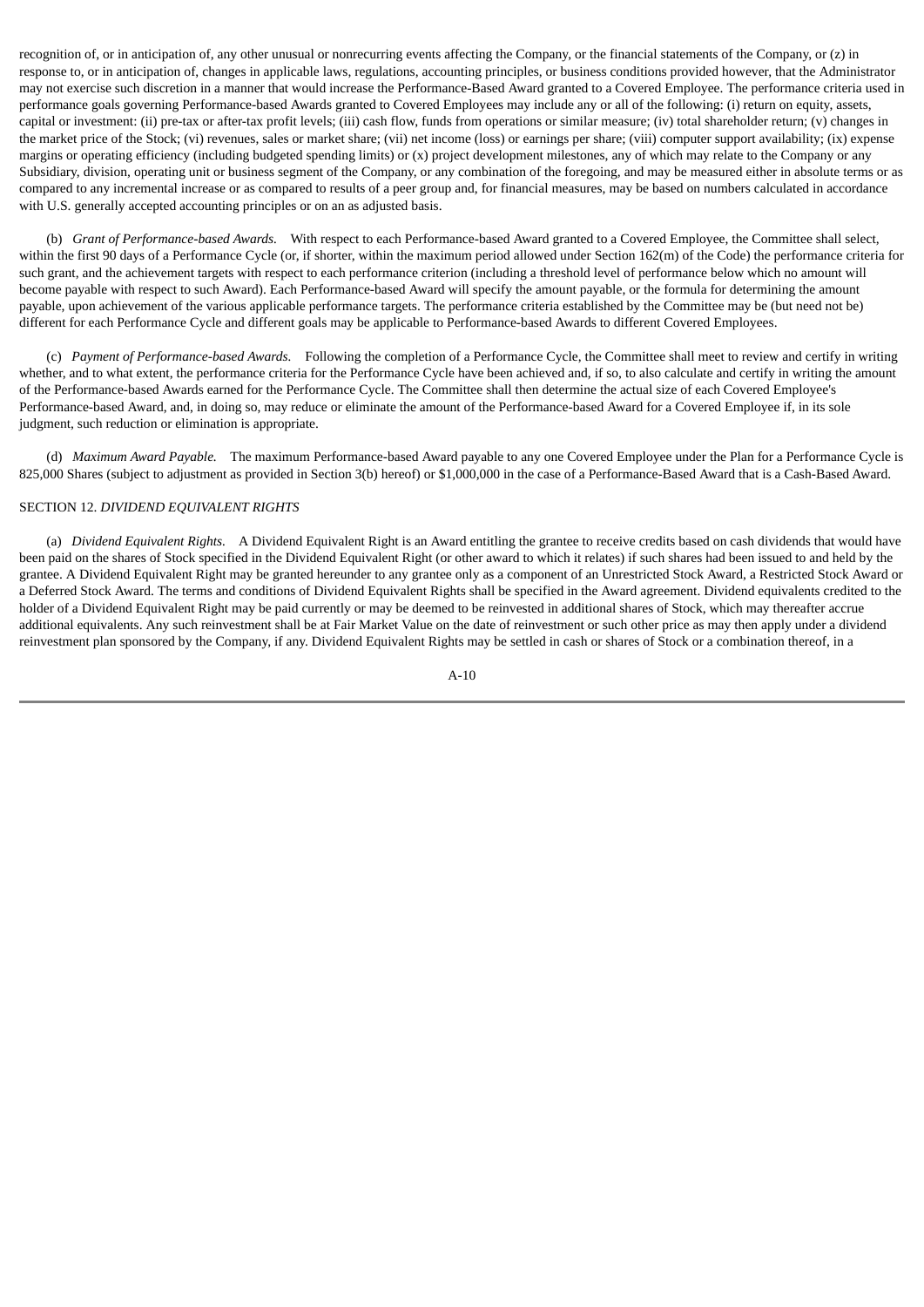recognition of, or in anticipation of, any other unusual or nonrecurring events affecting the Company, or the financial statements of the Company, or (z) in response to, or in anticipation of, changes in applicable laws, regulations, accounting principles, or business conditions provided however, that the Administrator may not exercise such discretion in a manner that would increase the Performance-Based Award granted to a Covered Employee. The performance criteria used in performance goals governing Performance-based Awards granted to Covered Employees may include any or all of the following: (i) return on equity, assets, capital or investment: (ii) pre-tax or after-tax profit levels; (iii) cash flow, funds from operations or similar measure; (iv) total shareholder return; (v) changes in the market price of the Stock; (vi) revenues, sales or market share; (vii) net income (loss) or earnings per share; (viii) computer support availability; (ix) expense margins or operating efficiency (including budgeted spending limits) or (x) project development milestones, any of which may relate to the Company or any Subsidiary, division, operating unit or business segment of the Company, or any combination of the foregoing, and may be measured either in absolute terms or as compared to any incremental increase or as compared to results of a peer group and, for financial measures, may be based on numbers calculated in accordance with U.S. generally accepted accounting principles or on an as adjusted basis.

(b) *Grant of Performance-based Awards.* With respect to each Performance-based Award granted to a Covered Employee, the Committee shall select, within the first 90 days of a Performance Cycle (or, if shorter, within the maximum period allowed under Section 162(m) of the Code) the performance criteria for such grant, and the achievement targets with respect to each performance criterion (including a threshold level of performance below which no amount will become payable with respect to such Award). Each Performance-based Award will specify the amount payable, or the formula for determining the amount payable, upon achievement of the various applicable performance targets. The performance criteria established by the Committee may be (but need not be) different for each Performance Cycle and different goals may be applicable to Performance-based Awards to different Covered Employees.

(c) *Payment of Performance-based Awards.* Following the completion of a Performance Cycle, the Committee shall meet to review and certify in writing whether, and to what extent, the performance criteria for the Performance Cycle have been achieved and, if so, to also calculate and certify in writing the amount of the Performance-based Awards earned for the Performance Cycle. The Committee shall then determine the actual size of each Covered Employee's Performance-based Award, and, in doing so, may reduce or eliminate the amount of the Performance-based Award for a Covered Employee if, in its sole judgment, such reduction or elimination is appropriate.

(d) *Maximum Award Payable.* The maximum Performance-based Award payable to any one Covered Employee under the Plan for a Performance Cycle is 825,000 Shares (subject to adjustment as provided in Section 3(b) hereof) or $1,000,000 in the case of a Performance-Based Award that is a Cash-Based Award.

SECTION 12. *DIVIDEND EQUIVALENT RIGHTS*

(a) *Dividend Equivalent Rights.* A Dividend Equivalent Right is an Award entitling the grantee to receive credits based on cash dividends that would have been paid on the shares of Stock specified in the Dividend Equivalent Right (or other award to which it relates) if such shares had been issued to and held by the grantee. A Dividend Equivalent Right may be granted hereunder to any grantee only as a component of an Unrestricted Stock Award, a Restricted Stock Award or a Deferred Stock Award. The terms and conditions of Dividend Equivalent Rights shall be specified in the Award agreement. Dividend equivalents credited to the holder of a Dividend Equivalent Right may be paid currently or may be deemed to be reinvested in additional shares of Stock, which may thereafter accrue additional equivalents. Any such reinvestment shall be at Fair Market Value on the date of reinvestment or such other price as may then apply under a dividend reinvestment plan sponsored by the Company, if any. Dividend Equivalent Rights may be settled in cash or shares of Stock or a combination thereof, in a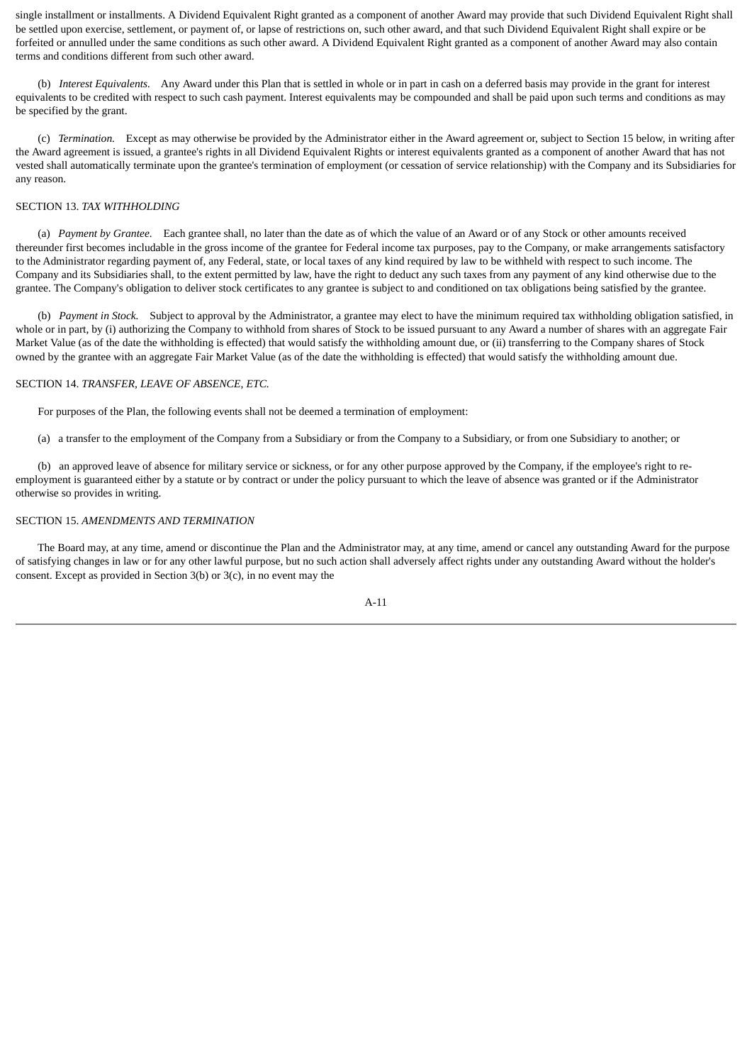single installment or installments. A Dividend Equivalent Right granted as a component of another Award may provide that such Dividend Equivalent Right shall be settled upon exercise, settlement, or payment of, or lapse of restrictions on, such other award, and that such Dividend Equivalent Right shall expire or be forfeited or annulled under the same conditions as such other award. A Dividend Equivalent Right granted as a component of another Award may also contain terms and conditions different from such other award.

(b) *Interest Equivalents.* Any Award under this Plan that is settled in whole or in part in cash on a deferred basis may provide in the grant for interest equivalents to be credited with respect to such cash payment. Interest equivalents may be compounded and shall be paid upon such terms and conditions as may be specified by the grant.

(c) *Termination.* Except as may otherwise be provided by the Administrator either in the Award agreement or, subject to Section 15 below, in writing after the Award agreement is issued, a grantee's rights in all Dividend Equivalent Rights or interest equivalents granted as a component of another Award that has not vested shall automatically terminate upon the grantee's termination of employment (or cessation of service relationship) with the Company and its Subsidiaries for any reason.

SECTION 13. *TAX WITHHOLDING*

(a) *Payment by Grantee.* Each grantee shall, no later than the date as of which the value of an Award or of any Stock or other amounts received thereunder first becomes includable in the gross income of the grantee for Federal income tax purposes, pay to the Company, or make arrangements satisfactory to the Administrator regarding payment of, any Federal, state, or local taxes of any kind required by law to be withheld with respect to such income. The Company and its Subsidiaries shall, to the extent permitted by law, have the right to deduct any such taxes from any payment of any kind otherwise due to the grantee. The Company's obligation to deliver stock certificates to any grantee is subject to and conditioned on tax obligations being satisfied by the grantee.

(b) *Payment in Stock.* Subject to approval by the Administrator, a grantee may elect to have the minimum required tax withholding obligation satisfied, in whole or in part, by (i) authorizing the Company to withhold from shares of Stock to be issued pursuant to any Award a number of shares with an aggregate Fair Market Value (as of the date the withholding is effected) that would satisfy the withholding amount due, or (ii) transferring to the Company shares of Stock owned by the grantee with an aggregate Fair Market Value (as of the date the withholding is effected) that would satisfy the withholding amount due.

SECTION 14. *TRANSFER, LEAVE OF ABSENCE, ETC.*

For purposes of the Plan, the following events shall not be deemed a termination of employment:

(a) a transfer to the employment of the Company from a Subsidiary or from the Company to a Subsidiary, or from one Subsidiary to another; or

(b) an approved leave of absence for military service or sickness, or for any other purpose approved by the Company, if the employee's right to re-employment is guaranteed either by a statute or by contract or under the policy pursuant to which the leave of absence was granted or if the Administrator otherwise so provides in writing.

SECTION 15. *AMENDMENTS AND TERMINATION*

The Board may, at any time, amend or discontinue the Plan and the Administrator may, at any time, amend or cancel any outstanding Award for the purpose of satisfying changes in law or for any other lawful purpose, but no such action shall adversely affect rights under any outstanding Award without the holder's consent. Except as provided in Section 3(b) or 3(c), in no event may the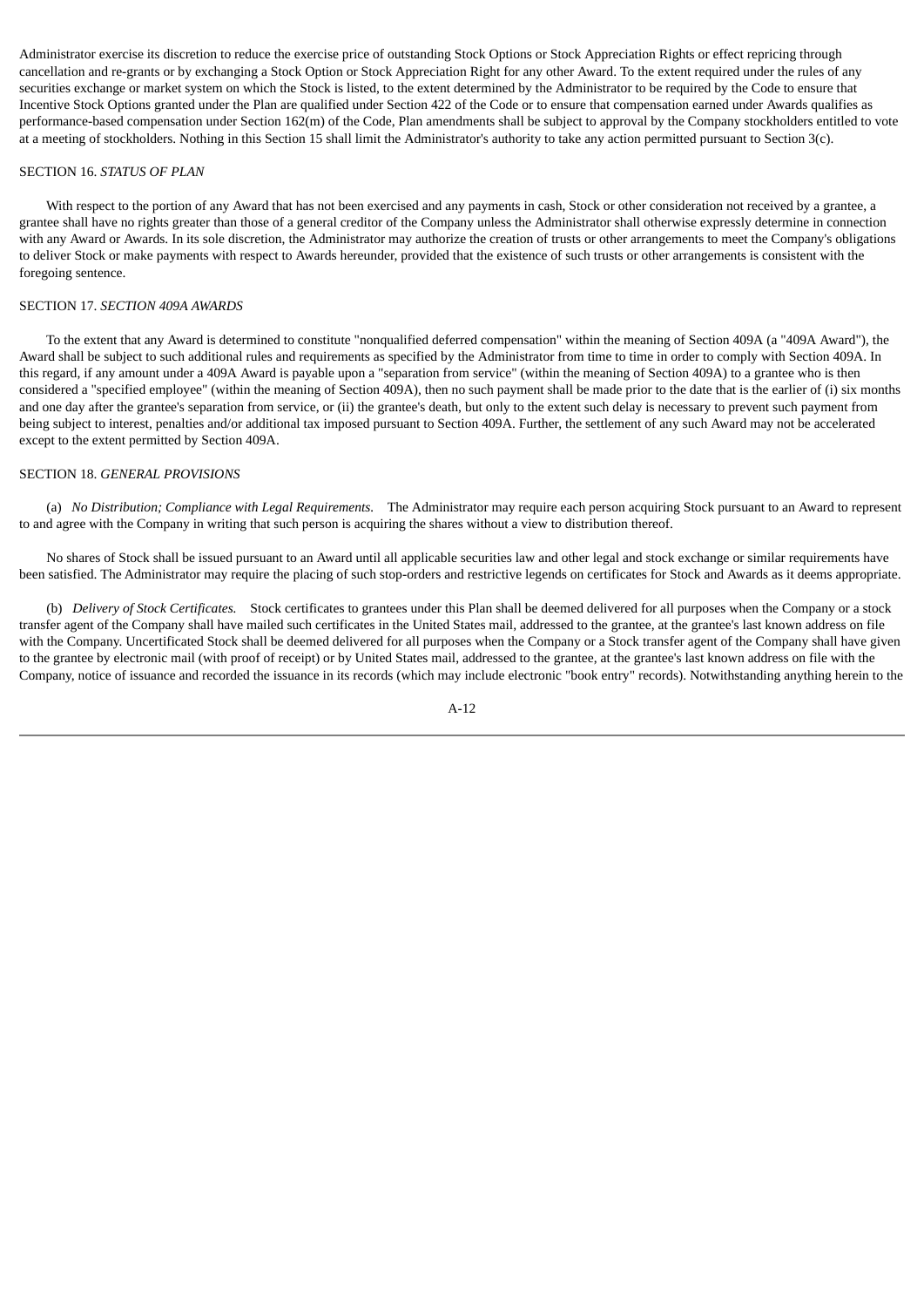Administrator exercise its discretion to reduce the exercise price of outstanding Stock Options or Stock Appreciation Rights or effect repricing through cancellation and re-grants or by exchanging a Stock Option or Stock Appreciation Right for any other Award. To the extent required under the rules of any securities exchange or market system on which the Stock is listed, to the extent determined by the Administrator to be required by the Code to ensure that Incentive Stock Options granted under the Plan are qualified under Section 422 of the Code or to ensure that compensation earned under Awards qualifies as performance-based compensation under Section 162(m) of the Code, Plan amendments shall be subject to approval by the Company stockholders entitled to vote at a meeting of stockholders. Nothing in this Section 15 shall limit the Administrator's authority to take any action permitted pursuant to Section 3(c).

SECTION 16. *STATUS OF PLAN*

With respect to the portion of any Award that has not been exercised and any payments in cash, Stock or other consideration not received by a grantee, a grantee shall have no rights greater than those of a general creditor of the Company unless the Administrator shall otherwise expressly determine in connection with any Award or Awards. In its sole discretion, the Administrator may authorize the creation of trusts or other arrangements to meet the Company's obligations to deliver Stock or make payments with respect to Awards hereunder, provided that the existence of such trusts or other arrangements is consistent with the foregoing sentence.

SECTION 17. *SECTION 409A AWARDS*

To the extent that any Award is determined to constitute "nonqualified deferred compensation" within the meaning of Section 409A (a "409A Award"), the Award shall be subject to such additional rules and requirements as specified by the Administrator from time to time in order to comply with Section 409A. In this regard, if any amount under a 409A Award is payable upon a "separation from service" (within the meaning of Section 409A) to a grantee who is then considered a "specified employee" (within the meaning of Section 409A), then no such payment shall be made prior to the date that is the earlier of (i) six months and one day after the grantee's separation from service, or (ii) the grantee's death, but only to the extent such delay is necessary to prevent such payment from being subject to interest, penalties and/or additional tax imposed pursuant to Section 409A. Further, the settlement of any such Award may not be accelerated except to the extent permitted by Section 409A.

SECTION 18. *GENERAL PROVISIONS*

(a) *No Distribution; Compliance with Legal Requirements.* The Administrator may require each person acquiring Stock pursuant to an Award to represent to and agree with the Company in writing that such person is acquiring the shares without a view to distribution thereof.

No shares of Stock shall be issued pursuant to an Award until all applicable securities law and other legal and stock exchange or similar requirements have been satisfied. The Administrator may require the placing of such stop-orders and restrictive legends on certificates for Stock and Awards as it deems appropriate.

(b) *Delivery of Stock Certificates.* Stock certificates to grantees under this Plan shall be deemed delivered for all purposes when the Company or a stock transfer agent of the Company shall have mailed such certificates in the United States mail, addressed to the grantee, at the grantee's last known address on file with the Company. Uncertificated Stock shall be deemed delivered for all purposes when the Company or a Stock transfer agent of the Company shall have given to the grantee by electronic mail (with proof of receipt) or by United States mail, addressed to the grantee, at the grantee's last known address on file with the Company, notice of issuance and recorded the issuance in its records (which may include electronic "book entry" records). Notwithstanding anything herein to the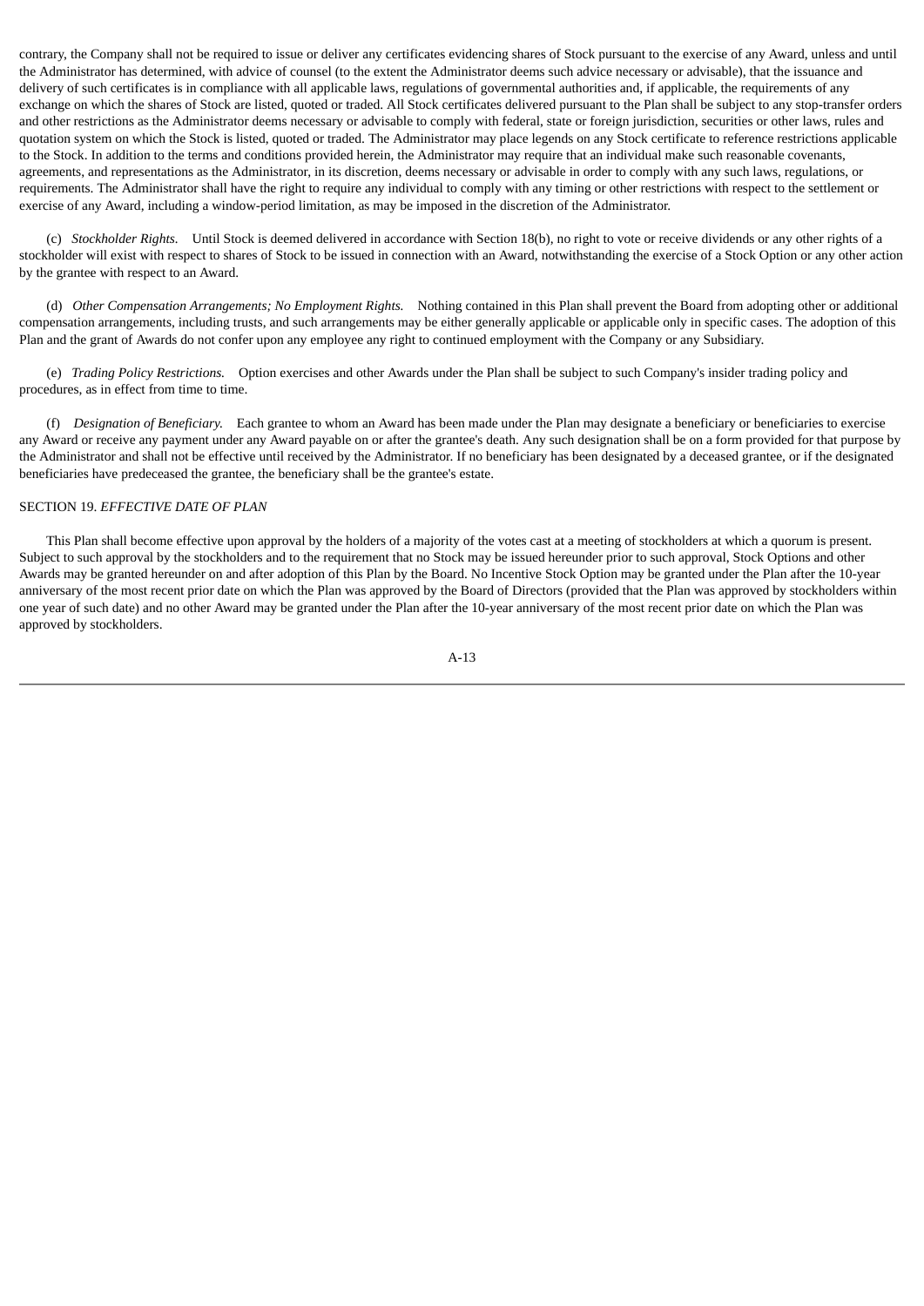contrary, the Company shall not be required to issue or deliver any certificates evidencing shares of Stock pursuant to the exercise of any Award, unless and until the Administrator has determined, with advice of counsel (to the extent the Administrator deems such advice necessary or advisable), that the issuance and delivery of such certificates is in compliance with all applicable laws, regulations of governmental authorities and, if applicable, the requirements of any exchange on which the shares of Stock are listed, quoted or traded. All Stock certificates delivered pursuant to the Plan shall be subject to any stop-transfer orders and other restrictions as the Administrator deems necessary or advisable to comply with federal, state or foreign jurisdiction, securities or other laws, rules and quotation system on which the Stock is listed, quoted or traded. The Administrator may place legends on any Stock certificate to reference restrictions applicable to the Stock. In addition to the terms and conditions provided herein, the Administrator may require that an individual make such reasonable covenants, agreements, and representations as the Administrator, in its discretion, deems necessary or advisable in order to comply with any such laws, regulations, or requirements. The Administrator shall have the right to require any individual to comply with any timing or other restrictions with respect to the settlement or exercise of any Award, including a window-period limitation, as may be imposed in the discretion of the Administrator.

(c) *Stockholder Rights.* Until Stock is deemed delivered in accordance with Section 18(b), no right to vote or receive dividends or any other rights of a stockholder will exist with respect to shares of Stock to be issued in connection with an Award, notwithstanding the exercise of a Stock Option or any other action by the grantee with respect to an Award.

(d) *Other Compensation Arrangements; No Employment Rights.* Nothing contained in this Plan shall prevent the Board from adopting other or additional compensation arrangements, including trusts, and such arrangements may be either generally applicable or applicable only in specific cases. The adoption of this Plan and the grant of Awards do not confer upon any employee any right to continued employment with the Company or any Subsidiary.

(e) *Trading Policy Restrictions.* Option exercises and other Awards under the Plan shall be subject to such Company's insider trading policy and procedures, as in effect from time to time.

(f) *Designation of Beneficiary.* Each grantee to whom an Award has been made under the Plan may designate a beneficiary or beneficiaries to exercise any Award or receive any payment under any Award payable on or after the grantee's death. Any such designation shall be on a form provided for that purpose by the Administrator and shall not be effective until received by the Administrator. If no beneficiary has been designated by a deceased grantee, or if the designated beneficiaries have predeceased the grantee, the beneficiary shall be the grantee's estate.

SECTION 19. *EFFECTIVE DATE OF PLAN*

This Plan shall become effective upon approval by the holders of a majority of the votes cast at a meeting of stockholders at which a quorum is present. Subject to such approval by the stockholders and to the requirement that no Stock may be issued hereunder prior to such approval, Stock Options and other Awards may be granted hereunder on and after adoption of this Plan by the Board. No Incentive Stock Option may be granted under the Plan after the 10-year anniversary of the most recent prior date on which the Plan was approved by the Board of Directors (provided that the Plan was approved by stockholders within one year of such date) and no other Award may be granted under the Plan after the 10-year anniversary of the most recent prior date on which the Plan was approved by stockholders.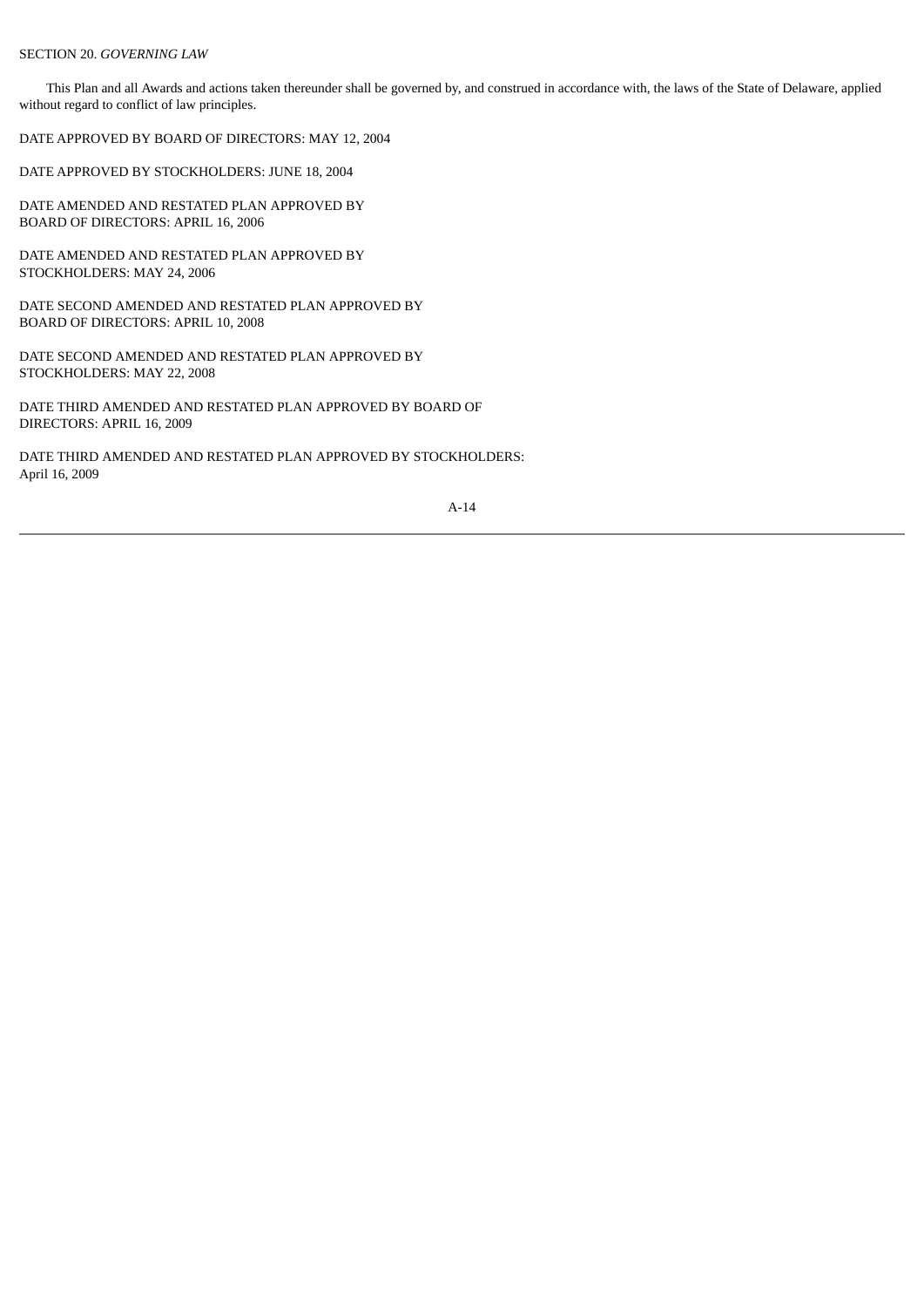SECTION 20. *GOVERNING LAW*

This Plan and all Awards and actions taken thereunder shall be governed by, and construed in accordance with, the laws of the State of Delaware, applied without regard to conflict of law principles.

DATE APPROVED BY BOARD OF DIRECTORS: MAY 12, 2004

DATE APPROVED BY STOCKHOLDERS: JUNE 18, 2004

DATE AMENDED AND RESTATED PLAN APPROVED BY BOARD OF DIRECTORS: APRIL 16, 2006

DATE AMENDED AND RESTATED PLAN APPROVED BY STOCKHOLDERS: MAY 24, 2006

DATE SECOND AMENDED AND RESTATED PLAN APPROVED BY BOARD OF DIRECTORS: APRIL 10, 2008

DATE SECOND AMENDED AND RESTATED PLAN APPROVED BY STOCKHOLDERS: MAY 22, 2008

DATE THIRD AMENDED AND RESTATED PLAN APPROVED BY BOARD OF DIRECTORS: APRIL 16, 2009

DATE THIRD AMENDED AND RESTATED PLAN APPROVED BY STOCKHOLDERS: April 16, 2009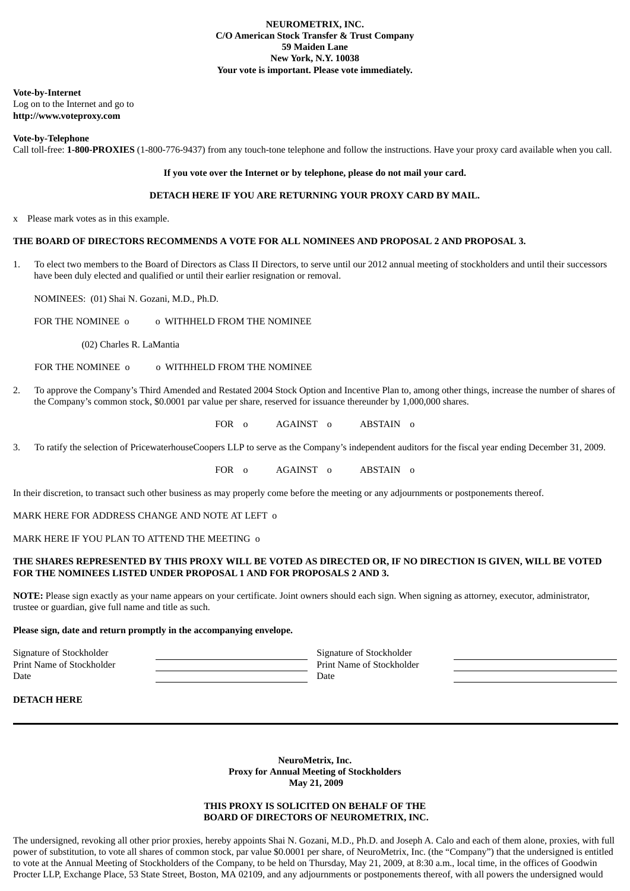**NEUROMETRIX, INC.**
**C/O American Stock Transfer & Trust Company**
**59 Maiden Lane**
**New York, N.Y. 10038**
**Your vote is important. Please vote immediately.**

**Vote-by-Internet**
Log on to the Internet and go to
**http://www.voteproxy.com**

**Vote-by-Telephone**
Call toll-free: **1-800-PROXIES** (1-800-776-9437) from any touch-tone telephone and follow the instructions. Have your proxy card available when you call.

**If you vote over the Internet or by telephone, please do not mail your card.**

**DETACH HERE IF YOU ARE RETURNING YOUR PROXY CARD BY MAIL.**

x Please mark votes as in this example.

**THE BOARD OF DIRECTORS RECOMMENDS A VOTE FOR ALL NOMINEES AND PROPOSAL 2 AND PROPOSAL 3.**

1. To elect two members to the Board of Directors as Class II Directors, to serve until our 2012 annual meeting of stockholders and until their successors have been duly elected and qualified or until their earlier resignation or removal.

   NOMINEES: (01) Shai N. Gozani, M.D., Ph.D.

   FOR THE NOMINEE o o WITHHELD FROM THE NOMINEE

   (02) Charles R. LaMantia

   FOR THE NOMINEE o o WITHHELD FROM THE NOMINEE

2. To approve the Company's Third Amended and Restated 2004 Stock Option and Incentive Plan to, among other things, increase the number of shares of the Company's common stock, $0.0001 par value per share, reserved for issuance thereunder by 1,000,000 shares.

   FOR o AGAINST o ABSTAIN o

3. To ratify the selection of PricewaterhouseCoopers LLP to serve as the Company's independent auditors for the fiscal year ending December 31, 2009.

   FOR o AGAINST o ABSTAIN o

In their discretion, to transact such other business as may properly come before the meeting or any adjournments or postponements thereof.

MARK HERE FOR ADDRESS CHANGE AND NOTE AT LEFT o

MARK HERE IF YOU PLAN TO ATTEND THE MEETING o

**THE SHARES REPRESENTED BY THIS PROXY WILL BE VOTED AS DIRECTED OR, IF NO DIRECTION IS GIVEN, WILL BE VOTED FOR THE NOMINEES LISTED UNDER PROPOSAL 1 AND FOR PROPOSALS 2 AND 3.**

**NOTE:** Please sign exactly as your name appears on your certificate. Joint owners should each sign. When signing as attorney, executor, administrator, trustee or guardian, give full name and title as such.

**Please sign, date and return promptly in the accompanying envelope.**

| | | | |
|---|---|---|---|
| Signature of Stockholder | \_\_\_\_\_\_\_\_\_\_\_\_\_\_\_\_ | Signature of Stockholder | \_\_\_\_\_\_\_\_\_\_\_\_\_\_\_\_ |
| Print Name of Stockholder | \_\_\_\_\_\_\_\_\_\_\_\_\_\_\_\_ | Print Name of Stockholder | \_\_\_\_\_\_\_\_\_\_\_\_\_\_\_\_ |
| Date | \_\_\_\_\_\_\_\_\_\_\_\_\_\_\_\_ | Date | \_\_\_\_\_\_\_\_\_\_\_\_\_\_\_\_ |

**DETACH HERE**

---

**NeuroMetrix, Inc.**
**Proxy for Annual Meeting of Stockholders**
**May 21, 2009**

**THIS PROXY IS SOLICITED ON BEHALF OF THE BOARD OF DIRECTORS OF NEUROMETRIX, INC.**

The undersigned, revoking all other prior proxies, hereby appoints Shai N. Gozani, M.D., Ph.D. and Joseph A. Calo and each of them alone, proxies, with full power of substitution, to vote all shares of common stock, par value $0.0001 per share, of NeuroMetrix, Inc. (the "Company") that the undersigned is entitled to vote at the Annual Meeting of Stockholders of the Company, to be held on Thursday, May 21, 2009, at 8:30 a.m., local time, in the offices of Goodwin Procter LLP, Exchange Place, 53 State Street, Boston, MA 02109, and any adjournments or postponements thereof, with all powers the undersigned would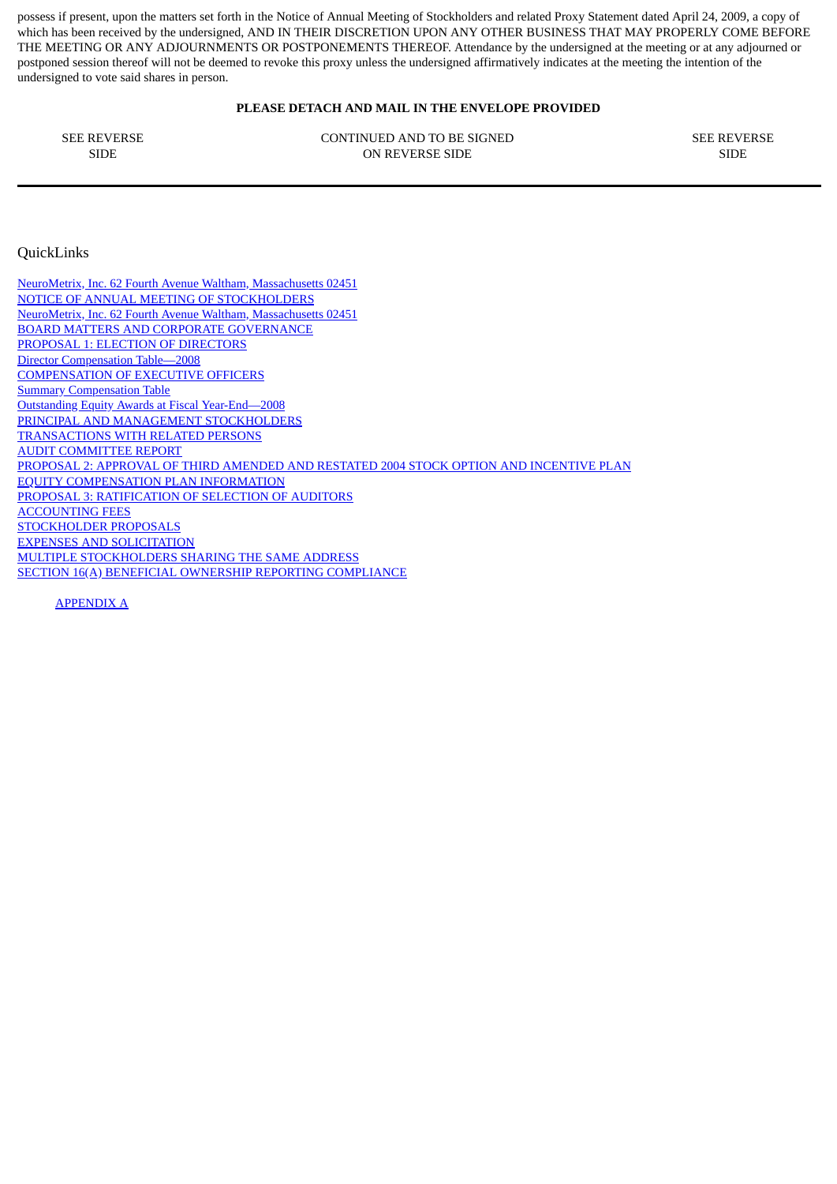possess if present, upon the matters set forth in the Notice of Annual Meeting of Stockholders and related Proxy Statement dated April 24, 2009, a copy of which has been received by the undersigned, AND IN THEIR DISCRETION UPON ANY OTHER BUSINESS THAT MAY PROPERLY COME BEFORE THE MEETING OR ANY ADJOURNMENTS OR POSTPONEMENTS THEREOF. Attendance by the undersigned at the meeting or at any adjourned or postponed session thereof will not be deemed to revoke this proxy unless the undersigned affirmatively indicates at the meeting the intention of the undersigned to vote said shares in person.

**PLEASE DETACH AND MAIL IN THE ENVELOPE PROVIDED**

| | | |
|---|---|---|
| SEE REVERSE SIDE | CONTINUED AND TO BE SIGNED ON REVERSE SIDE | SEE REVERSE SIDE |

---

QuickLinks

NeuroMetrix, Inc. 62 Fourth Avenue Waltham, Massachusetts 02451
NOTICE OF ANNUAL MEETING OF STOCKHOLDERS
NeuroMetrix, Inc. 62 Fourth Avenue Waltham, Massachusetts 02451
BOARD MATTERS AND CORPORATE GOVERNANCE
PROPOSAL 1: ELECTION OF DIRECTORS
Director Compensation Table—2008
COMPENSATION OF EXECUTIVE OFFICERS
Summary Compensation Table
Outstanding Equity Awards at Fiscal Year-End—2008
PRINCIPAL AND MANAGEMENT STOCKHOLDERS
TRANSACTIONS WITH RELATED PERSONS
AUDIT COMMITTEE REPORT
PROPOSAL 2: APPROVAL OF THIRD AMENDED AND RESTATED 2004 STOCK OPTION AND INCENTIVE PLAN
EQUITY COMPENSATION PLAN INFORMATION
PROPOSAL 3: RATIFICATION OF SELECTION OF AUDITORS
ACCOUNTING FEES
STOCKHOLDER PROPOSALS
EXPENSES AND SOLICITATION
MULTIPLE STOCKHOLDERS SHARING THE SAME ADDRESS
SECTION 16(A) BENEFICIAL OWNERSHIP REPORTING COMPLIANCE

APPENDIX A